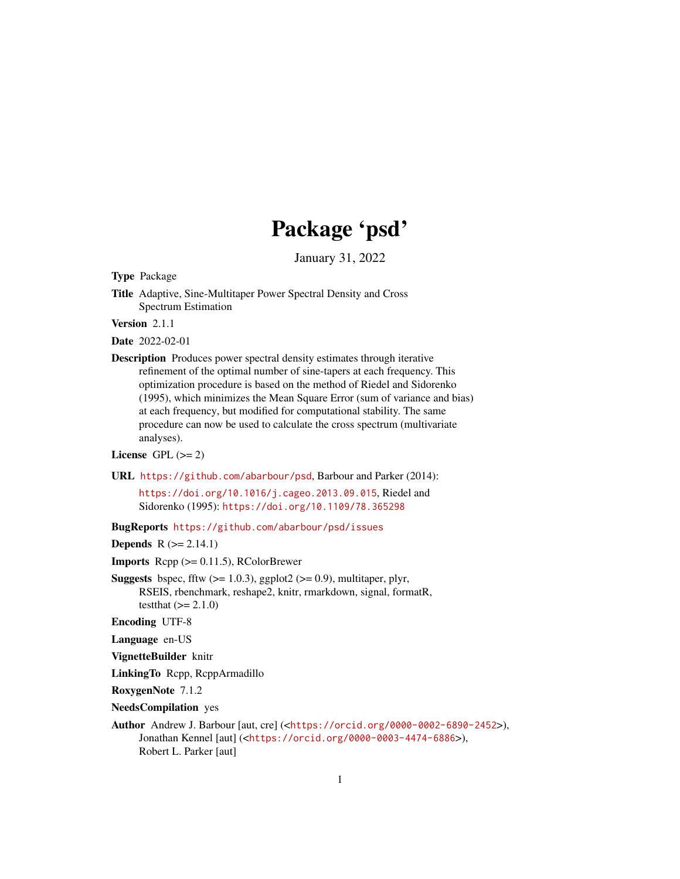# Package 'psd'

January 31, 2022

**Type** Package

**Title** Adaptive, Sine-Multitaper Power Spectral Density and Cross Spectrum Estimation

**Version** 2.1.1

**Date** 2022-02-01

**Description** Produces power spectral density estimates through iterative refinement of the optimal number of sine-tapers at each frequency. This optimization procedure is based on the method of Riedel and Sidorenko (1995), which minimizes the Mean Square Error (sum of variance and bias) at each frequency, but modified for computational stability. The same procedure can now be used to calculate the cross spectrum (multivariate analyses).

**License** GPL (>= 2)

**URL** https://github.com/abarbour/psd, Barbour and Parker (2014): https://doi.org/10.1016/j.cageo.2013.09.015, Riedel and Sidorenko (1995): https://doi.org/10.1109/78.365298

**BugReports** https://github.com/abarbour/psd/issues

**Depends** R (>= 2.14.1)

**Imports** Rcpp (>= 0.11.5), RColorBrewer

**Suggests** bspec, fftw (>= 1.0.3), ggplot2 (>= 0.9), multitaper, plyr, RSEIS, rbenchmark, reshape2, knitr, rmarkdown, signal, formatR, testthat (>= 2.1.0)

**Encoding** UTF-8

**Language** en-US

**VignetteBuilder** knitr

**LinkingTo** Rcpp, RcppArmadillo

**RoxygenNote** 7.1.2

**NeedsCompilation** yes

**Author** Andrew J. Barbour [aut, cre] (<https://orcid.org/0000-0002-6890-2452>), Jonathan Kennel [aut] (<https://orcid.org/0000-0003-4474-6886>), Robert L. Parker [aut]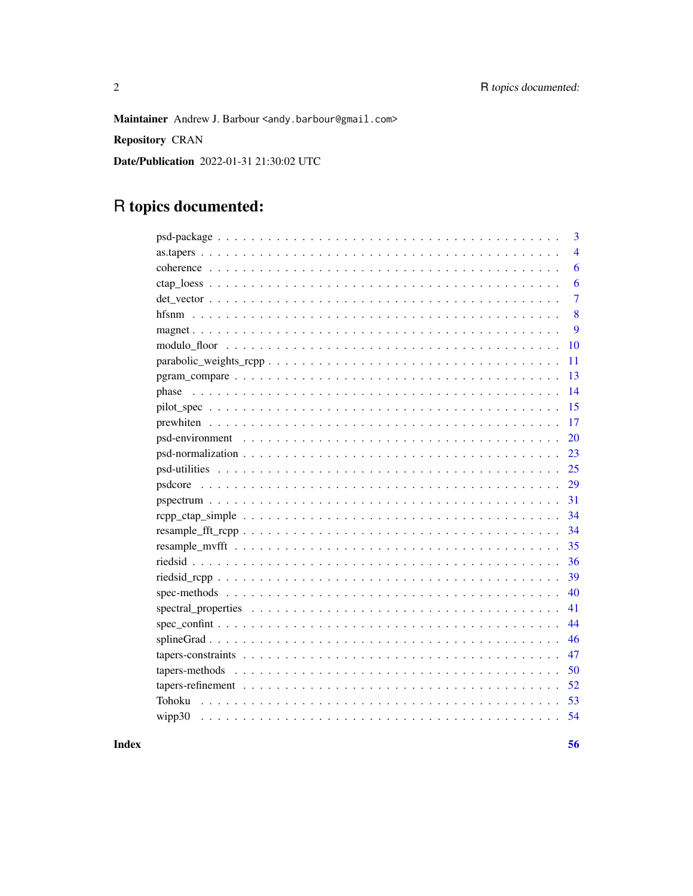**Maintainer** Andrew J. Barbour <andy.barbour@gmail.com>

**Repository** CRAN

**Date/Publication** 2022-01-31 21:30:02 UTC

# R topics documented:

| | |
|---|---|
| psd-package | 3 |
| as.tapers | 4 |
| coherence | 6 |
| ctap_loess | 6 |
| det_vector | 7 |
| hfsnm | 8 |
| magnet | 9 |
| modulo_floor | 10 |
| parabolic_weights_rcpp | 11 |
| pgram_compare | 13 |
| phase | 14 |
| pilot_spec | 15 |
| prewhiten | 17 |
| psd-environment | 20 |
| psd-normalization | 23 |
| psd-utilities | 25 |
| psdcore | 29 |
| pspectrum | 31 |
| rcpp_ctap_simple | 34 |
| resample_fft_rcpp | 34 |
| resample_mvfft | 35 |
| riedsid | 36 |
| riedsid_rcpp | 39 |
| spec-methods | 40 |
| spectral_properties | 41 |
| spec_confint | 44 |
| splineGrad | 46 |
| tapers-constraints | 47 |
| tapers-methods | 50 |
| tapers-refinement | 52 |
| Tohoku | 53 |
| wipp30 | 54 |

**Index** **56**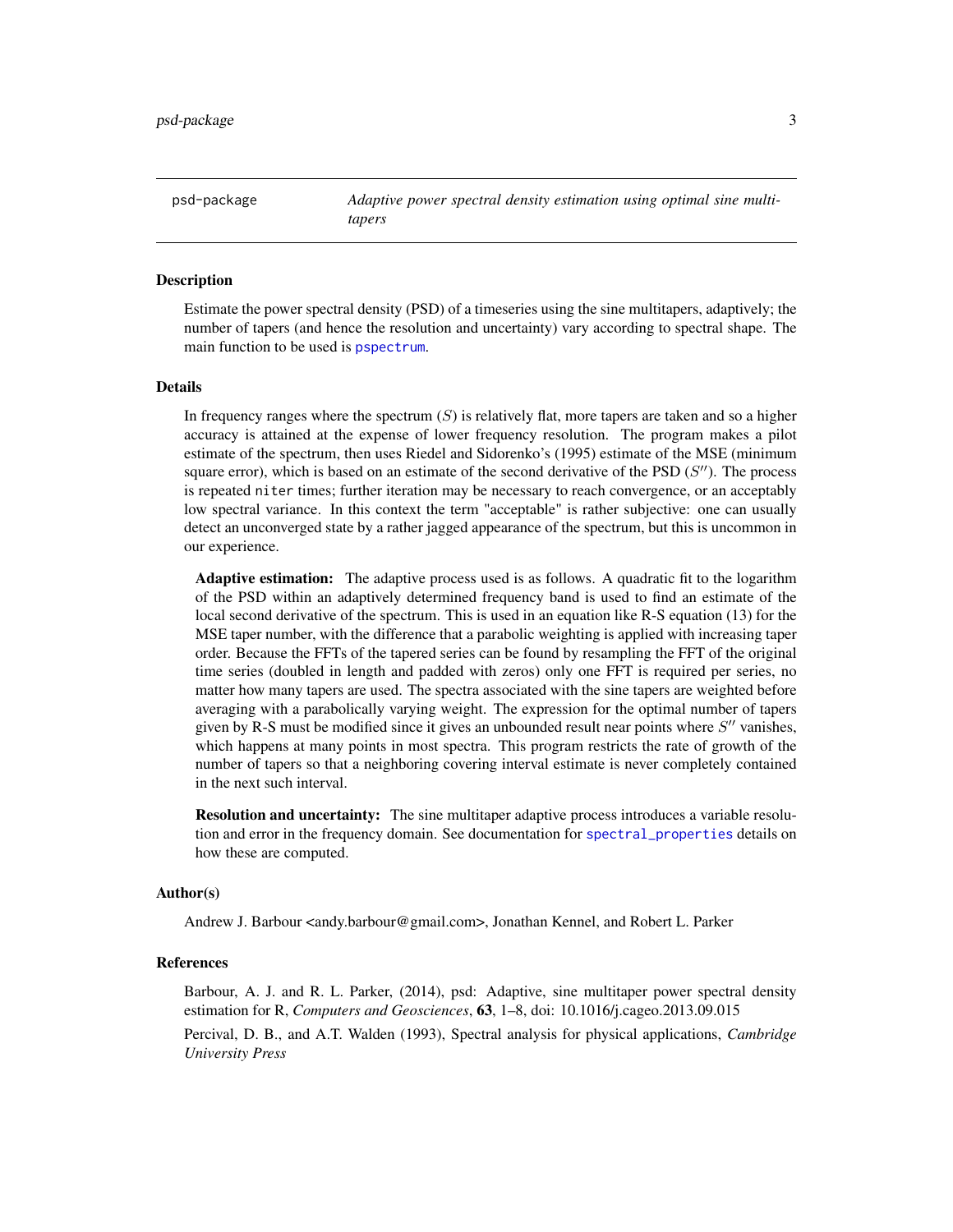psd-package *Adaptive power spectral density estimation using optimal sine multi-tapers*

## Description

Estimate the power spectral density (PSD) of a timeseries using the sine multitapers, adaptively; the number of tapers (and hence the resolution and uncertainty) vary according to spectral shape. The main function to be used is `pspectrum`.

## Details

In frequency ranges where the spectrum ($S$) is relatively flat, more tapers are taken and so a higher accuracy is attained at the expense of lower frequency resolution. The program makes a pilot estimate of the spectrum, then uses Riedel and Sidorenko's (1995) estimate of the MSE (minimum square error), which is based on an estimate of the second derivative of the PSD ($S''$). The process is repeated `niter` times; further iteration may be necessary to reach convergence, or an acceptably low spectral variance. In this context the term "acceptable" is rather subjective: one can usually detect an unconverged state by a rather jagged appearance of the spectrum, but this is uncommon in our experience.

**Adaptive estimation:** The adaptive process used is as follows. A quadratic fit to the logarithm of the PSD within an adaptively determined frequency band is used to find an estimate of the local second derivative of the spectrum. This is used in an equation like R-S equation (13) for the MSE taper number, with the difference that a parabolic weighting is applied with increasing taper order. Because the FFTs of the tapered series can be found by resampling the FFT of the original time series (doubled in length and padded with zeros) only one FFT is required per series, no matter how many tapers are used. The spectra associated with the sine tapers are weighted before averaging with a parabolically varying weight. The expression for the optimal number of tapers given by R-S must be modified since it gives an unbounded result near points where $S''$ vanishes, which happens at many points in most spectra. This program restricts the rate of growth of the number of tapers so that a neighboring covering interval estimate is never completely contained in the next such interval.

**Resolution and uncertainty:** The sine multitaper adaptive process introduces a variable resolution and error in the frequency domain. See documentation for `spectral_properties` details on how these are computed.

## Author(s)

Andrew J. Barbour <andy.barbour@gmail.com>, Jonathan Kennel, and Robert L. Parker

## References

Barbour, A. J. and R. L. Parker, (2014), psd: Adaptive, sine multitaper power spectral density estimation for R, *Computers and Geosciences*, **63**, 1–8, doi: 10.1016/j.cageo.2013.09.015

Percival, D. B., and A.T. Walden (1993), Spectral analysis for physical applications, *Cambridge University Press*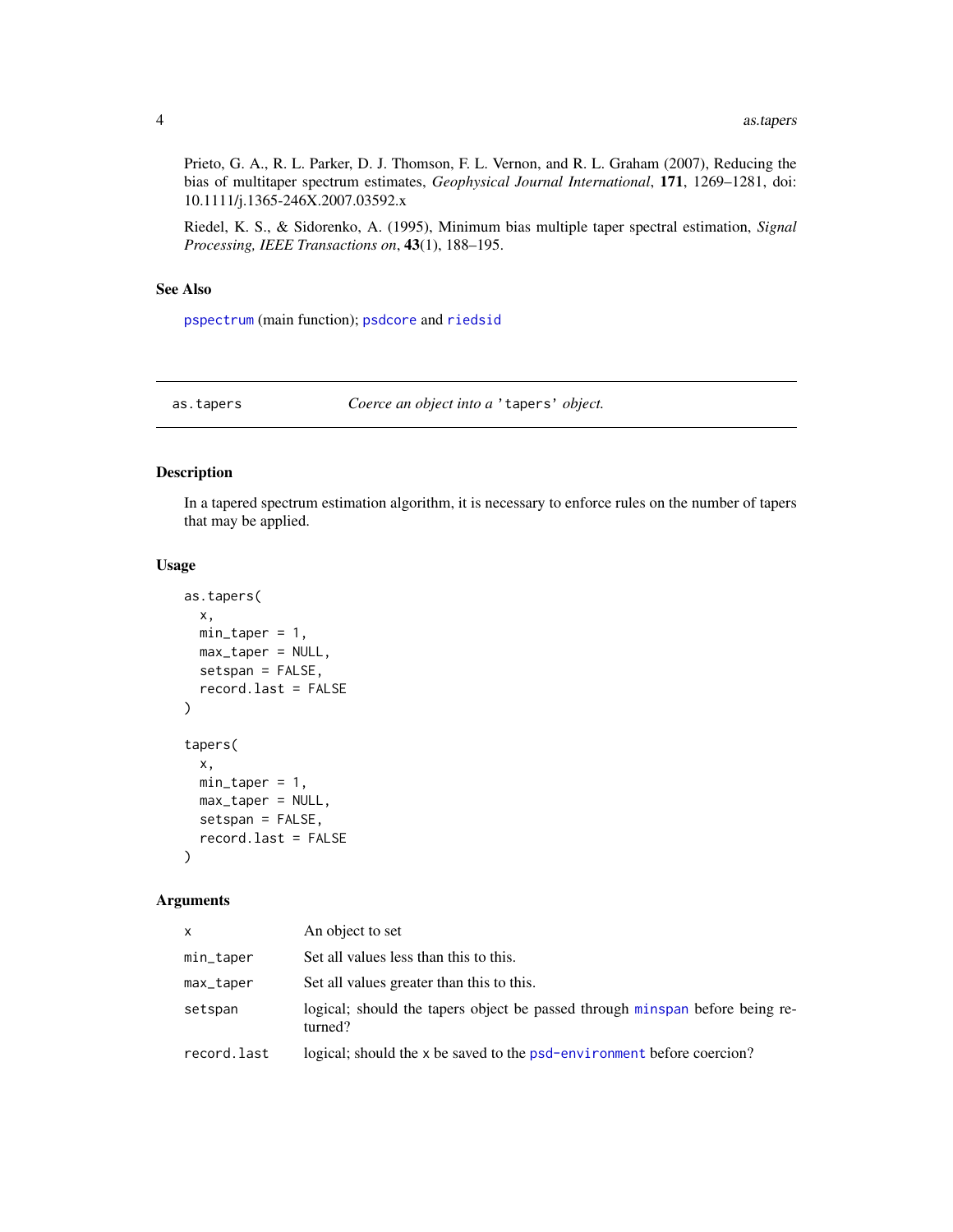Prieto, G. A., R. L. Parker, D. J. Thomson, F. L. Vernon, and R. L. Graham (2007), Reducing the bias of multitaper spectrum estimates, *Geophysical Journal International*, **171**, 1269–1281, doi: 10.1111/j.1365-246X.2007.03592.x

Riedel, K. S., & Sidorenko, A. (1995), Minimum bias multiple taper spectral estimation, *Signal Processing, IEEE Transactions on*, **43**(1), 188–195.

### See Also

`pspectrum` (main function); `psdcore` and `riedsid`

---

## as.tapers — *Coerce an object into a* '`tapers`' *object.*

---

### Description

In a tapered spectrum estimation algorithm, it is necessary to enforce rules on the number of tapers that may be applied.

### Usage

```
as.tapers(
  x,
  min_taper = 1,
  max_taper = NULL,
  setspan = FALSE,
  record.last = FALSE
)

tapers(
  x,
  min_taper = 1,
  max_taper = NULL,
  setspan = FALSE,
  record.last = FALSE
)
```

### Arguments

| | |
|---|---|
| `x` | An object to set |
| `min_taper` | Set all values less than this to this. |
| `max_taper` | Set all values greater than this to this. |
| `setspan` | logical; should the tapers object be passed through `minspan` before being returned? |
| `record.last` | logical; should the `x` be saved to the `psd-environment` before coercion? |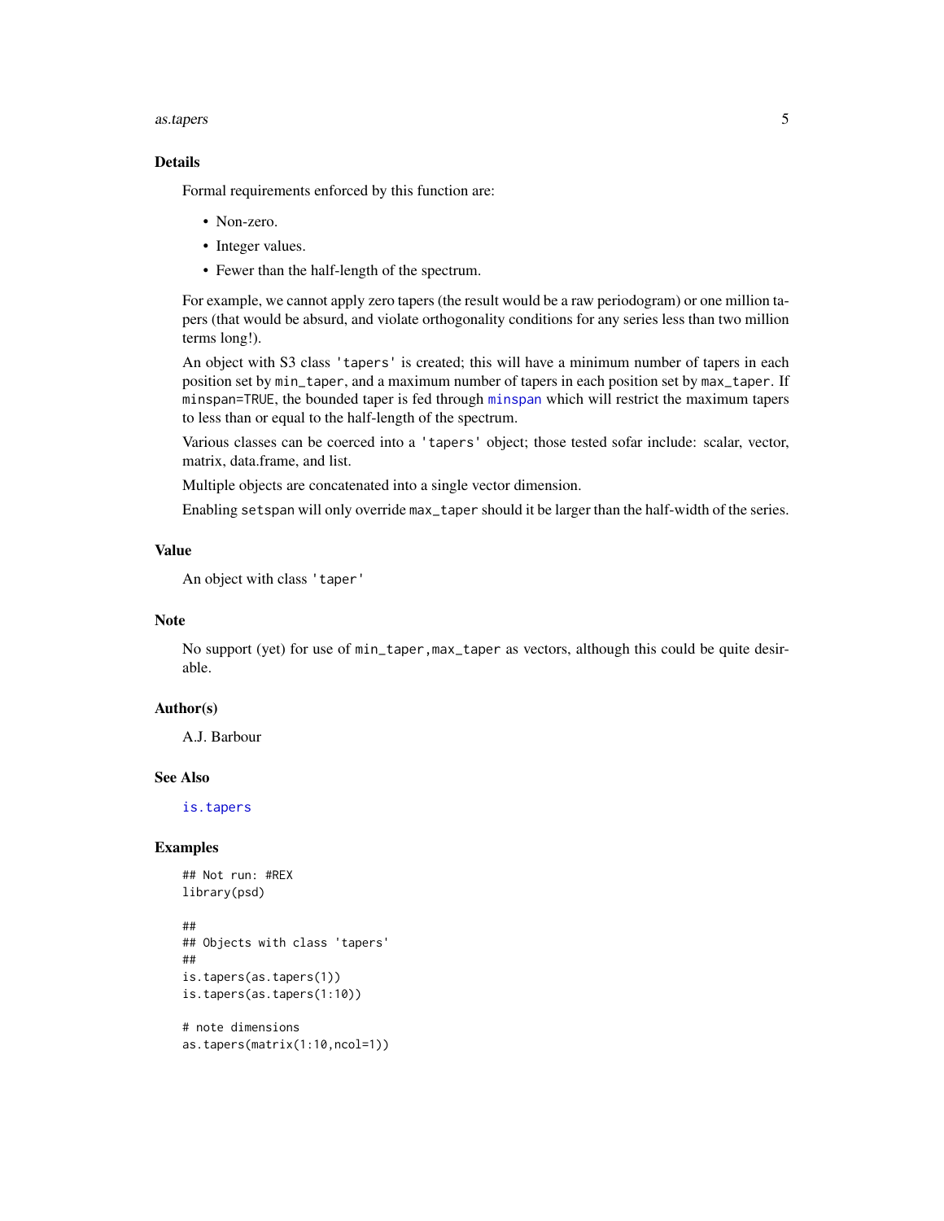### Details

Formal requirements enforced by this function are:

- Non-zero.
- Integer values.
- Fewer than the half-length of the spectrum.

For example, we cannot apply zero tapers (the result would be a raw periodogram) or one million tapers (that would be absurd, and violate orthogonality conditions for any series less than two million terms long!).

An object with S3 class `'tapers'` is created; this will have a minimum number of tapers in each position set by `min_taper`, and a maximum number of tapers in each position set by `max_taper`. If `minspan=TRUE`, the bounded taper is fed through `minspan` which will restrict the maximum tapers to less than or equal to the half-length of the spectrum.

Various classes can be coerced into a `'tapers'` object; those tested sofar include: scalar, vector, matrix, data.frame, and list.

Multiple objects are concatenated into a single vector dimension.

Enabling `setspan` will only override `max_taper` should it be larger than the half-width of the series.

### Value

An object with class `'taper'`

### Note

No support (yet) for use of `min_taper,max_taper` as vectors, although this could be quite desirable.

### Author(s)

A.J. Barbour

### See Also

`is.tapers`

### Examples

```
## Not run: #REX
library(psd)

##
## Objects with class 'tapers'
##
is.tapers(as.tapers(1))
is.tapers(as.tapers(1:10))

# note dimensions
as.tapers(matrix(1:10,ncol=1))
```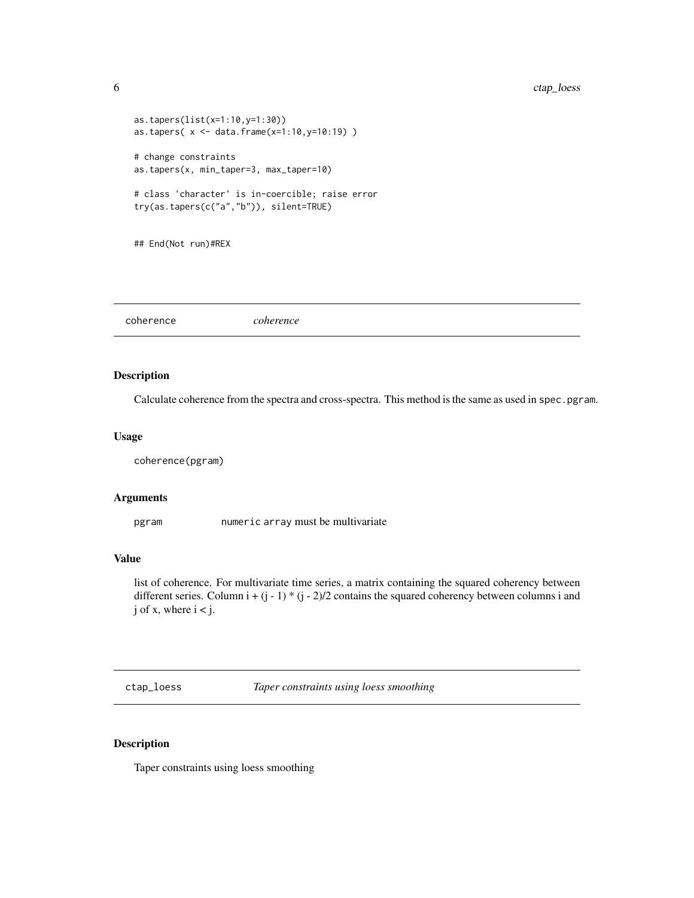```
as.tapers(list(x=1:10,y=1:30))
as.tapers( x <- data.frame(x=1:10,y=10:19) )

# change constraints
as.tapers(x, min_taper=3, max_taper=10)

# class 'character' is in-coercible; raise error
try(as.tapers(c("a","b")), silent=TRUE)


## End(Not run)#REX
```

---

## coherence *coherence*

---

### Description

Calculate coherence from the spectra and cross-spectra. This method is the same as used in `spec.pgram`.

### Usage

```
coherence(pgram)
```

### Arguments

| | |
|---|---|
| `pgram` | `numeric array` must be multivariate |

### Value

list of coherence. For multivariate time series, a matrix containing the squared coherency between different series. Column $i + (j - 1) * (j - 2)/2$ contains the squared coherency between columns i and j of x, where $i < j$.

---

## ctap_loess *Taper constraints using loess smoothing*

---

### Description

Taper constraints using loess smoothing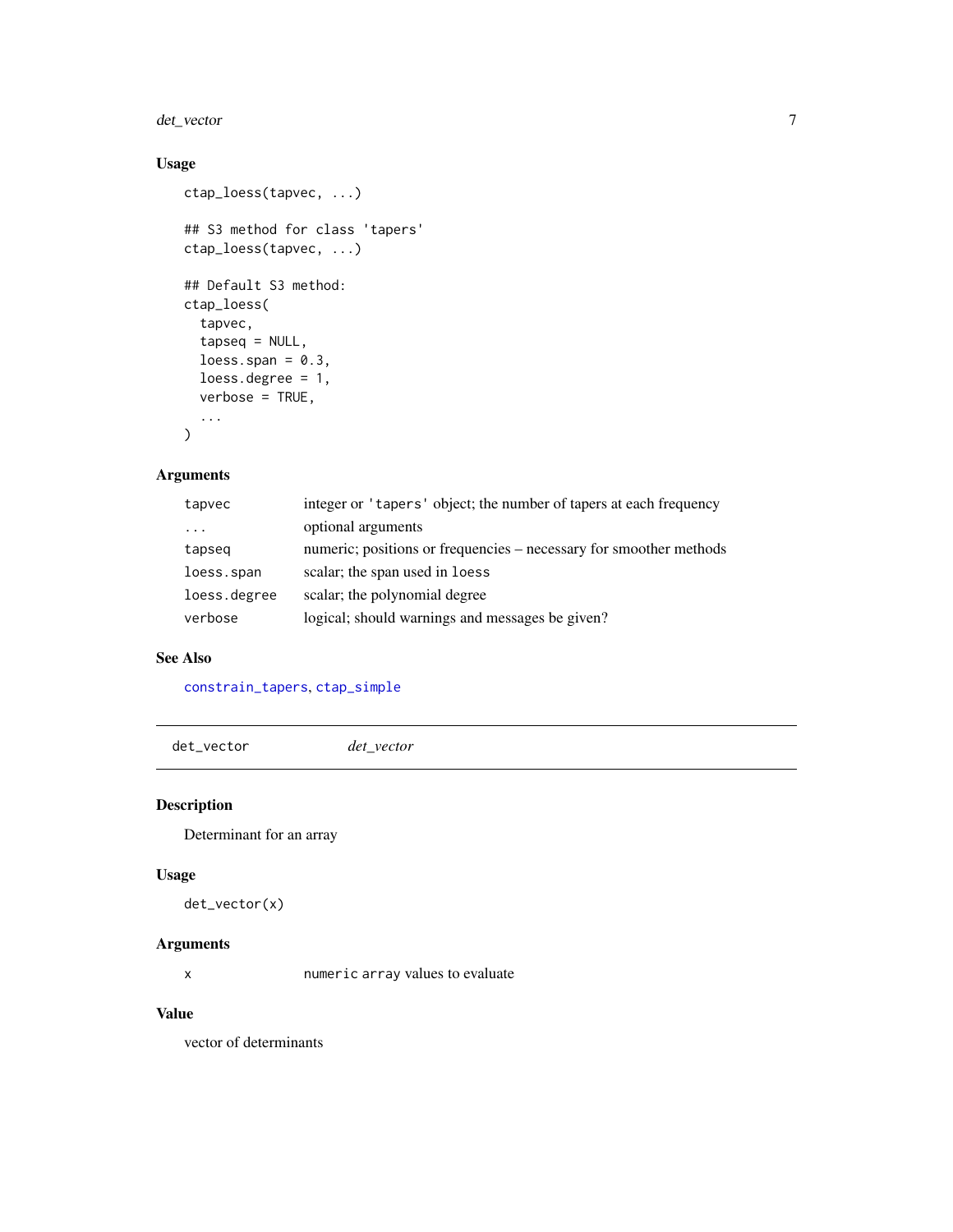## Usage

```
ctap_loess(tapvec, ...)

## S3 method for class 'tapers'
ctap_loess(tapvec, ...)

## Default S3 method:
ctap_loess(
  tapvec,
  tapseq = NULL,
  loess.span = 0.3,
  loess.degree = 1,
  verbose = TRUE,
  ...
)
```

## Arguments

| | |
|---|---|
| `tapvec` | integer or `'tapers'` object; the number of tapers at each frequency |
| `...` | optional arguments |
| `tapseq` | numeric; positions or frequencies – necessary for smoother methods |
| `loess.span` | scalar; the span used in `loess` |
| `loess.degree` | scalar; the polynomial degree |
| `verbose` | logical; should warnings and messages be given? |

## See Also

`constrain_tapers`, `ctap_simple`

---

# `det_vector` *det_vector*

## Description

Determinant for an array

## Usage

```
det_vector(x)
```

## Arguments

| | |
|---|---|
| `x` | `numeric array` values to evaluate |

## Value

vector of determinants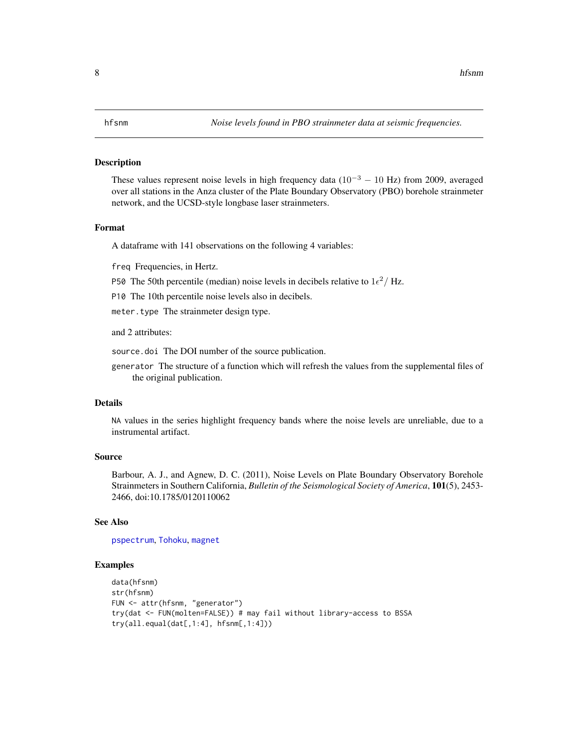hfsnm — *Noise levels found in PBO strainmeter data at seismic frequencies.*

## Description

These values represent noise levels in high frequency data ($10^{-3} - 10$ Hz) from 2009, averaged over all stations in the Anza cluster of the Plate Boundary Observatory (PBO) borehole strainmeter network, and the UCSD-style longbase laser strainmeters.

## Format

A dataframe with 141 observations on the following 4 variables:

- `freq` Frequencies, in Hertz.
- `P50` The 50th percentile (median) noise levels in decibels relative to $1\epsilon^2/$ Hz.
- `P10` The 10th percentile noise levels also in decibels.
- `meter.type` The strainmeter design type.

and 2 attributes:

- `source.doi` The DOI number of the source publication.
- `generator` The structure of a function which will refresh the values from the supplemental files of the original publication.

## Details

`NA` values in the series highlight frequency bands where the noise levels are unreliable, due to a instrumental artifact.

## Source

Barbour, A. J., and Agnew, D. C. (2011), Noise Levels on Plate Boundary Observatory Borehole Strainmeters in Southern California, *Bulletin of the Seismological Society of America*, **101**(5), 2453-2466, doi:10.1785/0120110062

## See Also

`pspectrum`, `Tohoku`, `magnet`

## Examples

```
data(hfsnm)
str(hfsnm)
FUN <- attr(hfsnm, "generator")
try(dat <- FUN(molten=FALSE)) # may fail without library-access to BSSA
try(all.equal(dat[,1:4], hfsnm[,1:4]))
```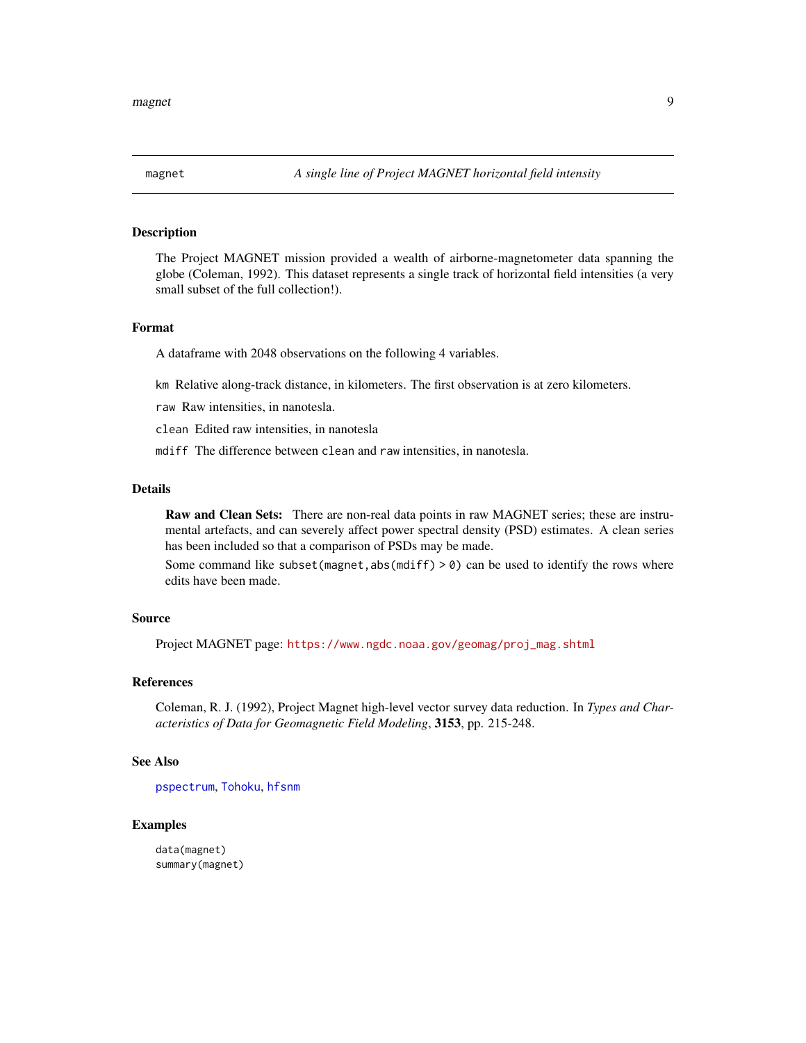## magnet — *A single line of Project MAGNET horizontal field intensity*

### Description

The Project MAGNET mission provided a wealth of airborne-magnetometer data spanning the globe (Coleman, 1992). This dataset represents a single track of horizontal field intensities (a very small subset of the full collection!).

### Format

A dataframe with 2048 observations on the following 4 variables.

- `km` Relative along-track distance, in kilometers. The first observation is at zero kilometers.
- `raw` Raw intensities, in nanotesla.
- `clean` Edited raw intensities, in nanotesla
- `mdiff` The difference between `clean` and `raw` intensities, in nanotesla.

### Details

**Raw and Clean Sets:** There are non-real data points in raw MAGNET series; these are instrumental artefacts, and can severely affect power spectral density (PSD) estimates. A clean series has been included so that a comparison of PSDs may be made.

Some command like `subset(magnet,abs(mdiff) > 0)` can be used to identify the rows where edits have been made.

### Source

Project MAGNET page: https://www.ngdc.noaa.gov/geomag/proj_mag.shtml

### References

Coleman, R. J. (1992), Project Magnet high-level vector survey data reduction. In *Types and Characteristics of Data for Geomagnetic Field Modeling*, **3153**, pp. 215-248.

### See Also

`pspectrum`, `Tohoku`, `hfsnm`

### Examples

```
data(magnet)
summary(magnet)
```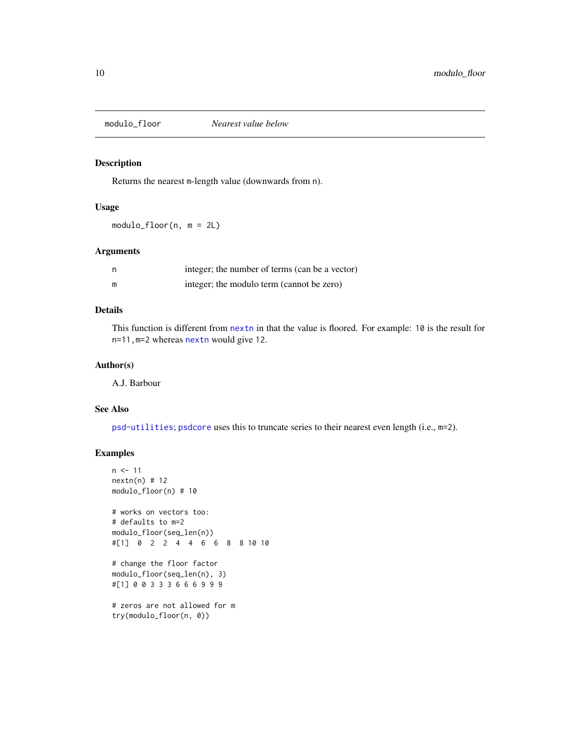## modulo_floor *Nearest value below*

### Description

Returns the nearest `m`-length value (downwards from `n`).

### Usage

```
modulo_floor(n, m = 2L)
```

### Arguments

| | |
|---|---|
| `n` | integer; the number of terms (can be a vector) |
| `m` | integer; the modulo term (cannot be zero) |

### Details

This function is different from `nextn` in that the value is floored. For example: `10` is the result for `n=11,m=2` whereas `nextn` would give `12`.

### Author(s)

A.J. Barbour

### See Also

`psd-utilities`; `psdcore` uses this to truncate series to their nearest even length (i.e., `m=2`).

### Examples

```
n <- 11
nextn(n) # 12
modulo_floor(n) # 10

# works on vectors too:
# defaults to m=2
modulo_floor(seq_len(n))
#[1]  0  2  2  4  4  6  6  8  8 10 10

# change the floor factor
modulo_floor(seq_len(n), 3)
#[1] 0 0 3 3 3 6 6 6 9 9 9

# zeros are not allowed for m
try(modulo_floor(n, 0))
```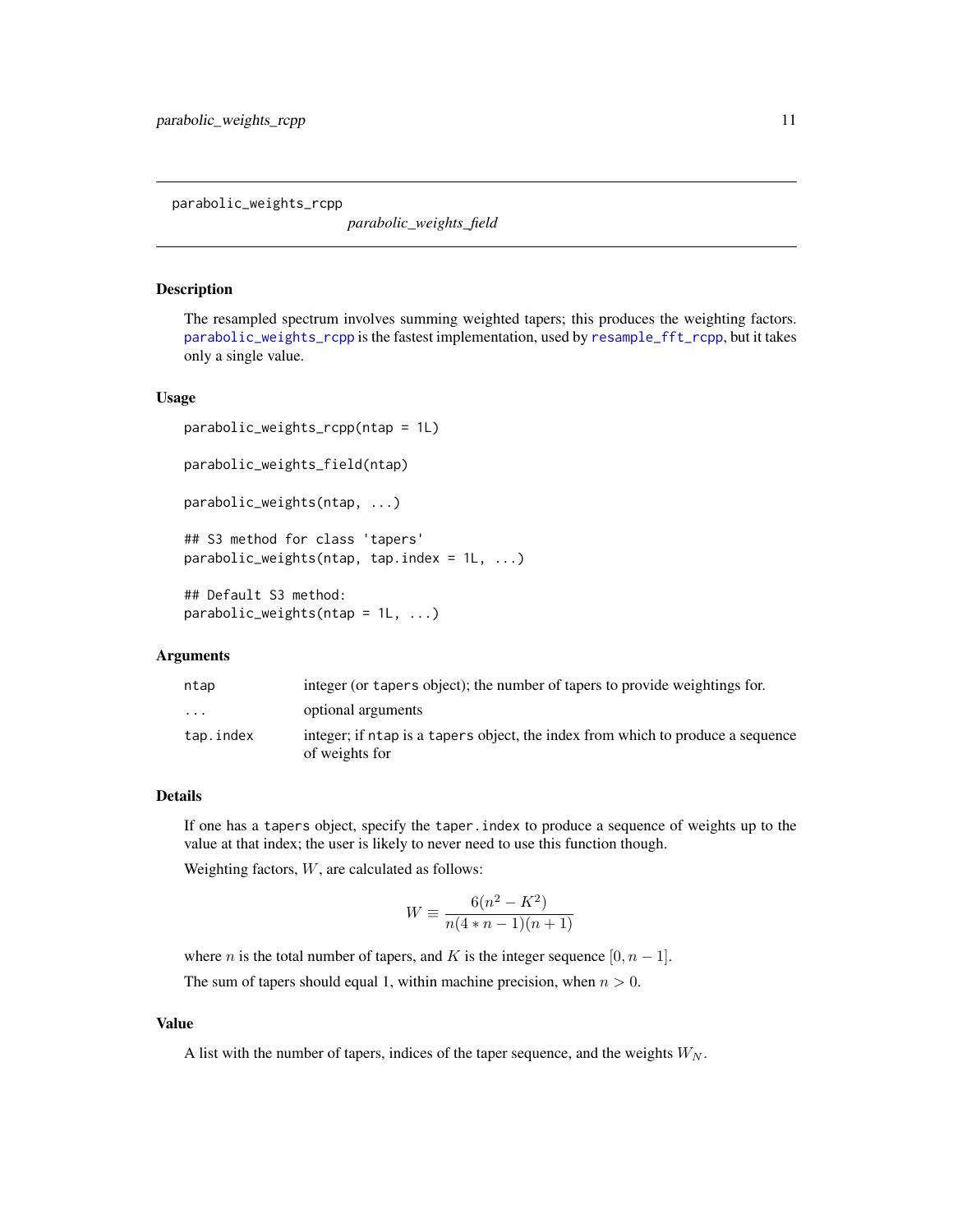parabolic_weights_rcpp

*parabolic_weights_field*

## Description

The resampled spectrum involves summing weighted tapers; this produces the weighting factors. parabolic_weights_rcpp is the fastest implementation, used by resample_fft_rcpp, but it takes only a single value.

## Usage

```
parabolic_weights_rcpp(ntap = 1L)

parabolic_weights_field(ntap)

parabolic_weights(ntap, ...)

## S3 method for class 'tapers'
parabolic_weights(ntap, tap.index = 1L, ...)

## Default S3 method:
parabolic_weights(ntap = 1L, ...)
```

## Arguments

| | |
|---|---|
| ntap | integer (or tapers object); the number of tapers to provide weightings for. |
| ... | optional arguments |
| tap.index | integer; if ntap is a tapers object, the index from which to produce a sequence of weights for |

## Details

If one has a tapers object, specify the taper.index to produce a sequence of weights up to the value at that index; the user is likely to never need to use this function though.

Weighting factors, $W$, are calculated as follows:

$$W \equiv \frac{6(n^2 - K^2)}{n(4 * n - 1)(n + 1)}$$

where $n$ is the total number of tapers, and $K$ is the integer sequence $[0, n - 1]$.

The sum of tapers should equal 1, within machine precision, when $n > 0$.

## Value

A list with the number of tapers, indices of the taper sequence, and the weights $W_N$.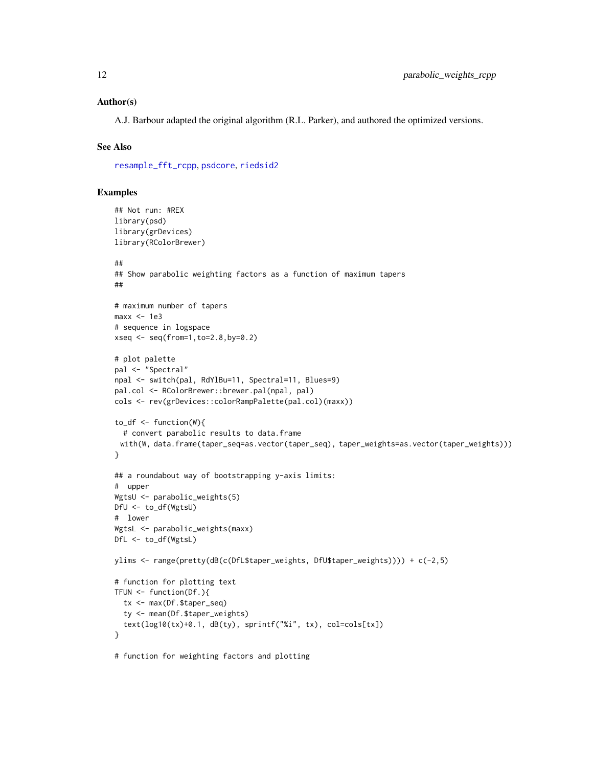## Author(s)

A.J. Barbour adapted the original algorithm (R.L. Parker), and authored the optimized versions.

## See Also

resample_fft_rcpp, psdcore, riedsid2

## Examples

```
## Not run: #REX
library(psd)
library(grDevices)
library(RColorBrewer)

##
## Show parabolic weighting factors as a function of maximum tapers
##

# maximum number of tapers
maxx <- 1e3
# sequence in logspace
xseq <- seq(from=1,to=2.8,by=0.2)

# plot palette
pal <- "Spectral"
npal <- switch(pal, RdYlBu=11, Spectral=11, Blues=9)
pal.col <- RColorBrewer::brewer.pal(npal, pal)
cols <- rev(grDevices::colorRampPalette(pal.col)(maxx))

to_df <- function(W){
  # convert parabolic results to data.frame
 with(W, data.frame(taper_seq=as.vector(taper_seq), taper_weights=as.vector(taper_weights)))
}

## a roundabout way of bootstrapping y-axis limits:
#  upper
WgtsU <- parabolic_weights(5)
DfU <- to_df(WgtsU)
#  lower
WgtsL <- parabolic_weights(maxx)
DfL <- to_df(WgtsL)

ylims <- range(pretty(dB(c(DfL$taper_weights, DfU$taper_weights)))) + c(-2,5)

# function for plotting text
TFUN <- function(Df.){
  tx <- max(Df.$taper_seq)
  ty <- mean(Df.$taper_weights)
  text(log10(tx)+0.1, dB(ty), sprintf("%i", tx), col=cols[tx])
}

# function for weighting factors and plotting
```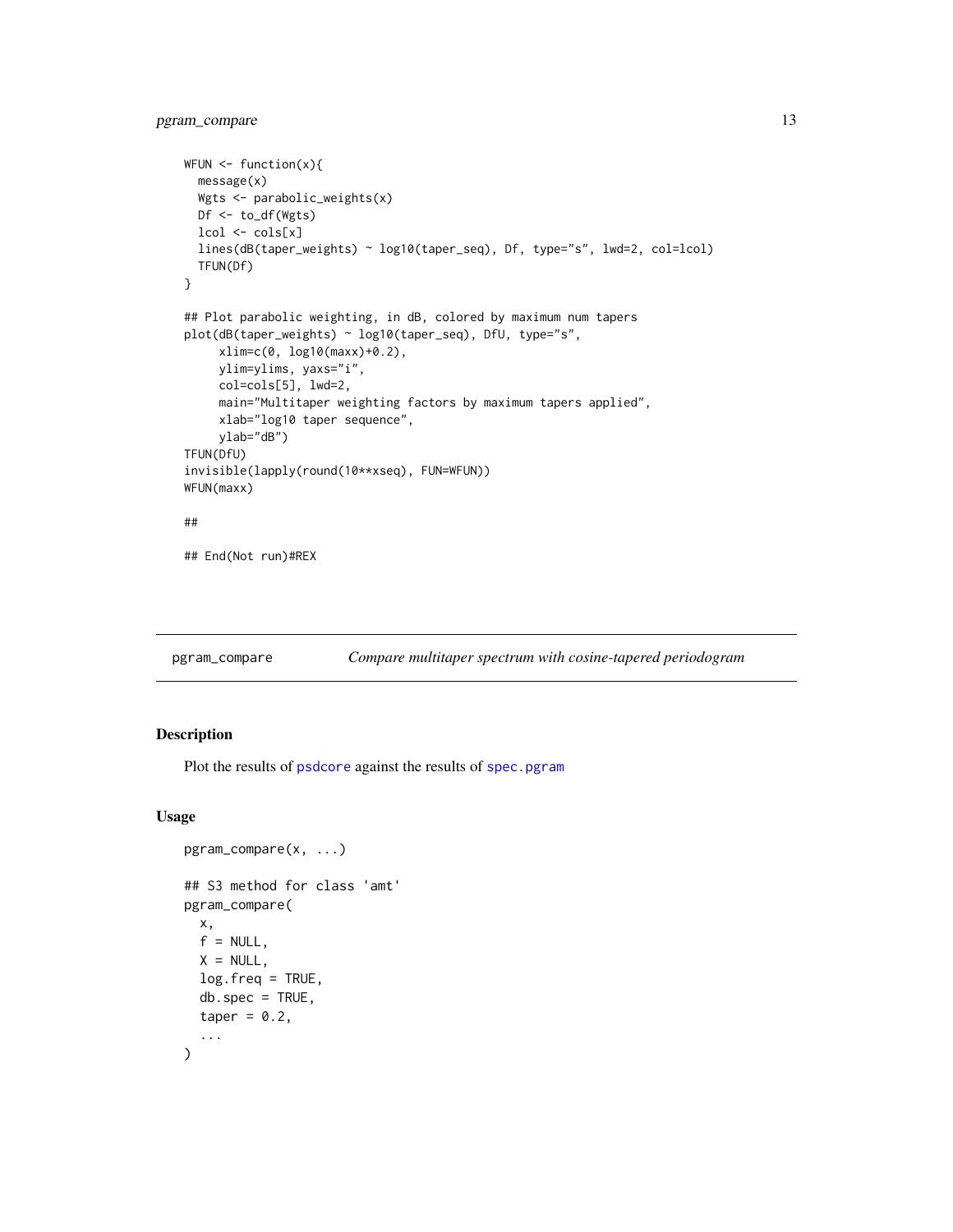```
WFUN <- function(x){
  message(x)
  Wgts <- parabolic_weights(x)
  Df <- to_df(Wgts)
  lcol <- cols[x]
  lines(dB(taper_weights) ~ log10(taper_seq), Df, type="s", lwd=2, col=lcol)
  TFUN(Df)
}

## Plot parabolic weighting, in dB, colored by maximum num tapers
plot(dB(taper_weights) ~ log10(taper_seq), DfU, type="s",
     xlim=c(0, log10(maxx)+0.2),
     ylim=ylims, yaxs="i",
     col=cols[5], lwd=2,
     main="Multitaper weighting factors by maximum tapers applied",
     xlab="log10 taper sequence",
     ylab="dB")
TFUN(DfU)
invisible(lapply(round(10**xseq), FUN=WFUN))
WFUN(maxx)

##

## End(Not run)#REX
```

---

`pgram_compare` *Compare multitaper spectrum with cosine-tapered periodogram*

---

### Description

Plot the results of `psdcore` against the results of `spec.pgram`

### Usage

```
pgram_compare(x, ...)

## S3 method for class 'amt'
pgram_compare(
  x,
  f = NULL,
  X = NULL,
  log.freq = TRUE,
  db.spec = TRUE,
  taper = 0.2,
  ...
)
```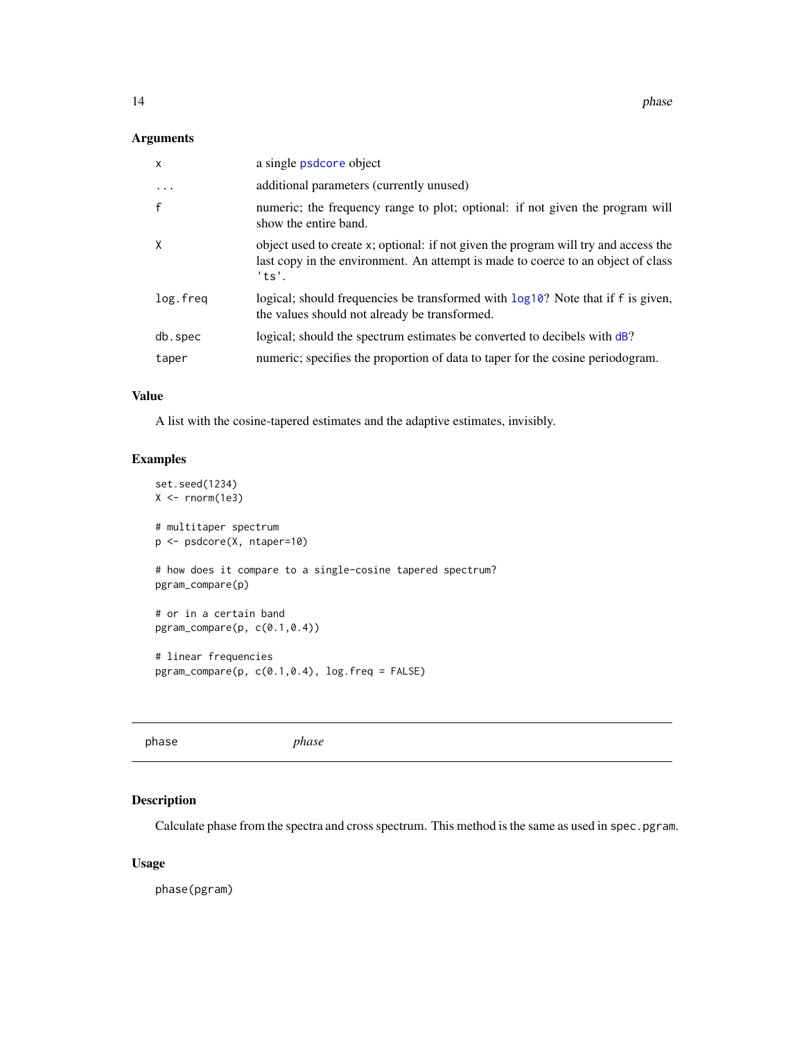## Arguments

| | |
|---|---|
| `x` | a single `psdcore` object |
| `...` | additional parameters (currently unused) |
| `f` | numeric; the frequency range to plot; optional: if not given the program will show the entire band. |
| `X` | object used to create `x`; optional: if not given the program will try and access the last copy in the environment. An attempt is made to coerce to an object of class `'ts'`. |
| `log.freq` | logical; should frequencies be transformed with `log10`? Note that if `f` is given, the values should not already be transformed. |
| `db.spec` | logical; should the spectrum estimates be converted to decibels with `dB`? |
| `taper` | numeric; specifies the proportion of data to taper for the cosine periodogram. |

## Value

A list with the cosine-tapered estimates and the adaptive estimates, invisibly.

## Examples

```
set.seed(1234)
X <- rnorm(1e3)

# multitaper spectrum
p <- psdcore(X, ntaper=10)

# how does it compare to a single-cosine tapered spectrum?
pgram_compare(p)

# or in a certain band
pgram_compare(p, c(0.1,0.4))

# linear frequencies
pgram_compare(p, c(0.1,0.4), log.freq = FALSE)
```

---

# phase *phase*

## Description

Calculate phase from the spectra and cross spectrum. This method is the same as used in `spec.pgram`.

## Usage

```
phase(pgram)
```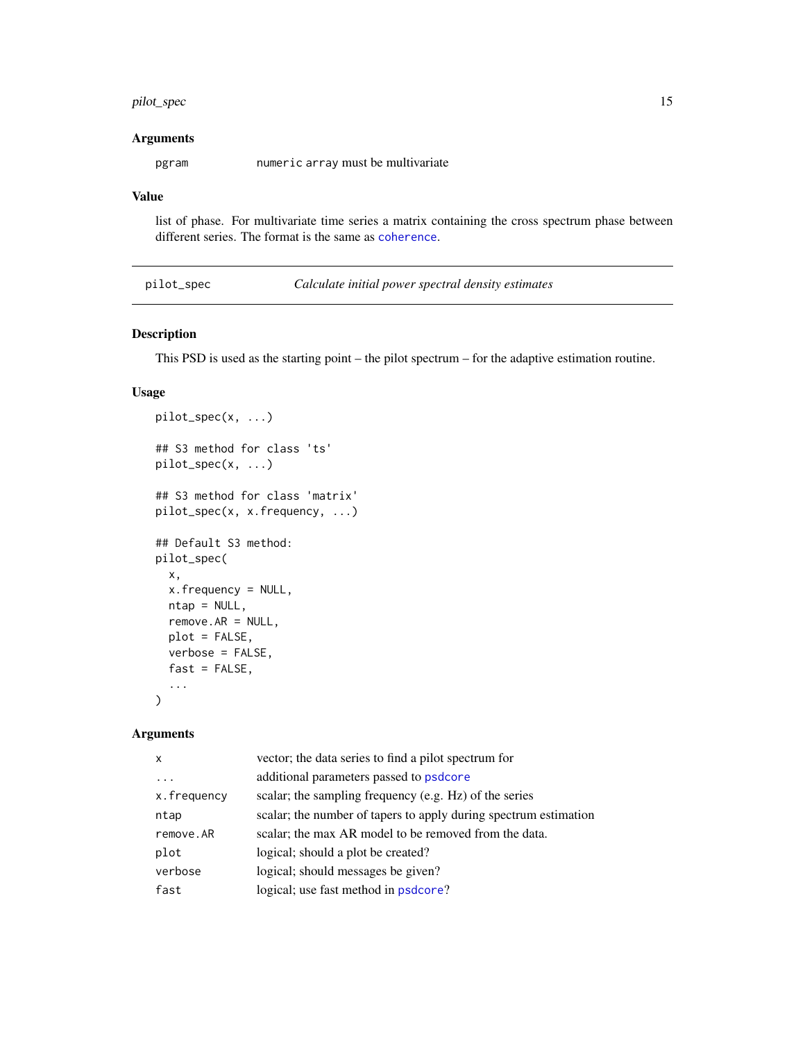### Arguments

| | |
|---|---|
| pgram | `numeric array` must be multivariate |

### Value

list of phase. For multivariate time series a matrix containing the cross spectrum phase between different series. The format is the same as `coherence`.

---

## pilot_spec — *Calculate initial power spectral density estimates*

### Description

This PSD is used as the starting point – the pilot spectrum – for the adaptive estimation routine.

### Usage

```
pilot_spec(x, ...)

## S3 method for class 'ts'
pilot_spec(x, ...)

## S3 method for class 'matrix'
pilot_spec(x, x.frequency, ...)

## Default S3 method:
pilot_spec(
  x,
  x.frequency = NULL,
  ntap = NULL,
  remove.AR = NULL,
  plot = FALSE,
  verbose = FALSE,
  fast = FALSE,
  ...
)
```

### Arguments

| | |
|---|---|
| x | vector; the data series to find a pilot spectrum for |
| ... | additional parameters passed to `psdcore` |
| x.frequency | scalar; the sampling frequency (e.g. Hz) of the series |
| ntap | scalar; the number of tapers to apply during spectrum estimation |
| remove.AR | scalar; the max AR model to be removed from the data. |
| plot | logical; should a plot be created? |
| verbose | logical; should messages be given? |
| fast | logical; use fast method in `psdcore`? |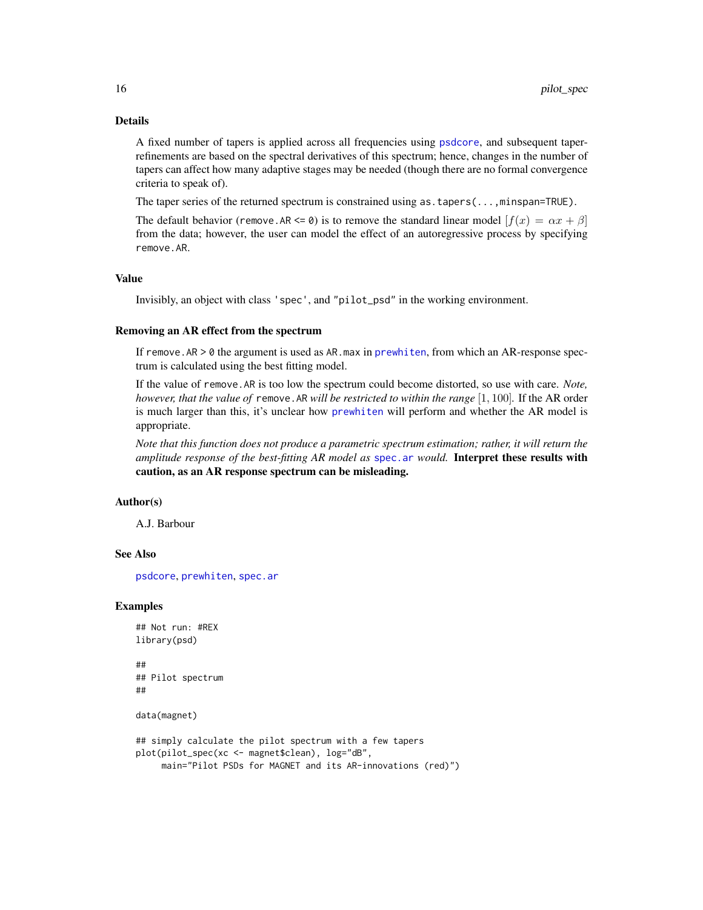### Details

A fixed number of tapers is applied across all frequencies using psdcore, and subsequent taper-refinements are based on the spectral derivatives of this spectrum; hence, changes in the number of tapers can affect how many adaptive stages may be needed (though there are no formal convergence criteria to speak of).

The taper series of the returned spectrum is constrained using `as.tapers(...,minspan=TRUE)`.

The default behavior (`remove.AR <= 0`) is to remove the standard linear model $[f(x) = \alpha x + \beta]$ from the data; however, the user can model the effect of an autoregressive process by specifying `remove.AR`.

### Value

Invisibly, an object with class `'spec'`, and `"pilot_psd"` in the working environment.

### Removing an AR effect from the spectrum

If `remove.AR > 0` the argument is used as `AR.max` in prewhiten, from which an AR-response spectrum is calculated using the best fitting model.

If the value of `remove.AR` is too low the spectrum could become distorted, so use with care. *Note, however, that the value of* `remove.AR` *will be restricted to within the range* $[1, 100]$. If the AR order is much larger than this, it's unclear how prewhiten will perform and whether the AR model is appropriate.

*Note that this function does not produce a parametric spectrum estimation; rather, it will return the amplitude response of the best-fitting AR model as* spec.ar *would.* **Interpret these results with caution, as an AR response spectrum can be misleading.**

### Author(s)

A.J. Barbour

### See Also

psdcore, prewhiten, spec.ar

### Examples

```
## Not run: #REX
library(psd)

##
## Pilot spectrum
##

data(magnet)

## simply calculate the pilot spectrum with a few tapers
plot(pilot_spec(xc <- magnet$clean), log="dB",
     main="Pilot PSDs for MAGNET and its AR-innovations (red)")
```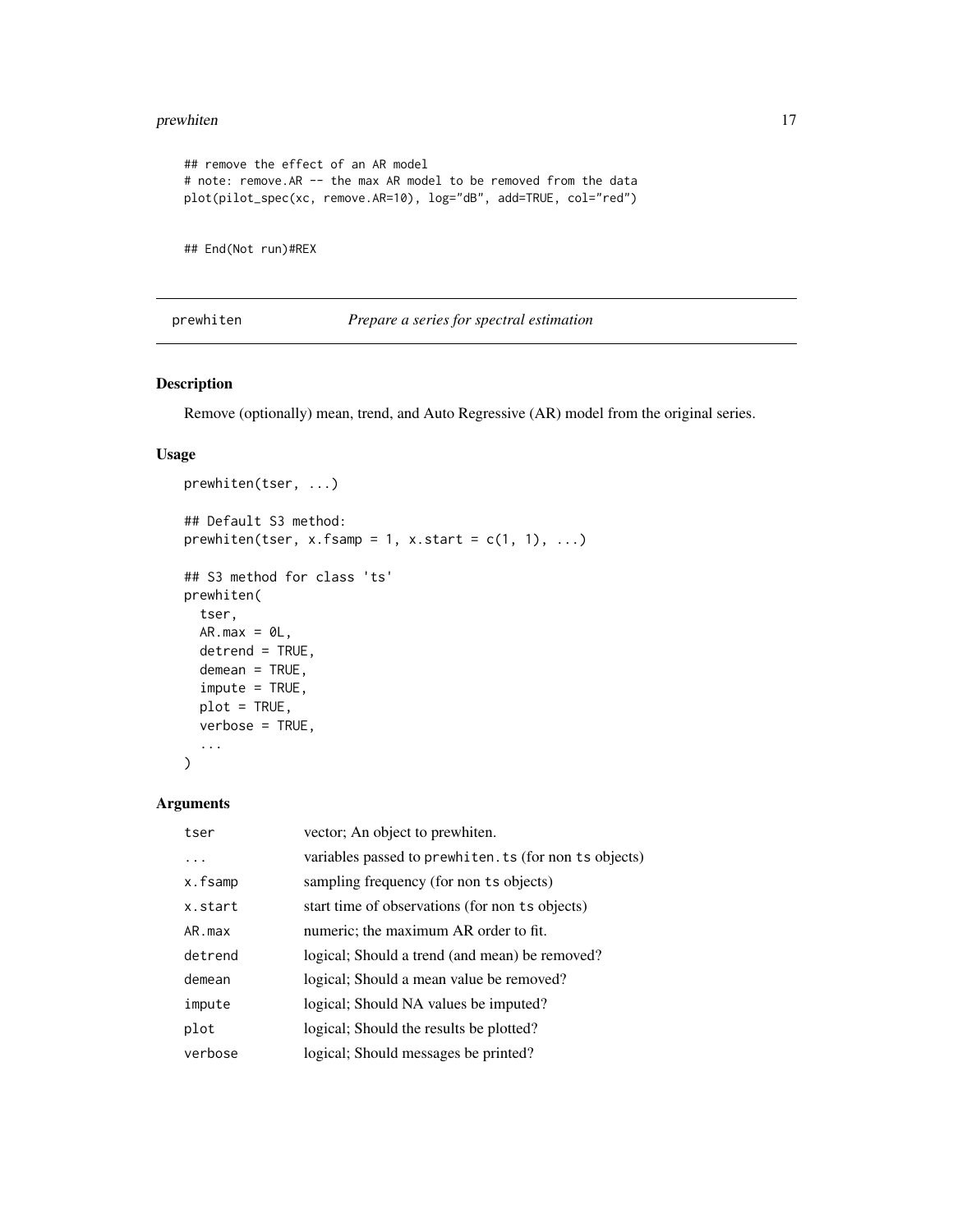```
## remove the effect of an AR model
# note: remove.AR -- the max AR model to be removed from the data
plot(pilot_spec(xc, remove.AR=10), log="dB", add=TRUE, col="red")


## End(Not run)#REX
```

---

# prewhiten — *Prepare a series for spectral estimation*

## Description

Remove (optionally) mean, trend, and Auto Regressive (AR) model from the original series.

## Usage

```
prewhiten(tser, ...)

## Default S3 method:
prewhiten(tser, x.fsamp = 1, x.start = c(1, 1), ...)

## S3 method for class 'ts'
prewhiten(
  tser,
  AR.max = 0L,
  detrend = TRUE,
  demean = TRUE,
  impute = TRUE,
  plot = TRUE,
  verbose = TRUE,
  ...
)
```

## Arguments

| | |
|---|---|
| `tser` | vector; An object to prewhiten. |
| `...` | variables passed to `prewhiten.ts` (for non `ts` objects) |
| `x.fsamp` | sampling frequency (for non `ts` objects) |
| `x.start` | start time of observations (for non `ts` objects) |
| `AR.max` | numeric; the maximum AR order to fit. |
| `detrend` | logical; Should a trend (and mean) be removed? |
| `demean` | logical; Should a mean value be removed? |
| `impute` | logical; Should NA values be imputed? |
| `plot` | logical; Should the results be plotted? |
| `verbose` | logical; Should messages be printed? |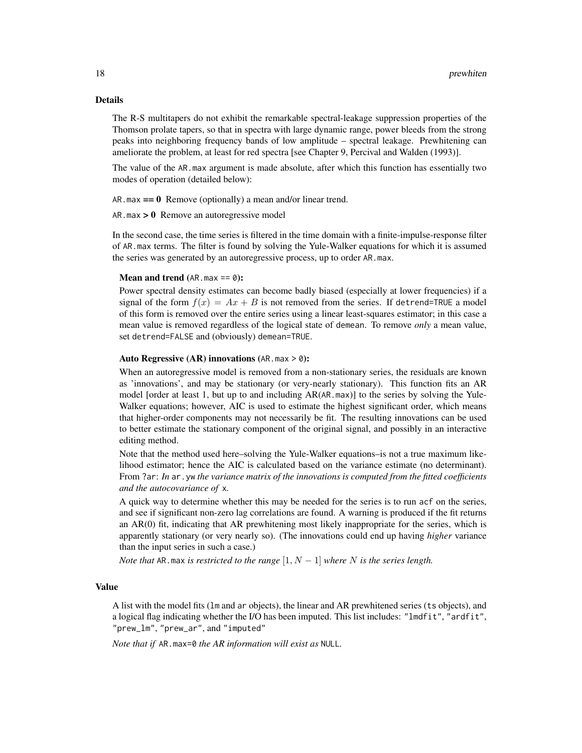## Details

The R-S multitapers do not exhibit the remarkable spectral-leakage suppression properties of the Thomson prolate tapers, so that in spectra with large dynamic range, power bleeds from the strong peaks into neighboring frequency bands of low amplitude – spectral leakage. Prewhitening can ameliorate the problem, at least for red spectra [see Chapter 9, Percival and Walden (1993)].

The value of the `AR.max` argument is made absolute, after which this function has essentially two modes of operation (detailed below):

`AR.max` **== 0** Remove (optionally) a mean and/or linear trend.

`AR.max` **> 0** Remove an autoregressive model

In the second case, the time series is filtered in the time domain with a finite-impulse-response filter of `AR.max` terms. The filter is found by solving the Yule-Walker equations for which it is assumed the series was generated by an autoregressive process, up to order `AR.max`.

**Mean and trend (`AR.max == 0`):**

Power spectral density estimates can become badly biased (especially at lower frequencies) if a signal of the form $f(x) = Ax + B$ is not removed from the series. If `detrend=TRUE` a model of this form is removed over the entire series using a linear least-squares estimator; in this case a mean value is removed regardless of the logical state of `demean`. To remove *only* a mean value, set `detrend=FALSE` and (obviously) `demean=TRUE`.

**Auto Regressive (AR) innovations (`AR.max > 0`):**

When an autoregressive model is removed from a non-stationary series, the residuals are known as 'innovations', and may be stationary (or very-nearly stationary). This function fits an AR model [order at least 1, but up to and including AR(`AR.max`)] to the series by solving the Yule-Walker equations; however, AIC is used to estimate the highest significant order, which means that higher-order components may not necessarily be fit. The resulting innovations can be used to better estimate the stationary component of the original signal, and possibly in an interactive editing method.

Note that the method used here–solving the Yule-Walker equations–is not a true maximum likelihood estimator; hence the AIC is calculated based on the variance estimate (no determinant). From `?ar`: *In* `ar.yw` *the variance matrix of the innovations is computed from the fitted coefficients and the autocovariance of* `x`.

A quick way to determine whether this may be needed for the series is to run `acf` on the series, and see if significant non-zero lag correlations are found. A warning is produced if the fit returns an AR(0) fit, indicating that AR prewhitening most likely inappropriate for the series, which is apparently stationary (or very nearly so). (The innovations could end up having *higher* variance than the input series in such a case.)

*Note that* `AR.max` *is restricted to the range* $[1, N-1]$ *where* $N$ *is the series length.*

## Value

A list with the model fits (`lm` and `ar` objects), the linear and AR prewhitened series (`ts` objects), and a logical flag indicating whether the I/O has been imputed. This list includes: `"lmdfit"`, `"ardfit"`, `"prew_lm"`, `"prew_ar"`, and `"imputed"`

*Note that if* `AR.max=0` *the AR information will exist as* `NULL`.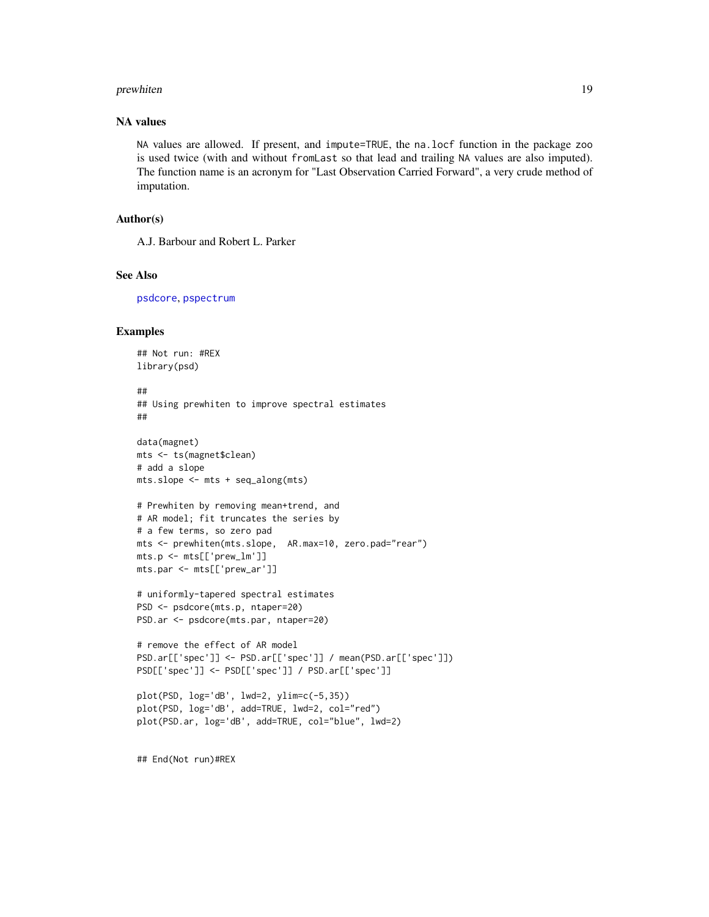### NA values

NA values are allowed. If present, and impute=TRUE, the na.locf function in the package zoo is used twice (with and without fromLast so that lead and trailing NA values are also imputed). The function name is an acronym for "Last Observation Carried Forward", a very crude method of imputation.

### Author(s)

A.J. Barbour and Robert L. Parker

### See Also

psdcore, pspectrum

### Examples

```
## Not run: #REX
library(psd)

##
## Using prewhiten to improve spectral estimates
##

data(magnet)
mts <- ts(magnet$clean)
# add a slope
mts.slope <- mts + seq_along(mts)

# Prewhiten by removing mean+trend, and
# AR model; fit truncates the series by
# a few terms, so zero pad
mts <- prewhiten(mts.slope,  AR.max=10, zero.pad="rear")
mts.p <- mts[['prew_lm']]
mts.par <- mts[['prew_ar']]

# uniformly-tapered spectral estimates
PSD <- psdcore(mts.p, ntaper=20)
PSD.ar <- psdcore(mts.par, ntaper=20)

# remove the effect of AR model
PSD.ar[['spec']] <- PSD.ar[['spec']] / mean(PSD.ar[['spec']])
PSD[['spec']] <- PSD[['spec']] / PSD.ar[['spec']]

plot(PSD, log='dB', lwd=2, ylim=c(-5,35))
plot(PSD, log='dB', add=TRUE, lwd=2, col="red")
plot(PSD.ar, log='dB', add=TRUE, col="blue", lwd=2)


## End(Not run)#REX
```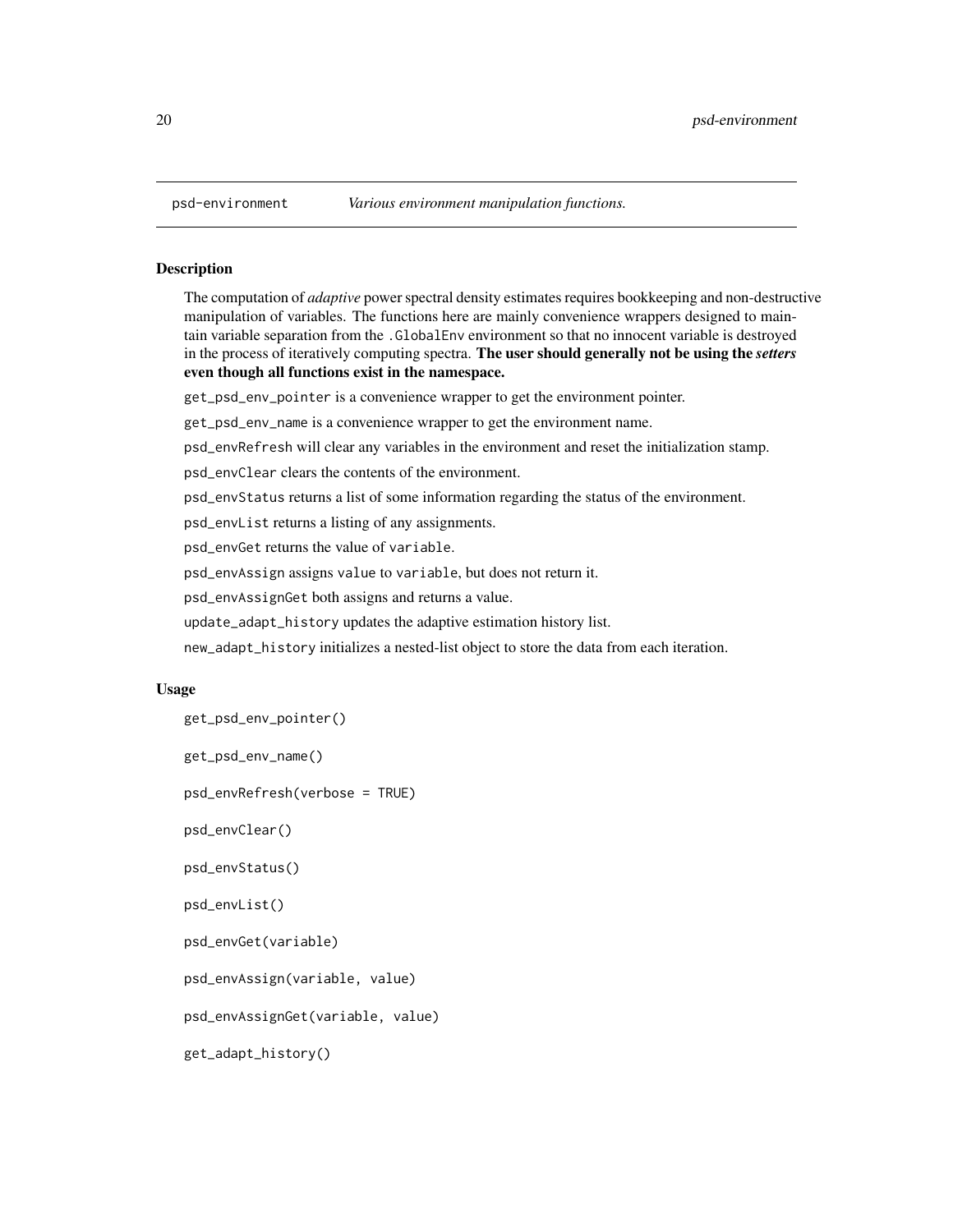psd-environment *Various environment manipulation functions.*

## Description

The computation of *adaptive* power spectral density estimates requires bookkeeping and non-destructive manipulation of variables. The functions here are mainly convenience wrappers designed to maintain variable separation from the `.GlobalEnv` environment so that no innocent variable is destroyed in the process of iteratively computing spectra. **The user should generally not be using the *setters* even though all functions exist in the namespace.**

`get_psd_env_pointer` is a convenience wrapper to get the environment pointer.

`get_psd_env_name` is a convenience wrapper to get the environment name.

`psd_envRefresh` will clear any variables in the environment and reset the initialization stamp.

`psd_envClear` clears the contents of the environment.

`psd_envStatus` returns a list of some information regarding the status of the environment.

`psd_envList` returns a listing of any assignments.

`psd_envGet` returns the value of `variable`.

`psd_envAssign` assigns `value` to `variable`, but does not return it.

`psd_envAssignGet` both assigns and returns a value.

`update_adapt_history` updates the adaptive estimation history list.

`new_adapt_history` initializes a nested-list object to store the data from each iteration.

## Usage

```
get_psd_env_pointer()

get_psd_env_name()

psd_envRefresh(verbose = TRUE)

psd_envClear()

psd_envStatus()

psd_envList()

psd_envGet(variable)

psd_envAssign(variable, value)

psd_envAssignGet(variable, value)

get_adapt_history()
```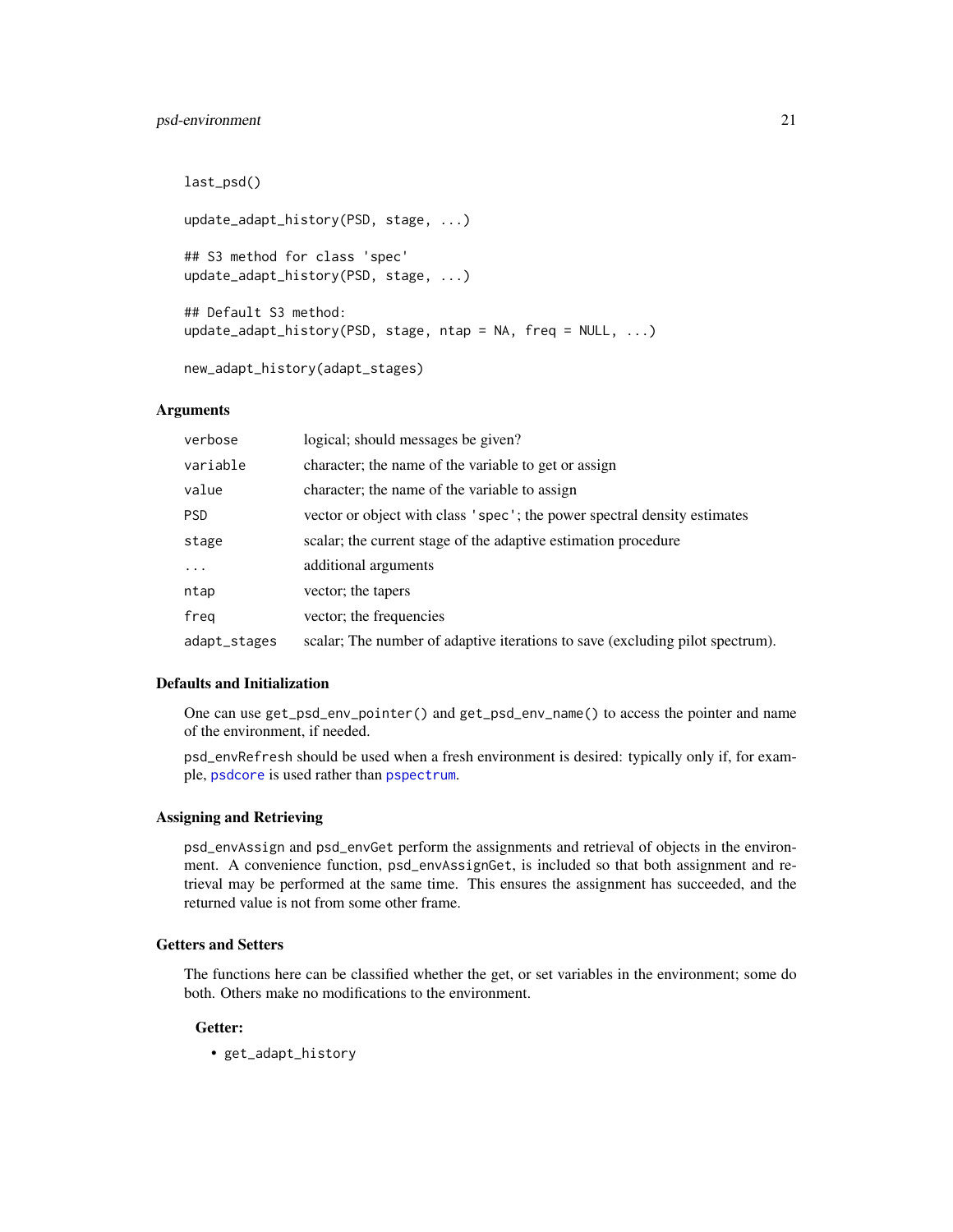```
last_psd()

update_adapt_history(PSD, stage, ...)

## S3 method for class 'spec'
update_adapt_history(PSD, stage, ...)

## Default S3 method:
update_adapt_history(PSD, stage, ntap = NA, freq = NULL, ...)

new_adapt_history(adapt_stages)
```

### Arguments

| | |
|---|---|
| `verbose` | logical; should messages be given? |
| `variable` | character; the name of the variable to get or assign |
| `value` | character; the name of the variable to assign |
| `PSD` | vector or object with class `'spec'`; the power spectral density estimates |
| `stage` | scalar; the current stage of the adaptive estimation procedure |
| `...` | additional arguments |
| `ntap` | vector; the tapers |
| `freq` | vector; the frequencies |
| `adapt_stages` | scalar; The number of adaptive iterations to save (excluding pilot spectrum). |

### Defaults and Initialization

One can use `get_psd_env_pointer()` and `get_psd_env_name()` to access the pointer and name of the environment, if needed.

`psd_envRefresh` should be used when a fresh environment is desired: typically only if, for example, `psdcore` is used rather than `pspectrum`.

### Assigning and Retrieving

`psd_envAssign` and `psd_envGet` perform the assignments and retrieval of objects in the environment. A convenience function, `psd_envAssignGet`, is included so that both assignment and retrieval may be performed at the same time. This ensures the assignment has succeeded, and the returned value is not from some other frame.

### Getters and Setters

The functions here can be classified whether the get, or set variables in the environment; some do both. Others make no modifications to the environment.

#### Getter:

- `get_adapt_history`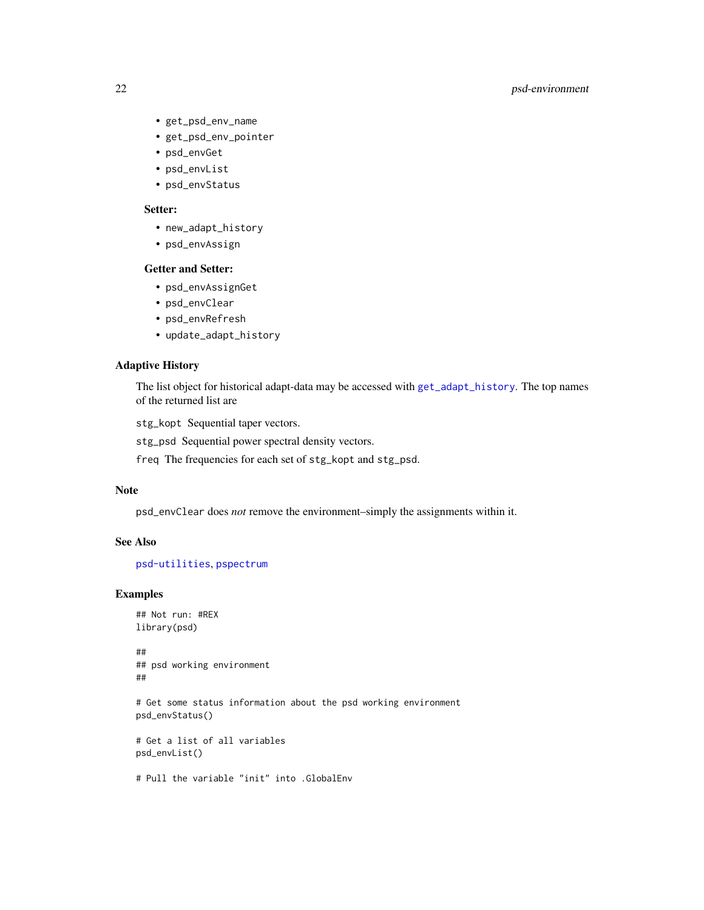- `get_psd_env_name`
- `get_psd_env_pointer`
- `psd_envGet`
- `psd_envList`
- `psd_envStatus`

**Setter:**

- `new_adapt_history`
- `psd_envAssign`

**Getter and Setter:**

- `psd_envAssignGet`
- `psd_envClear`
- `psd_envRefresh`
- `update_adapt_history`

## Adaptive History

The list object for historical adapt-data may be accessed with `get_adapt_history`. The top names of the returned list are

`stg_kopt` Sequential taper vectors.

`stg_psd` Sequential power spectral density vectors.

`freq` The frequencies for each set of `stg_kopt` and `stg_psd`.

## Note

`psd_envClear` does *not* remove the environment–simply the assignments within it.

## See Also

`psd-utilities`, `pspectrum`

## Examples

```
## Not run: #REX
library(psd)

##
## psd working environment
##

# Get some status information about the psd working environment
psd_envStatus()

# Get a list of all variables
psd_envList()

# Pull the variable "init" into .GlobalEnv
```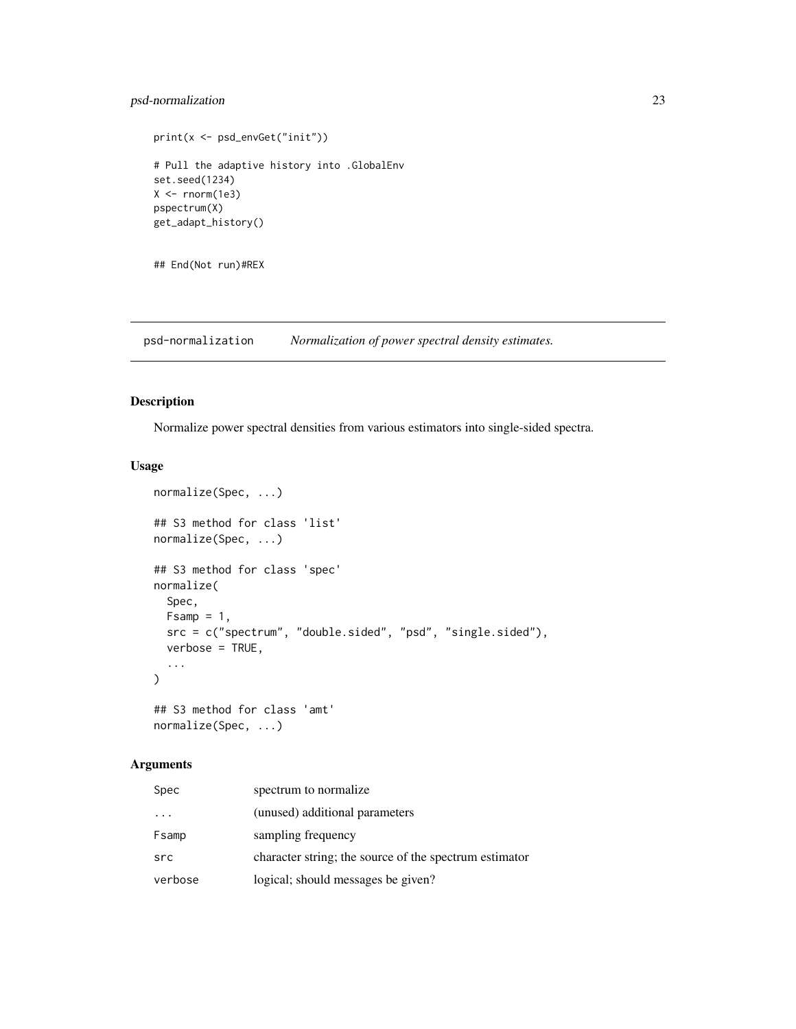```
print(x <- psd_envGet("init"))

# Pull the adaptive history into .GlobalEnv
set.seed(1234)
X <- rnorm(1e3)
pspectrum(X)
get_adapt_history()


## End(Not run)#REX
```

## psd-normalization    *Normalization of power spectral density estimates.*

### Description

Normalize power spectral densities from various estimators into single-sided spectra.

### Usage

```
normalize(Spec, ...)

## S3 method for class 'list'
normalize(Spec, ...)

## S3 method for class 'spec'
normalize(
  Spec,
  Fsamp = 1,
  src = c("spectrum", "double.sided", "psd", "single.sided"),
  verbose = TRUE,
  ...
)

## S3 method for class 'amt'
normalize(Spec, ...)
```

### Arguments

| | |
|---|---|
| `Spec` | spectrum to normalize |
| `...` | (unused) additional parameters |
| `Fsamp` | sampling frequency |
| `src` | character string; the source of the spectrum estimator |
| `verbose` | logical; should messages be given? |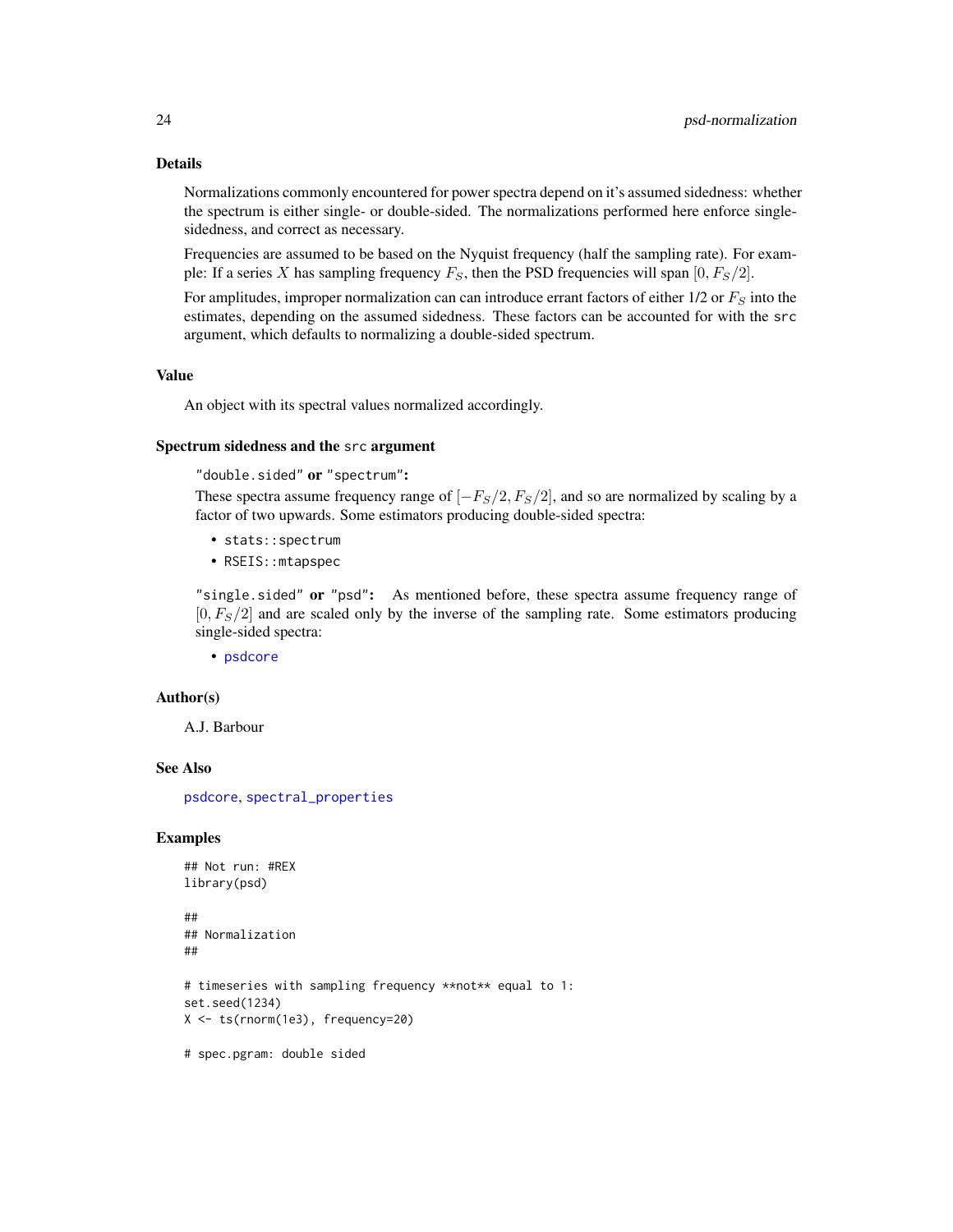## Details

Normalizations commonly encountered for power spectra depend on it's assumed sidedness: whether the spectrum is either single- or double-sided. The normalizations performed here enforce single-sidedness, and correct as necessary.

Frequencies are assumed to be based on the Nyquist frequency (half the sampling rate). For example: If a series $X$ has sampling frequency $F_S$, then the PSD frequencies will span $[0, F_S/2]$.

For amplitudes, improper normalization can can introduce errant factors of either 1/2 or $F_S$ into the estimates, depending on the assumed sidedness. These factors can be accounted for with the `src` argument, which defaults to normalizing a double-sided spectrum.

## Value

An object with its spectral values normalized accordingly.

## Spectrum sidedness and the `src` argument

**`"double.sided"` or `"spectrum"`:**

These spectra assume frequency range of $[-F_S/2, F_S/2]$, and so are normalized by scaling by a factor of two upwards. Some estimators producing double-sided spectra:

- `stats::spectrum`
- `RSEIS::mtapspec`

**`"single.sided"` or `"psd"`:** As mentioned before, these spectra assume frequency range of $[0, F_S/2]$ and are scaled only by the inverse of the sampling rate. Some estimators producing single-sided spectra:

- `psdcore`

## Author(s)

A.J. Barbour

## See Also

`psdcore`, `spectral_properties`

## Examples

```
## Not run: #REX
library(psd)

##
## Normalization
##

# timeseries with sampling frequency **not** equal to 1:
set.seed(1234)
X <- ts(rnorm(1e3), frequency=20)

# spec.pgram: double sided
```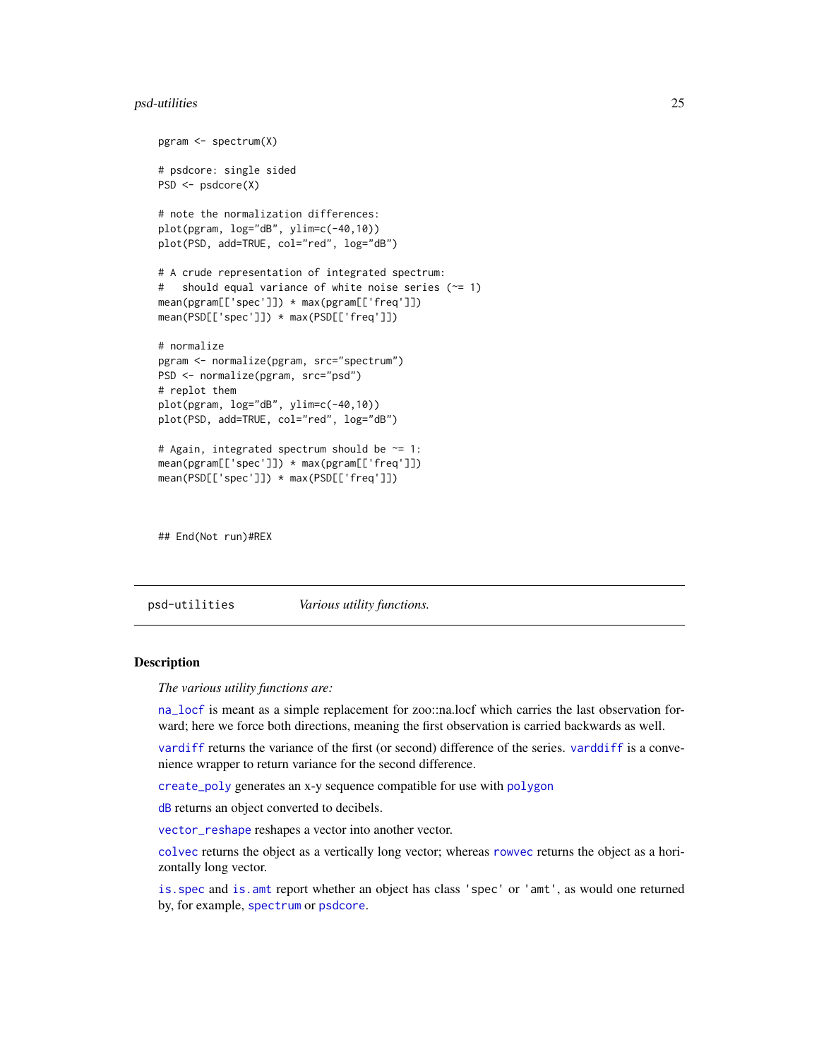```
pgram <- spectrum(X)

# psdcore: single sided
PSD <- psdcore(X)

# note the normalization differences:
plot(pgram, log="dB", ylim=c(-40,10))
plot(PSD, add=TRUE, col="red", log="dB")

# A crude representation of integrated spectrum:
#   should equal variance of white noise series (~= 1)
mean(pgram[['spec']]) * max(pgram[['freq']])
mean(PSD[['spec']]) * max(PSD[['freq']])

# normalize
pgram <- normalize(pgram, src="spectrum")
PSD <- normalize(pgram, src="psd")
# replot them
plot(pgram, log="dB", ylim=c(-40,10))
plot(PSD, add=TRUE, col="red", log="dB")

# Again, integrated spectrum should be ~= 1:
mean(pgram[['spec']]) * max(pgram[['freq']])
mean(PSD[['spec']]) * max(PSD[['freq']])


## End(Not run)#REX
```

---

## psd-utilities *Various utility functions.*

### Description

*The various utility functions are:*

na_locf is meant as a simple replacement for zoo::na.locf which carries the last observation forward; here we force both directions, meaning the first observation is carried backwards as well.

vardiff returns the variance of the first (or second) difference of the series. varddiff is a convenience wrapper to return variance for the second difference.

create_poly generates an x-y sequence compatible for use with polygon

dB returns an object converted to decibels.

vector_reshape reshapes a vector into another vector.

colvec returns the object as a vertically long vector; whereas rowvec returns the object as a horizontally long vector.

is.spec and is.amt report whether an object has class 'spec' or 'amt', as would one returned by, for example, spectrum or psdcore.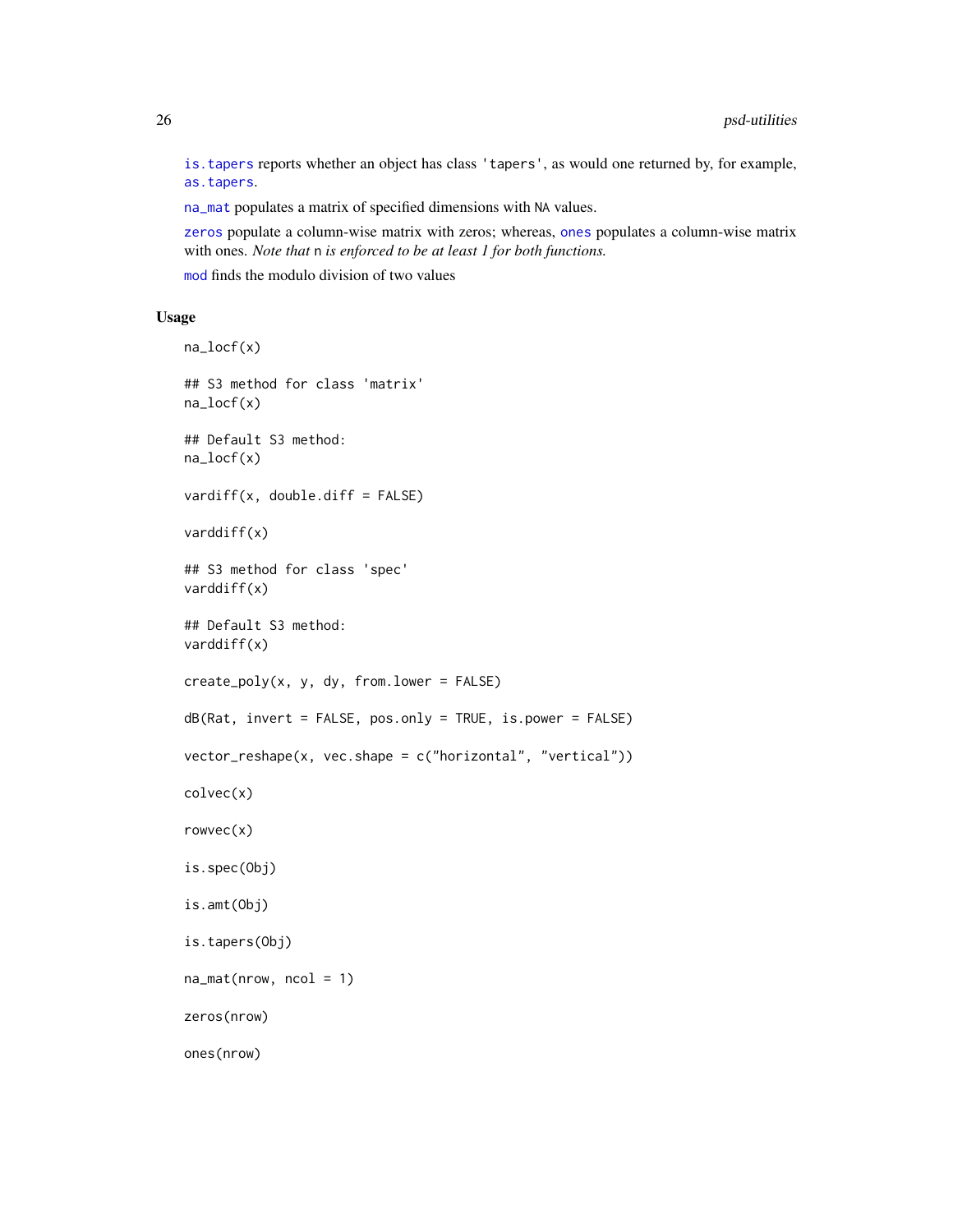`is.tapers` reports whether an object has class 'tapers', as would one returned by, for example, `as.tapers`.

`na_mat` populates a matrix of specified dimensions with NA values.

`zeros` populate a column-wise matrix with zeros; whereas, `ones` populates a column-wise matrix with ones. *Note that* n *is enforced to be at least 1 for both functions.*

`mod` finds the modulo division of two values

### Usage

```
na_locf(x)

## S3 method for class 'matrix'
na_locf(x)

## Default S3 method:
na_locf(x)

vardiff(x, double.diff = FALSE)

varddiff(x)

## S3 method for class 'spec'
varddiff(x)

## Default S3 method:
varddiff(x)

create_poly(x, y, dy, from.lower = FALSE)

dB(Rat, invert = FALSE, pos.only = TRUE, is.power = FALSE)

vector_reshape(x, vec.shape = c("horizontal", "vertical"))

colvec(x)

rowvec(x)

is.spec(Obj)

is.amt(Obj)

is.tapers(Obj)

na_mat(nrow, ncol = 1)

zeros(nrow)

ones(nrow)
```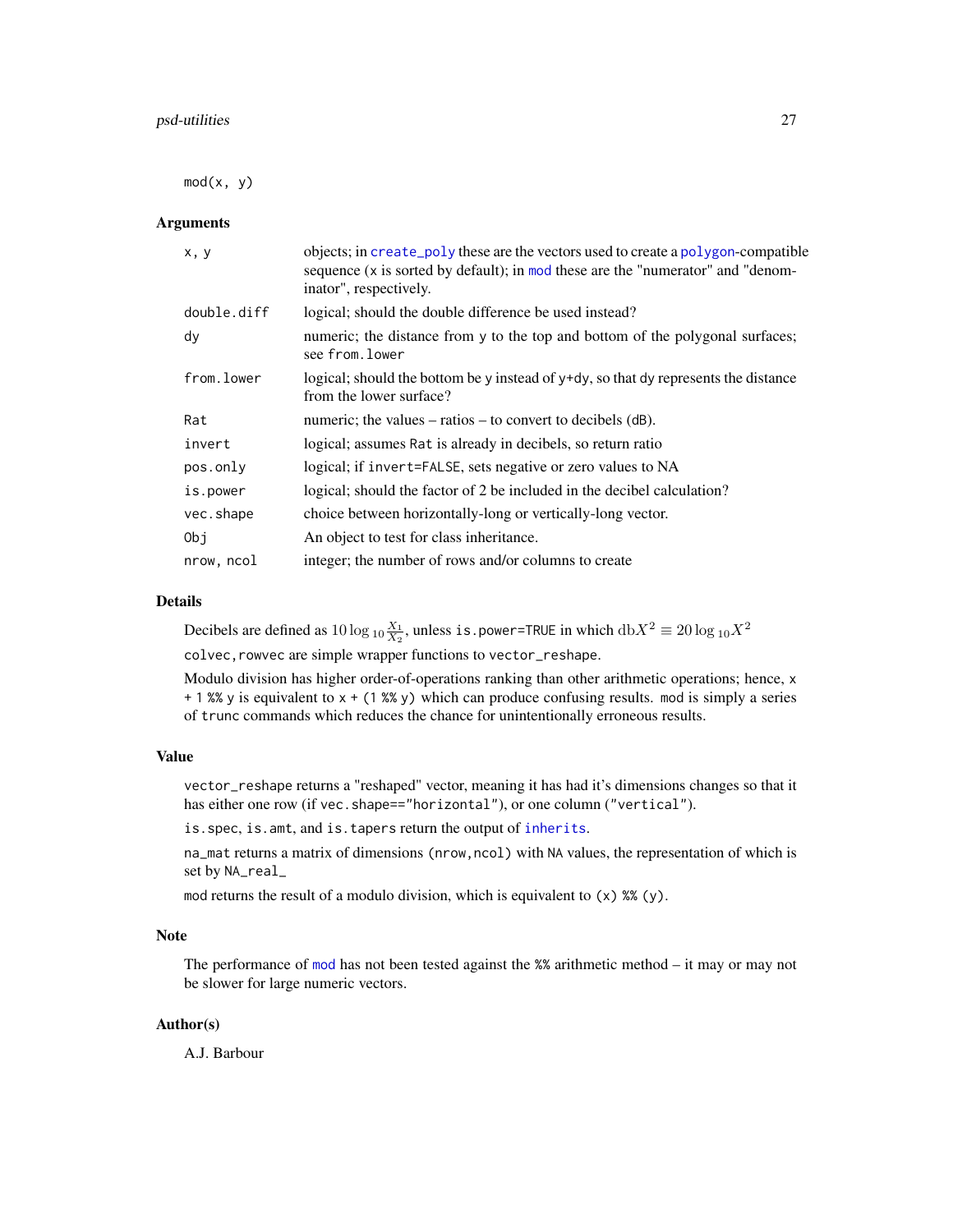```
mod(x, y)
```

## Arguments

| | |
|---|---|
| `x, y` | objects; in `create_poly` these are the vectors used to create a `polygon`-compatible sequence (`x` is sorted by default); in `mod` these are the "numerator" and "denominator", respectively. |
| `double.diff` | logical; should the double difference be used instead? |
| `dy` | numeric; the distance from `y` to the top and bottom of the polygonal surfaces; see `from.lower` |
| `from.lower` | logical; should the bottom be `y` instead of `y+dy`, so that `dy` represents the distance from the lower surface? |
| `Rat` | numeric; the values – ratios – to convert to decibels (`dB`). |
| `invert` | logical; assumes `Rat` is already in decibels, so return ratio |
| `pos.only` | logical; if `invert=FALSE`, sets negative or zero values to NA |
| `is.power` | logical; should the factor of 2 be included in the decibel calculation? |
| `vec.shape` | choice between horizontally-long or vertically-long vector. |
| `Obj` | An object to test for class inheritance. |
| `nrow, ncol` | integer; the number of rows and/or columns to create |

## Details

Decibels are defined as $10 \log_{10} \frac{X_1}{X_2}$, unless `is.power=TRUE` in which $\mathrm{db} X^2 \equiv 20 \log_{10} X^2$

`colvec,rowvec` are simple wrapper functions to `vector_reshape`.

Modulo division has higher order-of-operations ranking than other arithmetic operations; hence, `x + 1 %% y` is equivalent to `x + (1 %% y)` which can produce confusing results. `mod` is simply a series of `trunc` commands which reduces the chance for unintentionally erroneous results.

## Value

`vector_reshape` returns a "reshaped" vector, meaning it has had it's dimensions changes so that it has either one row (if `vec.shape=="horizontal"`), or one column (`"vertical"`).

`is.spec`, `is.amt`, and `is.tapers` return the output of `inherits`.

`na_mat` returns a matrix of dimensions `(nrow,ncol)` with `NA` values, the representation of which is set by `NA_real_`

`mod` returns the result of a modulo division, which is equivalent to `(x) %% (y)`.

## Note

The performance of `mod` has not been tested against the `%%` arithmetic method – it may or may not be slower for large numeric vectors.

## Author(s)

A.J. Barbour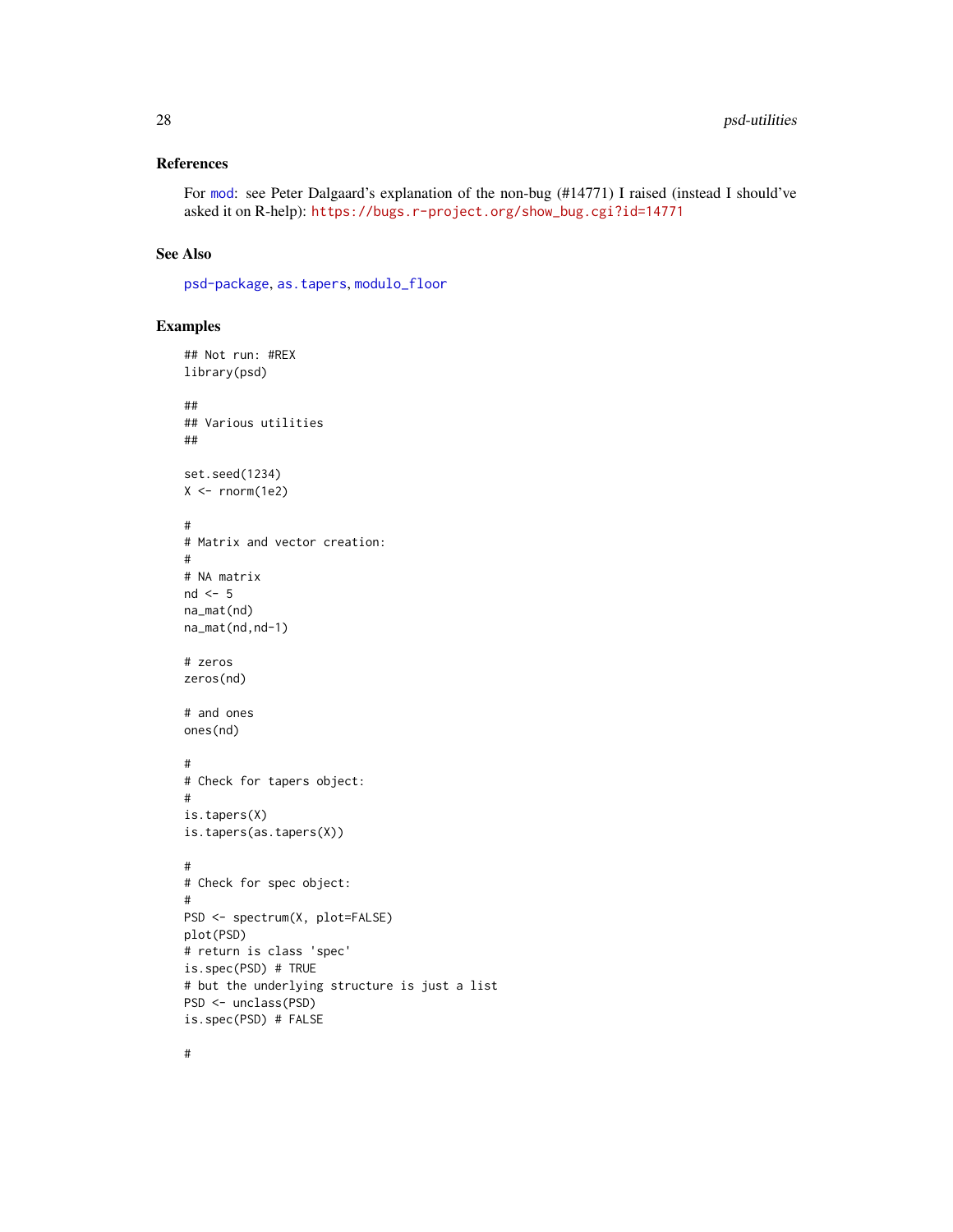### References

For mod: see Peter Dalgaard's explanation of the non-bug (#14771) I raised (instead I should've asked it on R-help): https://bugs.r-project.org/show_bug.cgi?id=14771

### See Also

psd-package, as.tapers, modulo_floor

### Examples

```
## Not run: #REX
library(psd)

##
## Various utilities
##

set.seed(1234)
X <- rnorm(1e2)

#
# Matrix and vector creation:
#
# NA matrix
nd <- 5
na_mat(nd)
na_mat(nd,nd-1)

# zeros
zeros(nd)

# and ones
ones(nd)

#
# Check for tapers object:
#
is.tapers(X)
is.tapers(as.tapers(X))

#
# Check for spec object:
#
PSD <- spectrum(X, plot=FALSE)
plot(PSD)
# return is class 'spec'
is.spec(PSD) # TRUE
# but the underlying structure is just a list
PSD <- unclass(PSD)
is.spec(PSD) # FALSE

#
```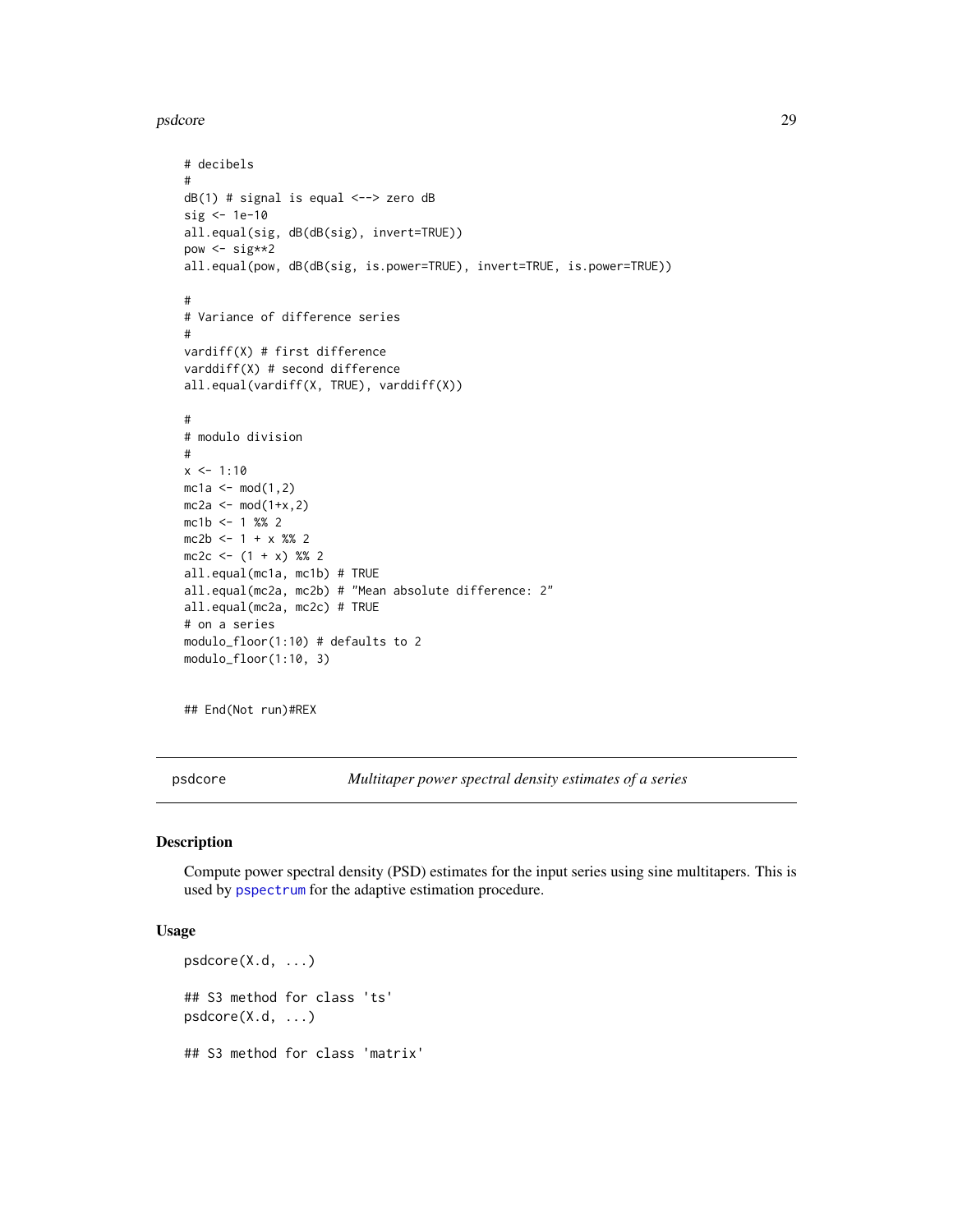```
# decibels
#
dB(1) # signal is equal <--> zero dB
sig <- 1e-10
all.equal(sig, dB(dB(sig), invert=TRUE))
pow <- sig**2
all.equal(pow, dB(dB(sig, is.power=TRUE), invert=TRUE, is.power=TRUE))

#
# Variance of difference series
#
vardiff(X) # first difference
varddiff(X) # second difference
all.equal(vardiff(X, TRUE), varddiff(X))

#
# modulo division
#
x <- 1:10
mc1a <- mod(1,2)
mc2a <- mod(1+x,2)
mc1b <- 1 %% 2
mc2b <- 1 + x %% 2
mc2c <- (1 + x) %% 2
all.equal(mc1a, mc1b) # TRUE
all.equal(mc2a, mc2b) # "Mean absolute difference: 2"
all.equal(mc2a, mc2c) # TRUE
# on a series
modulo_floor(1:10) # defaults to 2
modulo_floor(1:10, 3)


## End(Not run)#REX
```

## psdcore — *Multitaper power spectral density estimates of a series*

### Description

Compute power spectral density (PSD) estimates for the input series using sine multitapers. This is used by pspectrum for the adaptive estimation procedure.

### Usage

```
psdcore(X.d, ...)

## S3 method for class 'ts'
psdcore(X.d, ...)

## S3 method for class 'matrix'
```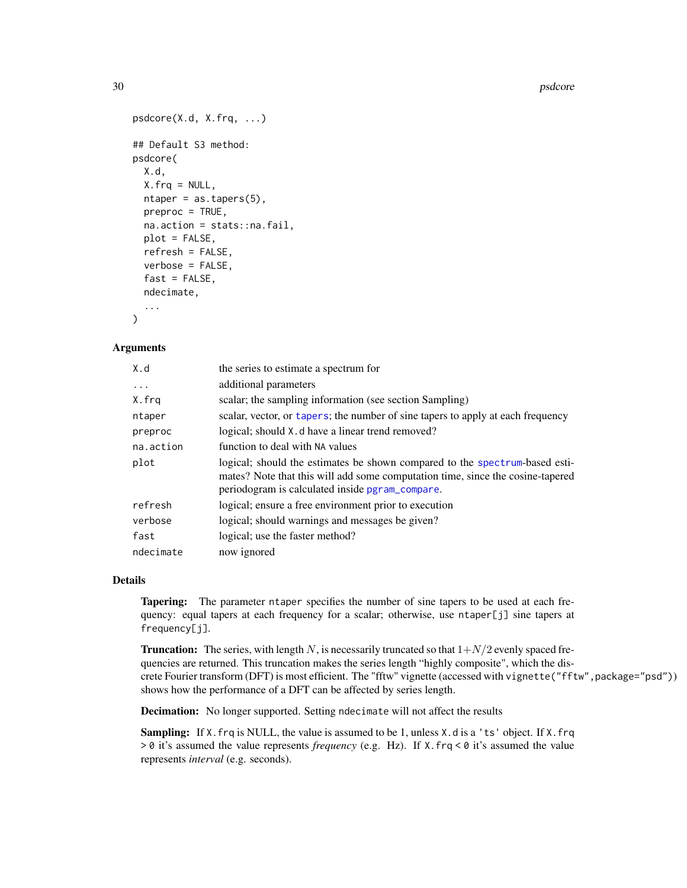```
psdcore(X.d, X.frq, ...)

## Default S3 method:
psdcore(
  X.d,
  X.frq = NULL,
  ntaper = as.tapers(5),
  preproc = TRUE,
  na.action = stats::na.fail,
  plot = FALSE,
  refresh = FALSE,
  verbose = FALSE,
  fast = FALSE,
  ndecimate,
  ...
)
```

## Arguments

| | |
|---|---|
| X.d | the series to estimate a spectrum for |
| ... | additional parameters |
| X.frq | scalar; the sampling information (see section Sampling) |
| ntaper | scalar, vector, or tapers; the number of sine tapers to apply at each frequency |
| preproc | logical; should X.d have a linear trend removed? |
| na.action | function to deal with NA values |
| plot | logical; should the estimates be shown compared to the spectrum-based estimates? Note that this will add some computation time, since the cosine-tapered periodogram is calculated inside pgram_compare. |
| refresh | logical; ensure a free environment prior to execution |
| verbose | logical; should warnings and messages be given? |
| fast | logical; use the faster method? |
| ndecimate | now ignored |

## Details

**Tapering:** The parameter ntaper specifies the number of sine tapers to be used at each frequency: equal tapers at each frequency for a scalar; otherwise, use ntaper[j] sine tapers at frequency[j].

**Truncation:** The series, with length $N$, is necessarily truncated so that $1+N/2$ evenly spaced frequencies are returned. This truncation makes the series length "highly composite", which the discrete Fourier transform (DFT) is most efficient. The "fftw" vignette (accessed with vignette("fftw",package="psd")) shows how the performance of a DFT can be affected by series length.

**Decimation:** No longer supported. Setting ndecimate will not affect the results

**Sampling:** If X.frq is NULL, the value is assumed to be 1, unless X.d is a 'ts' object. If X.frq > 0 it's assumed the value represents *frequency* (e.g. Hz). If X.frq < 0 it's assumed the value represents *interval* (e.g. seconds).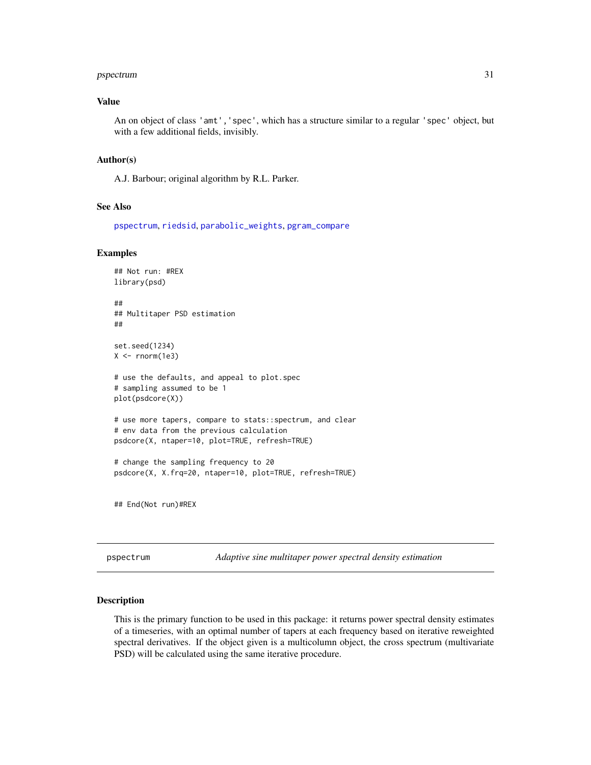## Value

An on object of class 'amt','spec', which has a structure similar to a regular 'spec' object, but with a few additional fields, invisibly.

## Author(s)

A.J. Barbour; original algorithm by R.L. Parker.

## See Also

pspectrum, riedsid, parabolic_weights, pgram_compare

## Examples

```
## Not run: #REX
library(psd)

##
## Multitaper PSD estimation
##

set.seed(1234)
X <- rnorm(1e3)

# use the defaults, and appeal to plot.spec
# sampling assumed to be 1
plot(psdcore(X))

# use more tapers, compare to stats::spectrum, and clear
# env data from the previous calculation
psdcore(X, ntaper=10, plot=TRUE, refresh=TRUE)

# change the sampling frequency to 20
psdcore(X, X.frq=20, ntaper=10, plot=TRUE, refresh=TRUE)


## End(Not run)#REX
```

---

# pspectrum — *Adaptive sine multitaper power spectral density estimation*

---

## Description

This is the primary function to be used in this package: it returns power spectral density estimates of a timeseries, with an optimal number of tapers at each frequency based on iterative reweighted spectral derivatives. If the object given is a multicolumn object, the cross spectrum (multivariate PSD) will be calculated using the same iterative procedure.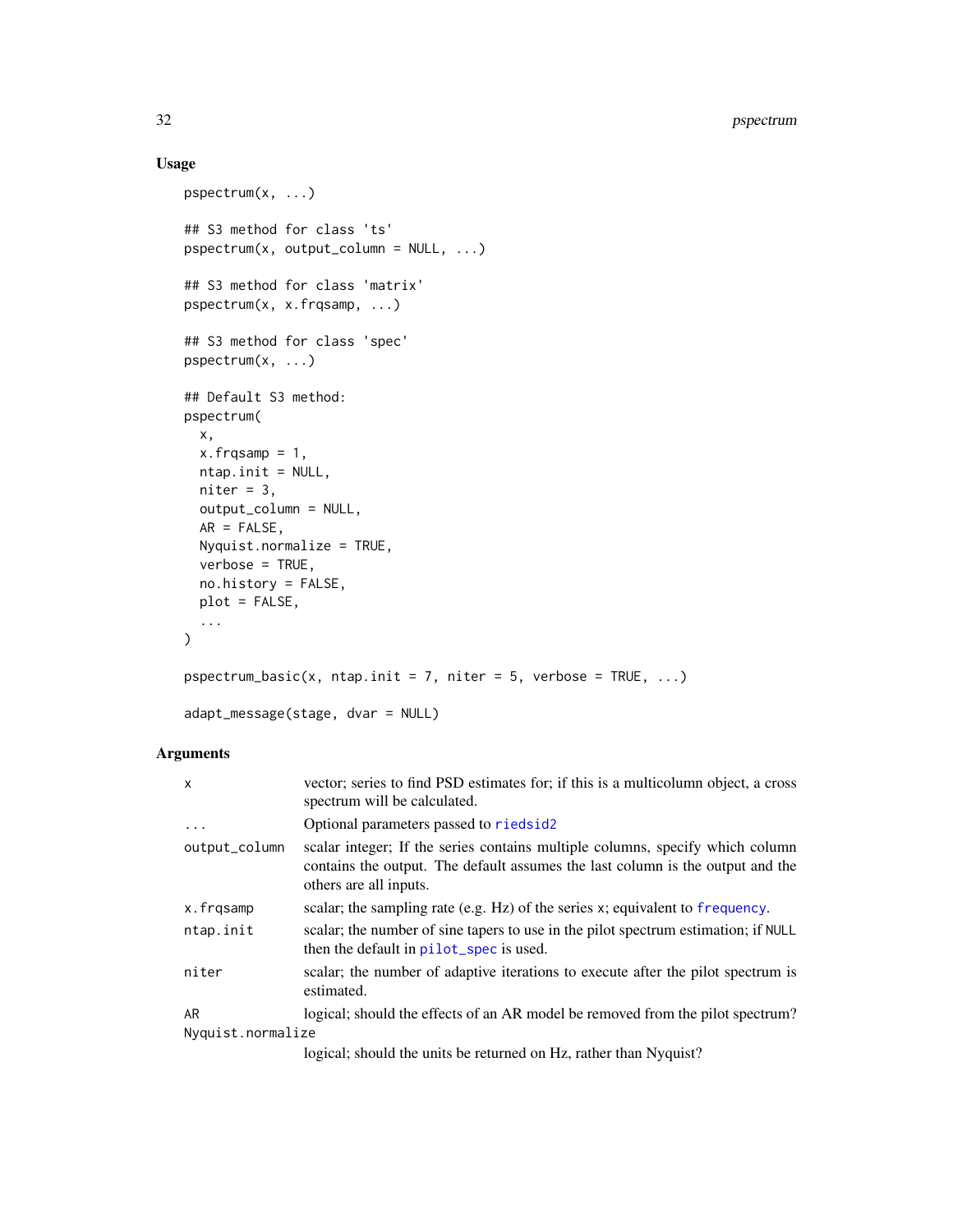## Usage

```
pspectrum(x, ...)

## S3 method for class 'ts'
pspectrum(x, output_column = NULL, ...)

## S3 method for class 'matrix'
pspectrum(x, x.frqsamp, ...)

## S3 method for class 'spec'
pspectrum(x, ...)

## Default S3 method:
pspectrum(
  x,
  x.frqsamp = 1,
  ntap.init = NULL,
  niter = 3,
  output_column = NULL,
  AR = FALSE,
  Nyquist.normalize = TRUE,
  verbose = TRUE,
  no.history = FALSE,
  plot = FALSE,
  ...
)

pspectrum_basic(x, ntap.init = 7, niter = 5, verbose = TRUE, ...)

adapt_message(stage, dvar = NULL)
```

## Arguments

| | |
|---|---|
| `x` | vector; series to find PSD estimates for; if this is a multicolumn object, a cross spectrum will be calculated. |
| `...` | Optional parameters passed to `riedsid2` |
| `output_column` | scalar integer; If the series contains multiple columns, specify which column contains the output. The default assumes the last column is the output and the others are all inputs. |
| `x.frqsamp` | scalar; the sampling rate (e.g. Hz) of the series `x`; equivalent to `frequency`. |
| `ntap.init` | scalar; the number of sine tapers to use in the pilot spectrum estimation; if `NULL` then the default in `pilot_spec` is used. |
| `niter` | scalar; the number of adaptive iterations to execute after the pilot spectrum is estimated. |
| `AR` | logical; should the effects of an AR model be removed from the pilot spectrum? |
| `Nyquist.normalize` | logical; should the units be returned on Hz, rather than Nyquist? |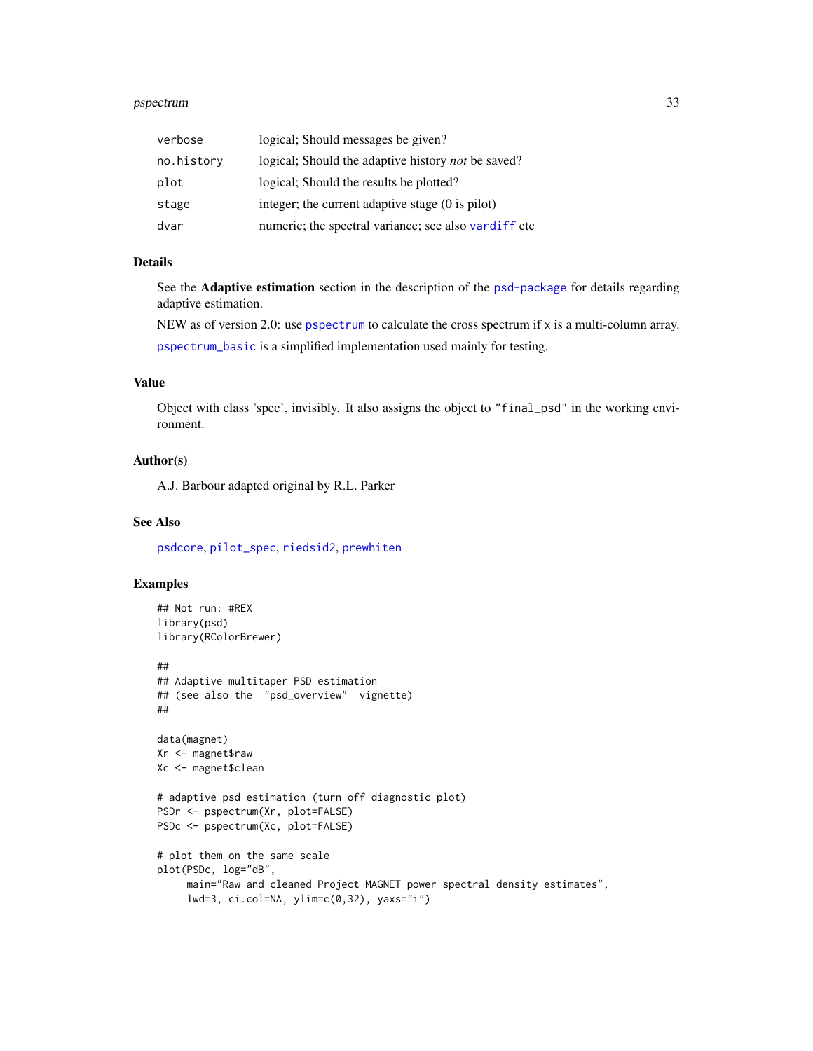| | |
|---|---|
| verbose | logical; Should messages be given? |
| no.history | logical; Should the adaptive history *not* be saved? |
| plot | logical; Should the results be plotted? |
| stage | integer; the current adaptive stage (0 is pilot) |
| dvar | numeric; the spectral variance; see also vardiff etc |

### Details

See the **Adaptive estimation** section in the description of the psd-package for details regarding adaptive estimation.

NEW as of version 2.0: use pspectrum to calculate the cross spectrum if x is a multi-column array.

pspectrum_basic is a simplified implementation used mainly for testing.

### Value

Object with class 'spec', invisibly. It also assigns the object to "final_psd" in the working environment.

### Author(s)

A.J. Barbour adapted original by R.L. Parker

### See Also

psdcore, pilot_spec, riedsid2, prewhiten

### Examples

```
## Not run: #REX
library(psd)
library(RColorBrewer)

##
## Adaptive multitaper PSD estimation
## (see also the  "psd_overview"  vignette)
##

data(magnet)
Xr <- magnet$raw
Xc <- magnet$clean

# adaptive psd estimation (turn off diagnostic plot)
PSDr <- pspectrum(Xr, plot=FALSE)
PSDc <- pspectrum(Xc, plot=FALSE)

# plot them on the same scale
plot(PSDc, log="dB",
     main="Raw and cleaned Project MAGNET power spectral density estimates",
     lwd=3, ci.col=NA, ylim=c(0,32), yaxs="i")
```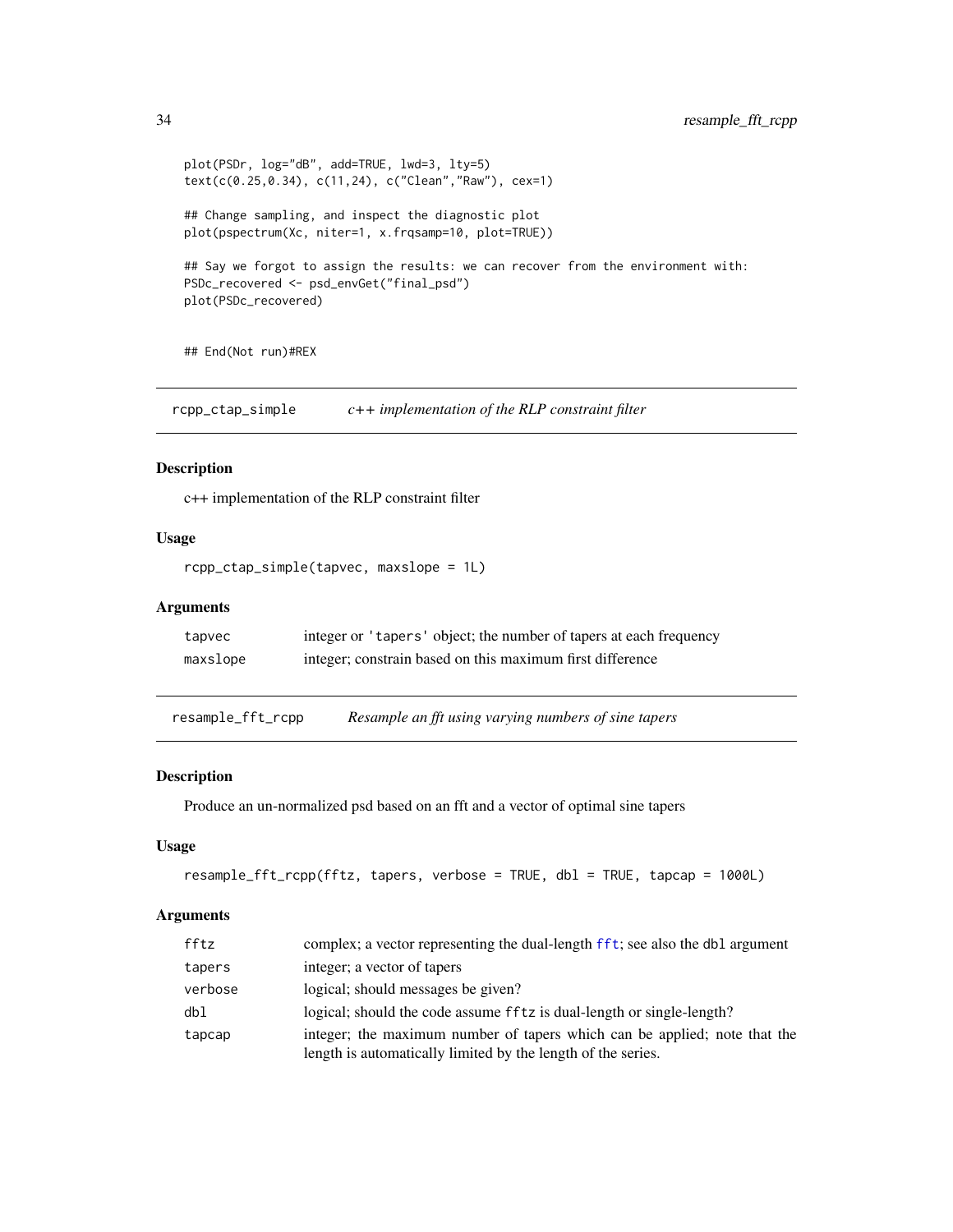```
plot(PSDr, log="dB", add=TRUE, lwd=3, lty=5)
text(c(0.25,0.34), c(11,24), c("Clean","Raw"), cex=1)

## Change sampling, and inspect the diagnostic plot
plot(pspectrum(Xc, niter=1, x.frqsamp=10, plot=TRUE))

## Say we forgot to assign the results: we can recover from the environment with:
PSDc_recovered <- psd_envGet("final_psd")
plot(PSDc_recovered)


## End(Not run)#REX
```

## rcpp_ctap_simple — *c++ implementation of the RLP constraint filter*

### Description

c++ implementation of the RLP constraint filter

### Usage

```
rcpp_ctap_simple(tapvec, maxslope = 1L)
```

### Arguments

| | |
|---|---|
| tapvec | integer or 'tapers' object; the number of tapers at each frequency |
| maxslope | integer; constrain based on this maximum first difference |

## resample_fft_rcpp — *Resample an fft using varying numbers of sine tapers*

### Description

Produce an un-normalized psd based on an fft and a vector of optimal sine tapers

### Usage

```
resample_fft_rcpp(fftz, tapers, verbose = TRUE, dbl = TRUE, tapcap = 1000L)
```

### Arguments

| | |
|---|---|
| fftz | complex; a vector representing the dual-length fft; see also the dbl argument |
| tapers | integer; a vector of tapers |
| verbose | logical; should messages be given? |
| dbl | logical; should the code assume fftz is dual-length or single-length? |
| tapcap | integer; the maximum number of tapers which can be applied; note that the length is automatically limited by the length of the series. |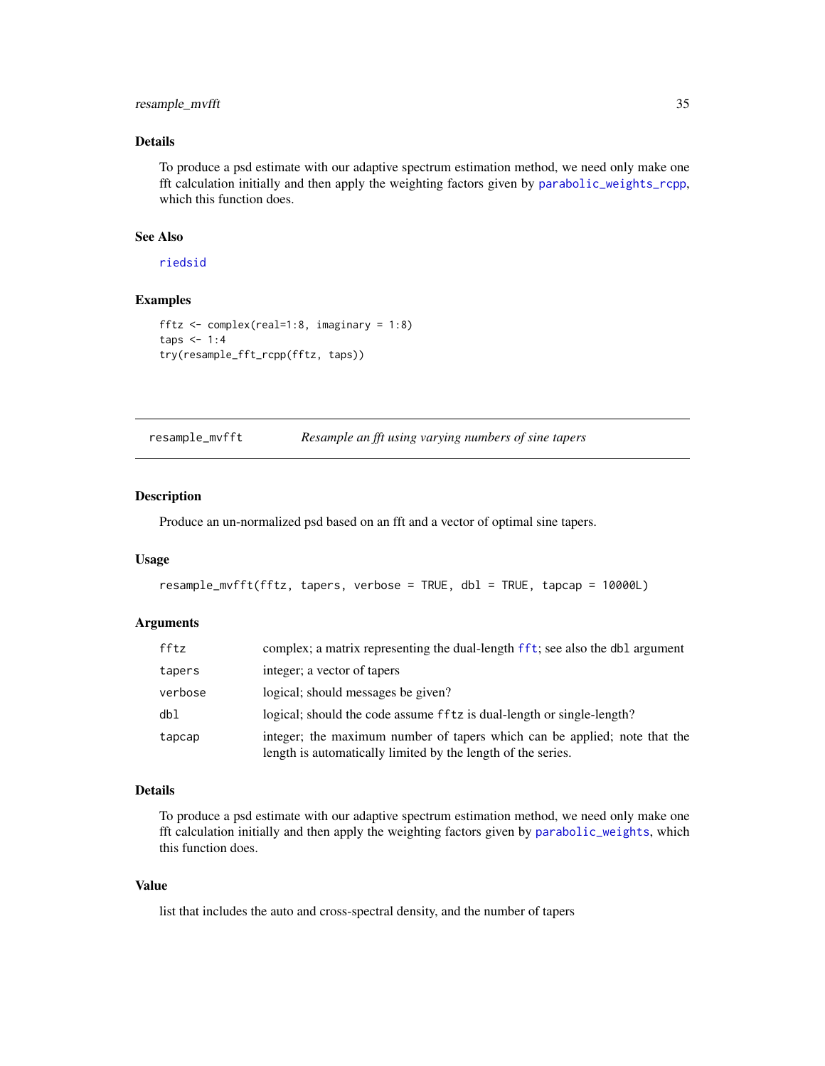### Details

To produce a psd estimate with our adaptive spectrum estimation method, we need only make one fft calculation initially and then apply the weighting factors given by parabolic_weights_rcpp, which this function does.

### See Also

riedsid

### Examples

```
fftz <- complex(real=1:8, imaginary = 1:8)
taps <- 1:4
try(resample_fft_rcpp(fftz, taps))
```

---

## resample_mvfft — *Resample an fft using varying numbers of sine tapers*

### Description

Produce an un-normalized psd based on an fft and a vector of optimal sine tapers.

### Usage

```
resample_mvfft(fftz, tapers, verbose = TRUE, dbl = TRUE, tapcap = 10000L)
```

### Arguments

| | |
|---|---|
| fftz | complex; a matrix representing the dual-length fft; see also the dbl argument |
| tapers | integer; a vector of tapers |
| verbose | logical; should messages be given? |
| dbl | logical; should the code assume fftz is dual-length or single-length? |
| tapcap | integer; the maximum number of tapers which can be applied; note that the length is automatically limited by the length of the series. |

### Details

To produce a psd estimate with our adaptive spectrum estimation method, we need only make one fft calculation initially and then apply the weighting factors given by parabolic_weights, which this function does.

### Value

list that includes the auto and cross-spectral density, and the number of tapers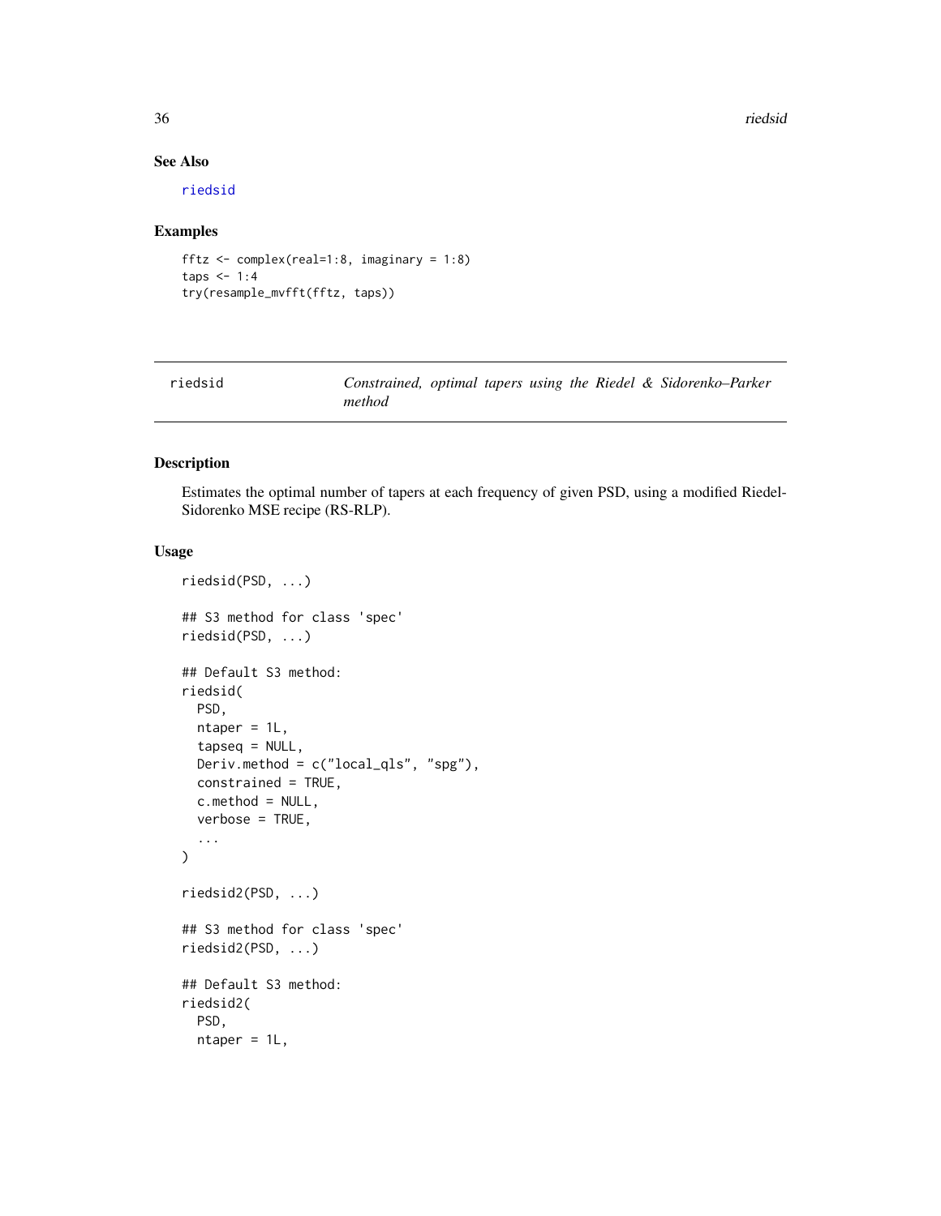## See Also

riedsid

## Examples

```
fftz <- complex(real=1:8, imaginary = 1:8)
taps <- 1:4
try(resample_mvfft(fftz, taps))
```

---

riedsid — *Constrained, optimal tapers using the Riedel & Sidorenko–Parker method*

---

## Description

Estimates the optimal number of tapers at each frequency of given PSD, using a modified Riedel-Sidorenko MSE recipe (RS-RLP).

## Usage

```
riedsid(PSD, ...)

## S3 method for class 'spec'
riedsid(PSD, ...)

## Default S3 method:
riedsid(
  PSD,
  ntaper = 1L,
  tapseq = NULL,
  Deriv.method = c("local_qls", "spg"),
  constrained = TRUE,
  c.method = NULL,
  verbose = TRUE,
  ...
)

riedsid2(PSD, ...)

## S3 method for class 'spec'
riedsid2(PSD, ...)

## Default S3 method:
riedsid2(
  PSD,
  ntaper = 1L,
```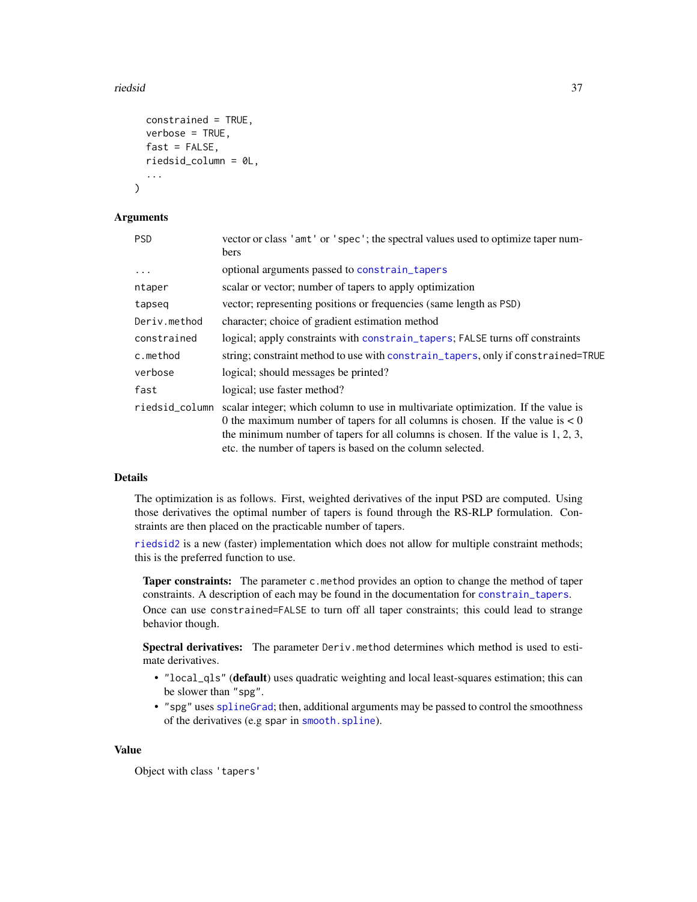```
  constrained = TRUE,
  verbose = TRUE,
  fast = FALSE,
  riedsid_column = 0L,
  ...
)
```

## Arguments

| | |
|---|---|
| `PSD` | vector or class `'amt'` or `'spec'`; the spectral values used to optimize taper numbers |
| `...` | optional arguments passed to `constrain_tapers` |
| `ntaper` | scalar or vector; number of tapers to apply optimization |
| `tapseq` | vector; representing positions or frequencies (same length as `PSD`) |
| `Deriv.method` | character; choice of gradient estimation method |
| `constrained` | logical; apply constraints with `constrain_tapers`; `FALSE` turns off constraints |
| `c.method` | string; constraint method to use with `constrain_tapers`, only if `constrained=TRUE` |
| `verbose` | logical; should messages be printed? |
| `fast` | logical; use faster method? |
| `riedsid_column` | scalar integer; which column to use in multivariate optimization. If the value is 0 the maximum number of tapers for all columns is chosen. If the value is < 0 the minimum number of tapers for all columns is chosen. If the value is 1, 2, 3, etc. the number of tapers is based on the column selected. |

## Details

The optimization is as follows. First, weighted derivatives of the input PSD are computed. Using those derivatives the optimal number of tapers is found through the RS-RLP formulation. Constraints are then placed on the practicable number of tapers.

`riedsid2` is a new (faster) implementation which does not allow for multiple constraint methods; this is the preferred function to use.

**Taper constraints:** The parameter `c.method` provides an option to change the method of taper constraints. A description of each may be found in the documentation for `constrain_tapers`.

Once can use `constrained=FALSE` to turn off all taper constraints; this could lead to strange behavior though.

**Spectral derivatives:** The parameter `Deriv.method` determines which method is used to estimate derivatives.

- `"local_qls"` (**default**) uses quadratic weighting and local least-squares estimation; this can be slower than `"spg"`.
- `"spg"` uses `splineGrad`; then, additional arguments may be passed to control the smoothness of the derivatives (e.g `spar` in `smooth.spline`).

## Value

Object with class `'tapers'`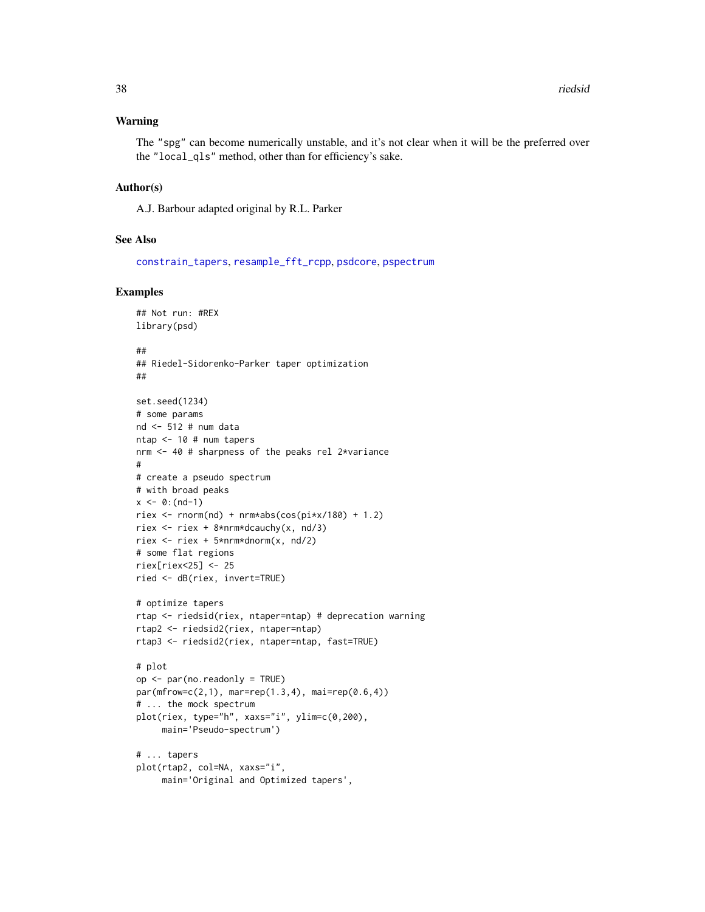## Warning

The "spg" can become numerically unstable, and it's not clear when it will be the preferred over the "local_qls" method, other than for efficiency's sake.

## Author(s)

A.J. Barbour adapted original by R.L. Parker

## See Also

constrain_tapers, resample_fft_rcpp, psdcore, pspectrum

## Examples

```
## Not run: #REX
library(psd)

##
## Riedel-Sidorenko-Parker taper optimization
##

set.seed(1234)
# some params
nd <- 512 # num data
ntap <- 10 # num tapers
nrm <- 40 # sharpness of the peaks rel 2*variance
#
# create a pseudo spectrum
# with broad peaks
x <- 0:(nd-1)
riex <- rnorm(nd) + nrm*abs(cos(pi*x/180) + 1.2)
riex <- riex + 8*nrm*dcauchy(x, nd/3)
riex <- riex + 5*nrm*dnorm(x, nd/2)
# some flat regions
riex[riex<25] <- 25
ried <- dB(riex, invert=TRUE)

# optimize tapers
rtap <- riedsid(riex, ntaper=ntap) # deprecation warning
rtap2 <- riedsid2(riex, ntaper=ntap)
rtap3 <- riedsid2(riex, ntaper=ntap, fast=TRUE)

# plot
op <- par(no.readonly = TRUE)
par(mfrow=c(2,1), mar=rep(1.3,4), mai=rep(0.6,4))
# ... the mock spectrum
plot(riex, type="h", xaxs="i", ylim=c(0,200),
     main='Pseudo-spectrum')

# ... tapers
plot(rtap2, col=NA, xaxs="i",
     main='Original and Optimized tapers',
```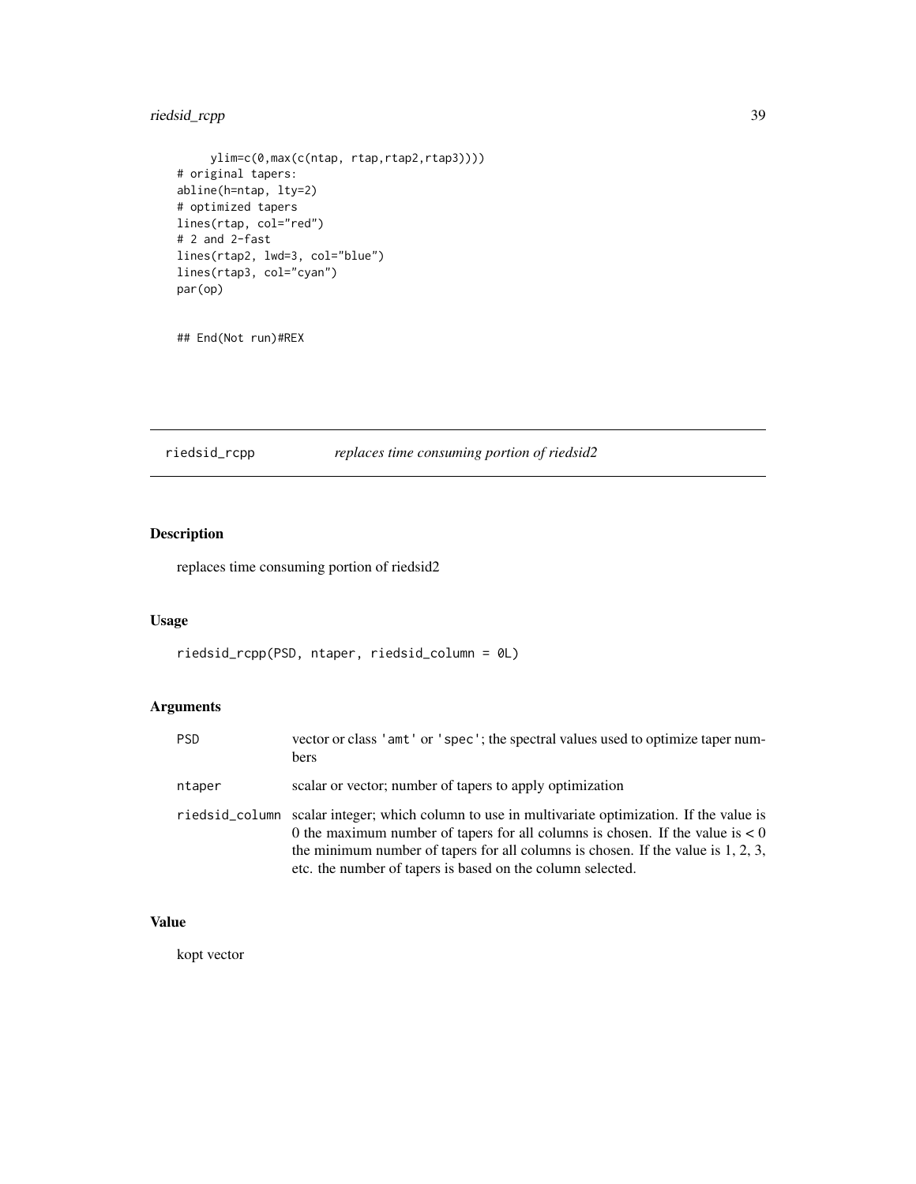```
     ylim=c(0,max(c(ntap, rtap,rtap2,rtap3))))
# original tapers:
abline(h=ntap, lty=2)
# optimized tapers
lines(rtap, col="red")
# 2 and 2-fast
lines(rtap2, lwd=3, col="blue")
lines(rtap3, col="cyan")
par(op)

## End(Not run)#REX
```

---

## riedsid_rcpp — *replaces time consuming portion of riedsid2*

### Description

replaces time consuming portion of riedsid2

### Usage

```
riedsid_rcpp(PSD, ntaper, riedsid_column = 0L)
```

### Arguments

| | |
|---|---|
| PSD | vector or class 'amt' or 'spec'; the spectral values used to optimize taper numbers |
| ntaper | scalar or vector; number of tapers to apply optimization |
| riedsid_column | scalar integer; which column to use in multivariate optimization. If the value is 0 the maximum number of tapers for all columns is chosen. If the value is < 0 the minimum number of tapers for all columns is chosen. If the value is 1, 2, 3, etc. the number of tapers is based on the column selected. |

### Value

kopt vector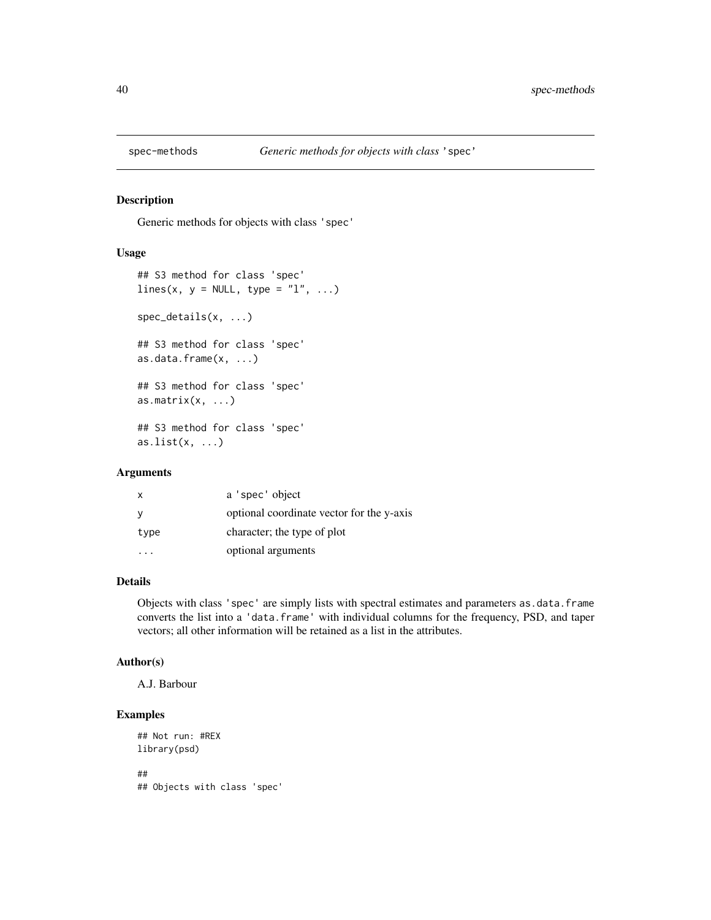spec-methods *Generic methods for objects with class* 'spec'

## Description

Generic methods for objects with class 'spec'

## Usage

```
## S3 method for class 'spec'
lines(x, y = NULL, type = "l", ...)

spec_details(x, ...)

## S3 method for class 'spec'
as.data.frame(x, ...)

## S3 method for class 'spec'
as.matrix(x, ...)

## S3 method for class 'spec'
as.list(x, ...)
```

## Arguments

| | |
|---|---|
| x | a 'spec' object |
| y | optional coordinate vector for the y-axis |
| type | character; the type of plot |
| ... | optional arguments |

## Details

Objects with class 'spec' are simply lists with spectral estimates and parameters as.data.frame converts the list into a 'data.frame' with individual columns for the frequency, PSD, and taper vectors; all other information will be retained as a list in the attributes.

## Author(s)

A.J. Barbour

## Examples

```
## Not run: #REX
library(psd)

##
## Objects with class 'spec'
```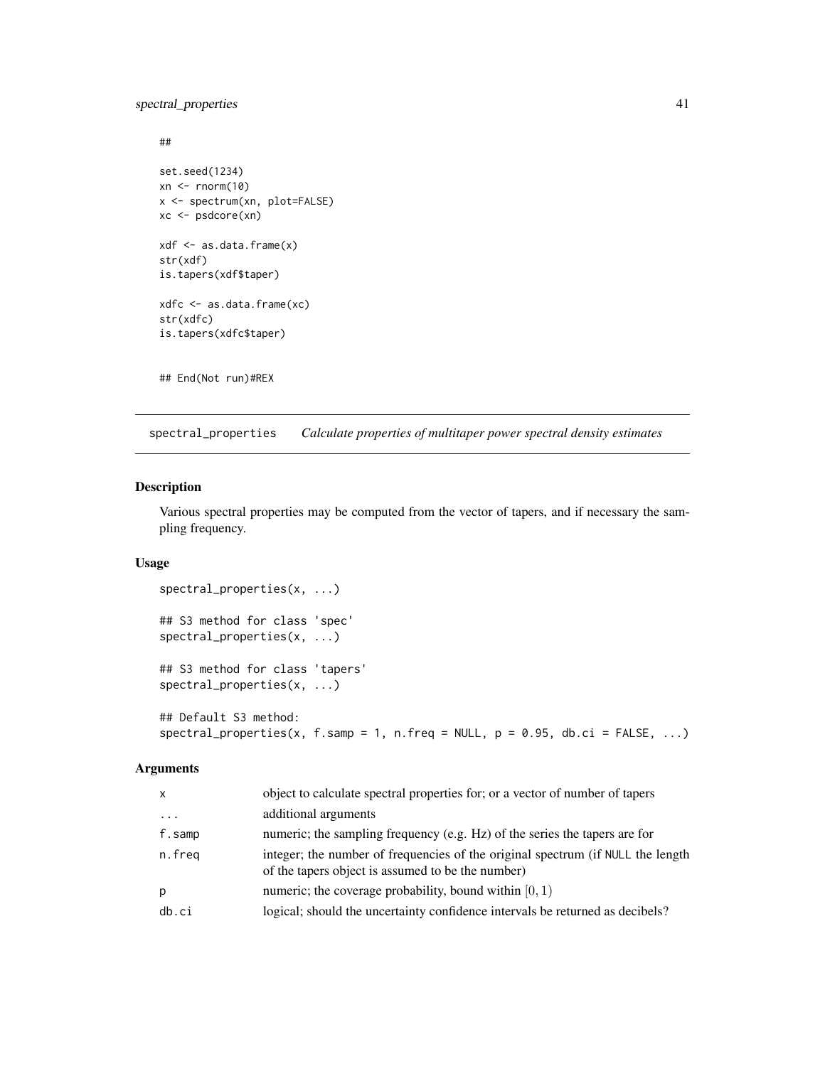```
##

set.seed(1234)
xn <- rnorm(10)
x <- spectrum(xn, plot=FALSE)
xc <- psdcore(xn)

xdf <- as.data.frame(x)
str(xdf)
is.tapers(xdf$taper)

xdfc <- as.data.frame(xc)
str(xdfc)
is.tapers(xdfc$taper)


## End(Not run)#REX
```

---

spectral_properties    *Calculate properties of multitaper power spectral density estimates*

---

## Description

Various spectral properties may be computed from the vector of tapers, and if necessary the sampling frequency.

## Usage

```
spectral_properties(x, ...)

## S3 method for class 'spec'
spectral_properties(x, ...)

## S3 method for class 'tapers'
spectral_properties(x, ...)

## Default S3 method:
spectral_properties(x, f.samp = 1, n.freq = NULL, p = 0.95, db.ci = FALSE, ...)
```

## Arguments

| | |
|---|---|
| `x` | object to calculate spectral properties for; or a vector of number of tapers |
| `...` | additional arguments |
| `f.samp` | numeric; the sampling frequency (e.g. Hz) of the series the tapers are for |
| `n.freq` | integer; the number of frequencies of the original spectrum (if `NULL` the length of the tapers object is assumed to be the number) |
| `p` | numeric; the coverage probability, bound within $[0, 1)$ |
| `db.ci` | logical; should the uncertainty confidence intervals be returned as decibels? |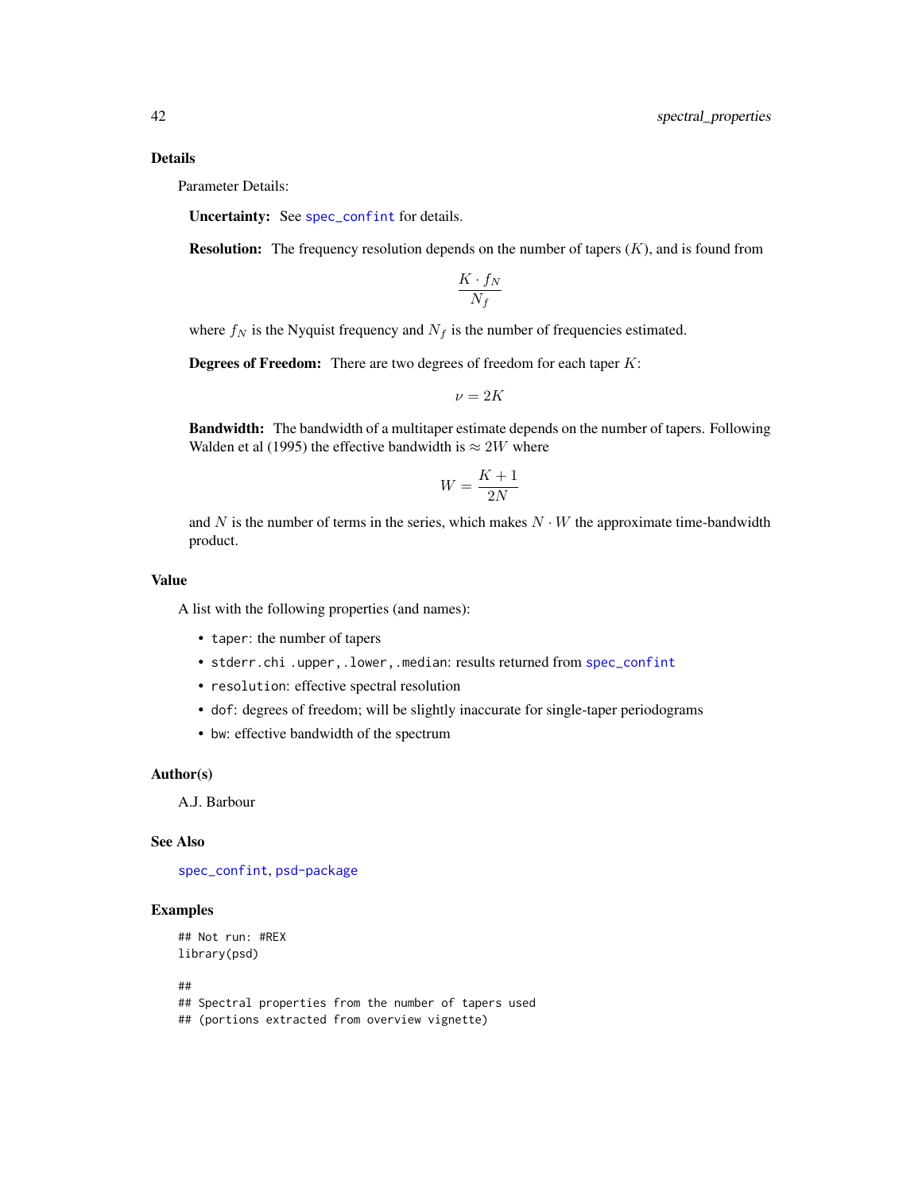## Details

Parameter Details:

**Uncertainty:** See `spec_confint` for details.

**Resolution:** The frequency resolution depends on the number of tapers ($K$), and is found from

$$\frac{K \cdot f_N}{N_f}$$

where $f_N$ is the Nyquist frequency and $N_f$ is the number of frequencies estimated.

**Degrees of Freedom:** There are two degrees of freedom for each taper $K$:

$$\nu = 2K$$

**Bandwidth:** The bandwidth of a multitaper estimate depends on the number of tapers. Following Walden et al (1995) the effective bandwidth is $\approx 2W$ where

$$W = \frac{K+1}{2N}$$

and $N$ is the number of terms in the series, which makes $N \cdot W$ the approximate time-bandwidth product.

## Value

A list with the following properties (and names):

- `taper`: the number of tapers
- `stderr.chi .upper,.lower,.median`: results returned from `spec_confint`
- `resolution`: effective spectral resolution
- `dof`: degrees of freedom; will be slightly inaccurate for single-taper periodograms
- `bw`: effective bandwidth of the spectrum

## Author(s)

A.J. Barbour

## See Also

`spec_confint`, `psd-package`

## Examples

```
## Not run: #REX
library(psd)

##
## Spectral properties from the number of tapers used
## (portions extracted from overview vignette)
```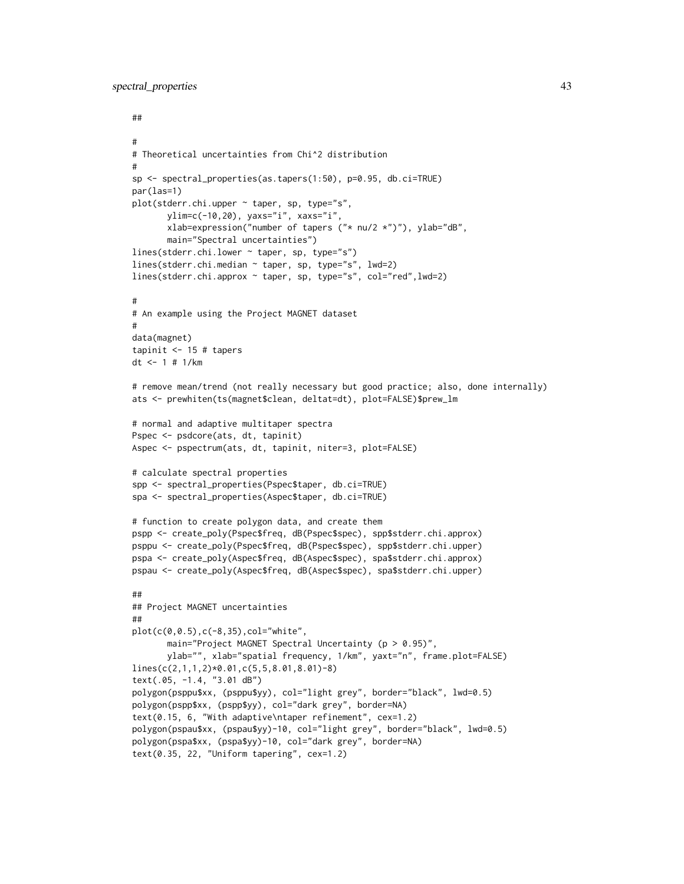```
##

#
# Theoretical uncertainties from Chi^2 distribution
#
sp <- spectral_properties(as.tapers(1:50), p=0.95, db.ci=TRUE)
par(las=1)
plot(stderr.chi.upper ~ taper, sp, type="s",
       ylim=c(-10,20), yaxs="i", xaxs="i",
       xlab=expression("number of tapers ("* nu/2 *")"), ylab="dB",
       main="Spectral uncertainties")
lines(stderr.chi.lower ~ taper, sp, type="s")
lines(stderr.chi.median ~ taper, sp, type="s", lwd=2)
lines(stderr.chi.approx ~ taper, sp, type="s", col="red",lwd=2)

#
# An example using the Project MAGNET dataset
#
data(magnet)
tapinit <- 15 # tapers
dt <- 1 # 1/km

# remove mean/trend (not really necessary but good practice; also, done internally)
ats <- prewhiten(ts(magnet$clean, deltat=dt), plot=FALSE)$prew_lm

# normal and adaptive multitaper spectra
Pspec <- psdcore(ats, dt, tapinit)
Aspec <- pspectrum(ats, dt, tapinit, niter=3, plot=FALSE)

# calculate spectral properties
spp <- spectral_properties(Pspec$taper, db.ci=TRUE)
spa <- spectral_properties(Aspec$taper, db.ci=TRUE)

# function to create polygon data, and create them
pspp <- create_poly(Pspec$freq, dB(Pspec$spec), spp$stderr.chi.approx)
psppu <- create_poly(Pspec$freq, dB(Pspec$spec), spp$stderr.chi.upper)
pspa <- create_poly(Aspec$freq, dB(Aspec$spec), spa$stderr.chi.approx)
pspau <- create_poly(Aspec$freq, dB(Aspec$spec), spa$stderr.chi.upper)

##
## Project MAGNET uncertainties
##
plot(c(0,0.5),c(-8,35),col="white",
       main="Project MAGNET Spectral Uncertainty (p > 0.95)",
       ylab="", xlab="spatial frequency, 1/km", yaxt="n", frame.plot=FALSE)
lines(c(2,1,1,2)*0.01,c(5,5,8.01,8.01)-8)
text(.05, -1.4, "3.01 dB")
polygon(psppu$xx, (psppu$yy), col="light grey", border="black", lwd=0.5)
polygon(pspp$xx, (pspp$yy), col="dark grey", border=NA)
text(0.15, 6, "With adaptive\ntaper refinement", cex=1.2)
polygon(pspau$xx, (pspau$yy)-10, col="light grey", border="black", lwd=0.5)
polygon(pspa$xx, (pspa$yy)-10, col="dark grey", border=NA)
text(0.35, 22, "Uniform tapering", cex=1.2)
```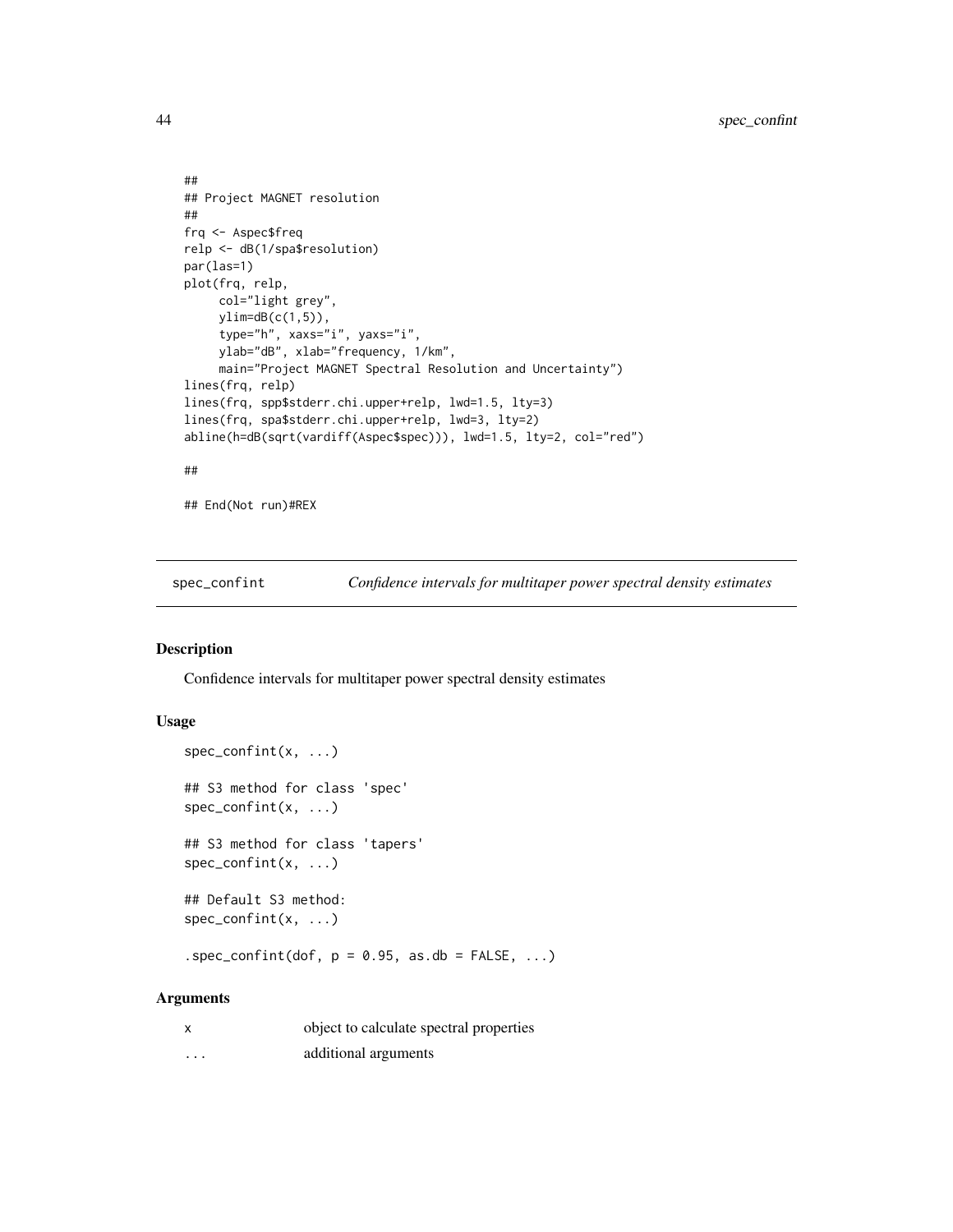```
##
## Project MAGNET resolution
##
frq <- Aspec$freq
relp <- dB(1/spa$resolution)
par(las=1)
plot(frq, relp,
     col="light grey",
     ylim=dB(c(1,5)),
     type="h", xaxs="i", yaxs="i",
     ylab="dB", xlab="frequency, 1/km",
     main="Project MAGNET Spectral Resolution and Uncertainty")
lines(frq, relp)
lines(frq, spp$stderr.chi.upper+relp, lwd=1.5, lty=3)
lines(frq, spa$stderr.chi.upper+relp, lwd=3, lty=2)
abline(h=dB(sqrt(vardiff(Aspec$spec))), lwd=1.5, lty=2, col="red")

##

## End(Not run)#REX
```

---

`spec_confint` — *Confidence intervals for multitaper power spectral density estimates*

---

### Description

Confidence intervals for multitaper power spectral density estimates

### Usage

```
spec_confint(x, ...)

## S3 method for class 'spec'
spec_confint(x, ...)

## S3 method for class 'tapers'
spec_confint(x, ...)

## Default S3 method:
spec_confint(x, ...)

.spec_confint(dof, p = 0.95, as.db = FALSE, ...)
```

### Arguments

| | |
|---|---|
| `x` | object to calculate spectral properties |
| `...` | additional arguments |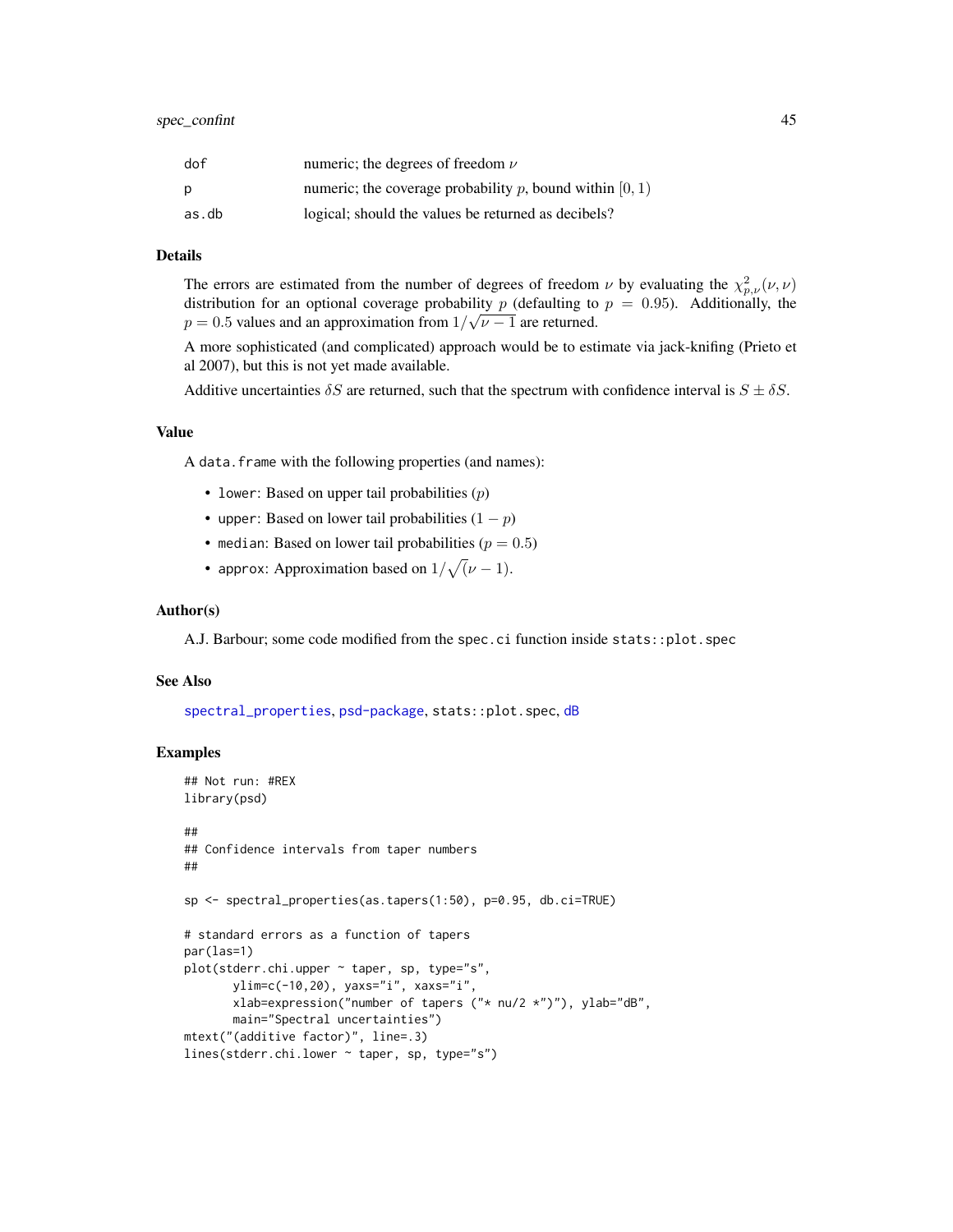| | |
|---|---|
| dof | numeric; the degrees of freedom $\nu$ |
| p | numeric; the coverage probability $p$, bound within $[0, 1)$ |
| as.db | logical; should the values be returned as decibels? |

## Details

The errors are estimated from the number of degrees of freedom $\nu$ by evaluating the $\chi^2_{p,\nu}(\nu, \nu)$ distribution for an optional coverage probability $p$ (defaulting to $p = 0.95$). Additionally, the $p = 0.5$ values and an approximation from $1/\sqrt{\nu - 1}$ are returned.

A more sophisticated (and complicated) approach would be to estimate via jack-knifing (Prieto et al 2007), but this is not yet made available.

Additive uncertainties $\delta S$ are returned, such that the spectrum with confidence interval is $S \pm \delta S$.

## Value

A `data.frame` with the following properties (and names):

- `lower`: Based on upper tail probabilities ($p$)
- `upper`: Based on lower tail probabilities ($1 - p$)
- `median`: Based on lower tail probabilities ($p = 0.5$)
- `approx`: Approximation based on $1/\sqrt(\nu - 1)$.

## Author(s)

A.J. Barbour; some code modified from the `spec.ci` function inside `stats::plot.spec`

## See Also

`spectral_properties`, `psd-package`, `stats::plot.spec`, `dB`

## Examples

```
## Not run: #REX
library(psd)

##
## Confidence intervals from taper numbers
##

sp <- spectral_properties(as.tapers(1:50), p=0.95, db.ci=TRUE)

# standard errors as a function of tapers
par(las=1)
plot(stderr.chi.upper ~ taper, sp, type="s",
       ylim=c(-10,20), yaxs="i", xaxs="i",
       xlab=expression("number of tapers ("* nu/2 *")"), ylab="dB",
       main="Spectral uncertainties")
mtext("(additive factor)", line=.3)
lines(stderr.chi.lower ~ taper, sp, type="s")
```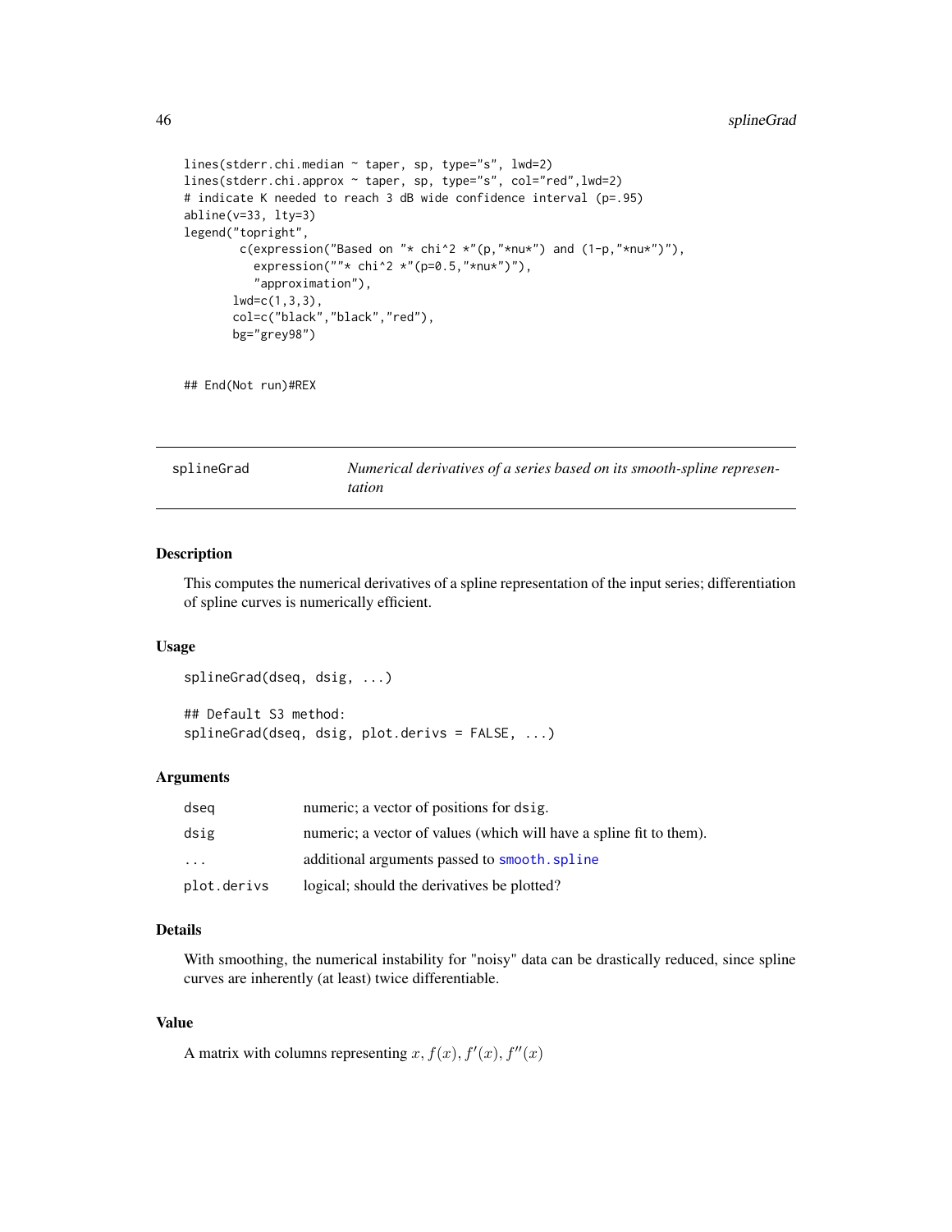```
lines(stderr.chi.median ~ taper, sp, type="s", lwd=2)
lines(stderr.chi.approx ~ taper, sp, type="s", col="red",lwd=2)
# indicate K needed to reach 3 dB wide confidence interval (p=.95)
abline(v=33, lty=3)
legend("topright",
        c(expression("Based on "* chi^2 *"(p,"*nu*") and (1-p,"*nu*")"),
          expression(""* chi^2 *"(p=0.5,"*nu*")"),
          "approximation"),
       lwd=c(1,3,3),
       col=c("black","black","red"),
       bg="grey98")


## End(Not run)#REX
```

## splineGrad — *Numerical derivatives of a series based on its smooth-spline representation*

### Description

This computes the numerical derivatives of a spline representation of the input series; differentiation of spline curves is numerically efficient.

### Usage

```
splineGrad(dseq, dsig, ...)

## Default S3 method:
splineGrad(dseq, dsig, plot.derivs = FALSE, ...)
```

### Arguments

| | |
|---|---|
| `dseq` | numeric; a vector of positions for `dsig`. |
| `dsig` | numeric; a vector of values (which will have a spline fit to them). |
| `...` | additional arguments passed to `smooth.spline` |
| `plot.derivs` | logical; should the derivatives be plotted? |

### Details

With smoothing, the numerical instability for "noisy" data can be drastically reduced, since spline curves are inherently (at least) twice differentiable.

### Value

A matrix with columns representing $x, f(x), f'(x), f''(x)$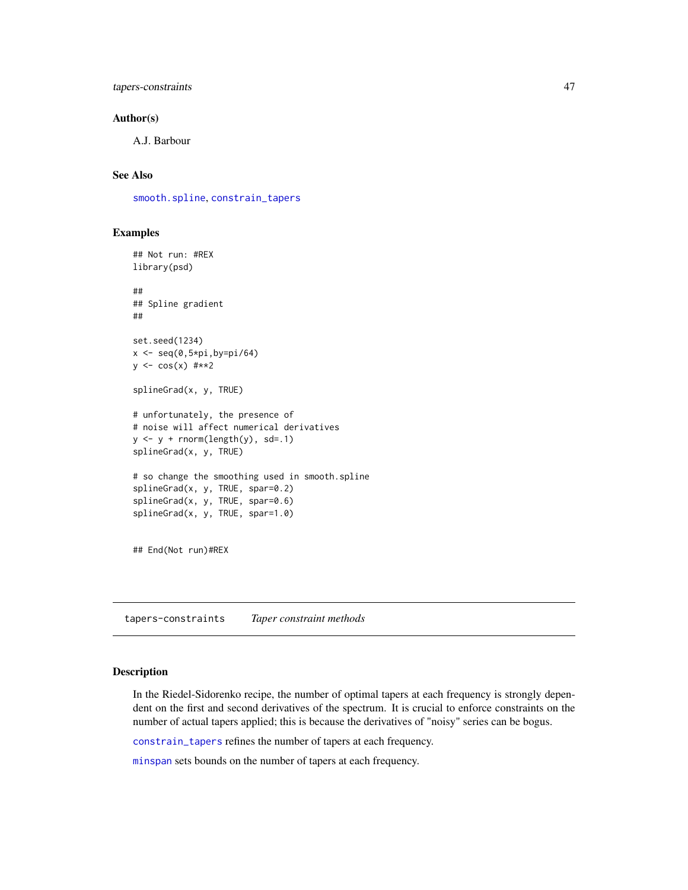### Author(s)

A.J. Barbour

### See Also

smooth.spline, constrain_tapers

### Examples

```
## Not run: #REX
library(psd)

##
## Spline gradient
##

set.seed(1234)
x <- seq(0,5*pi,by=pi/64)
y <- cos(x) #**2

splineGrad(x, y, TRUE)

# unfortunately, the presence of
# noise will affect numerical derivatives
y <- y + rnorm(length(y), sd=.1)
splineGrad(x, y, TRUE)

# so change the smoothing used in smooth.spline
splineGrad(x, y, TRUE, spar=0.2)
splineGrad(x, y, TRUE, spar=0.6)
splineGrad(x, y, TRUE, spar=1.0)


## End(Not run)#REX
```

---

## tapers-constraints *Taper constraint methods*

---

### Description

In the Riedel-Sidorenko recipe, the number of optimal tapers at each frequency is strongly dependent on the first and second derivatives of the spectrum. It is crucial to enforce constraints on the number of actual tapers applied; this is because the derivatives of "noisy" series can be bogus.

constrain_tapers refines the number of tapers at each frequency.

minspan sets bounds on the number of tapers at each frequency.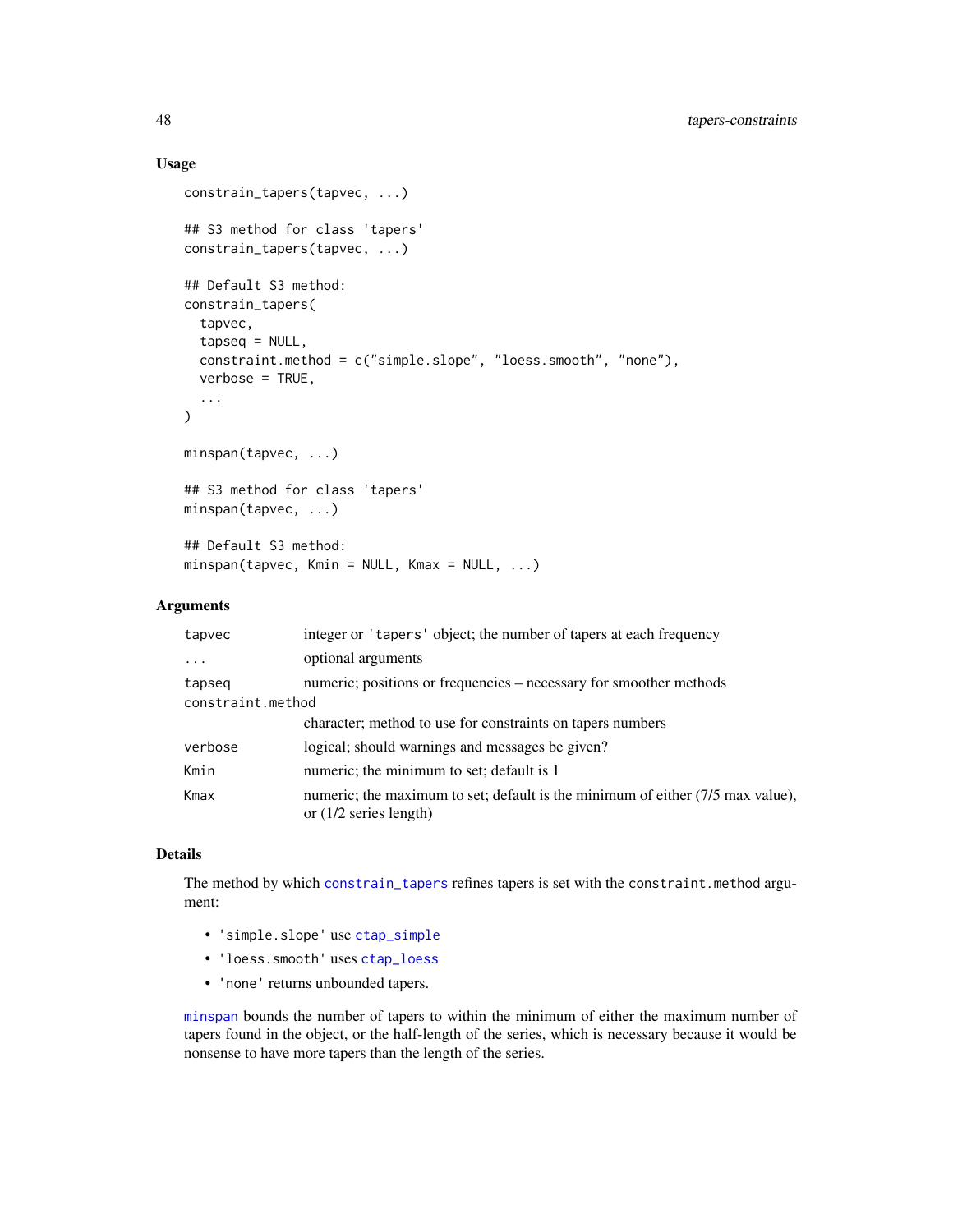### Usage

```
constrain_tapers(tapvec, ...)

## S3 method for class 'tapers'
constrain_tapers(tapvec, ...)

## Default S3 method:
constrain_tapers(
  tapvec,
  tapseq = NULL,
  constraint.method = c("simple.slope", "loess.smooth", "none"),
  verbose = TRUE,
  ...
)

minspan(tapvec, ...)

## S3 method for class 'tapers'
minspan(tapvec, ...)

## Default S3 method:
minspan(tapvec, Kmin = NULL, Kmax = NULL, ...)
```

### Arguments

| | |
|---|---|
| `tapvec` | integer or `'tapers'` object; the number of tapers at each frequency |
| `...` | optional arguments |
| `tapseq` | numeric; positions or frequencies – necessary for smoother methods |
| `constraint.method` | character; method to use for constraints on tapers numbers |
| `verbose` | logical; should warnings and messages be given? |
| `Kmin` | numeric; the minimum to set; default is 1 |
| `Kmax` | numeric; the maximum to set; default is the minimum of either (7/5 max value), or (1/2 series length) |

### Details

The method by which `constrain_tapers` refines tapers is set with the `constraint.method` argument:

- `'simple.slope'` use `ctap_simple`
- `'loess.smooth'` uses `ctap_loess`
- `'none'` returns unbounded tapers.

`minspan` bounds the number of tapers to within the minimum of either the maximum number of tapers found in the object, or the half-length of the series, which is necessary because it would be nonsense to have more tapers than the length of the series.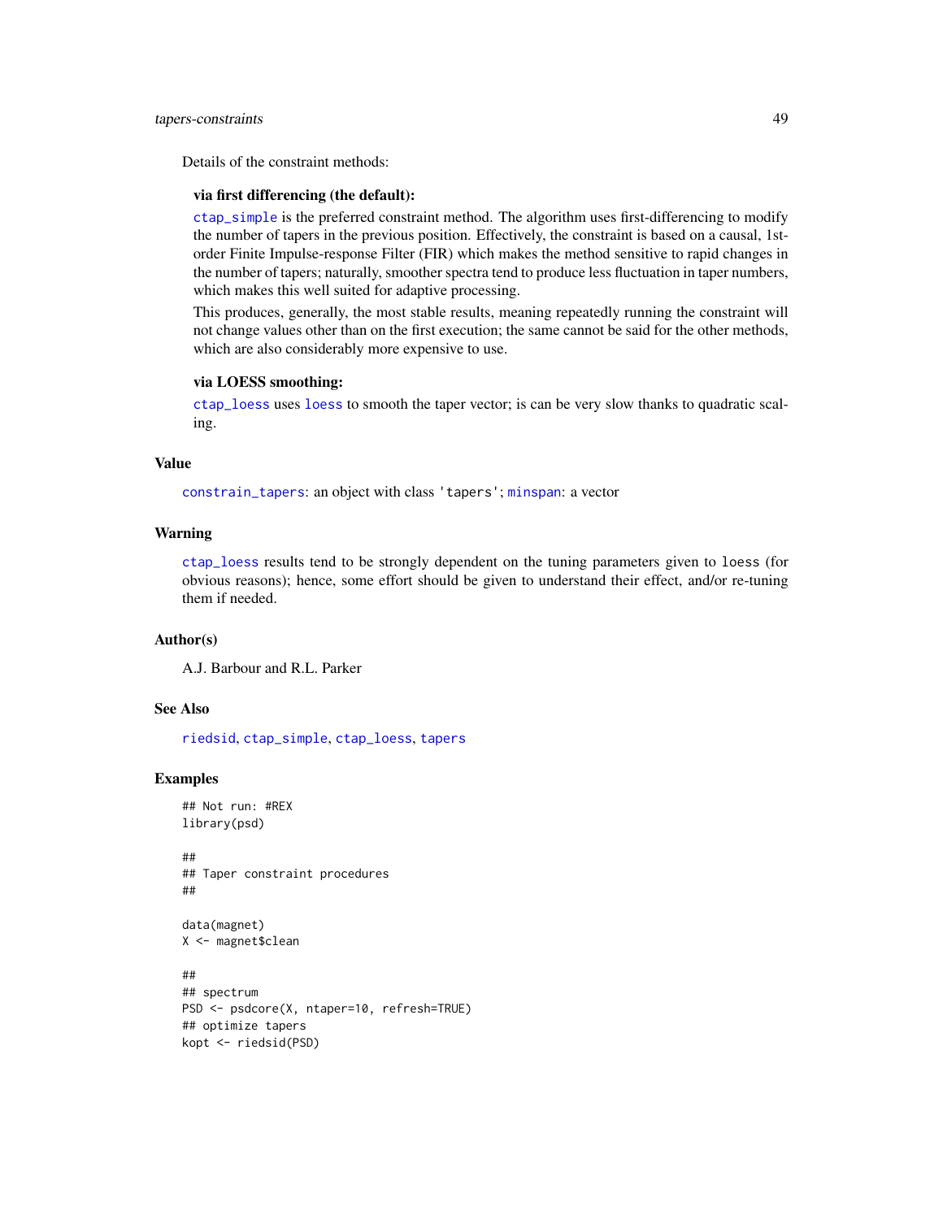Details of the constraint methods:

**via first differencing (the default):**

ctap_simple is the preferred constraint method. The algorithm uses first-differencing to modify the number of tapers in the previous position. Effectively, the constraint is based on a causal, 1st-order Finite Impulse-response Filter (FIR) which makes the method sensitive to rapid changes in the number of tapers; naturally, smoother spectra tend to produce less fluctuation in taper numbers, which makes this well suited for adaptive processing.

This produces, generally, the most stable results, meaning repeatedly running the constraint will not change values other than on the first execution; the same cannot be said for the other methods, which are also considerably more expensive to use.

**via LOESS smoothing:**

ctap_loess uses loess to smooth the taper vector; is can be very slow thanks to quadratic scaling.

## Value

constrain_tapers: an object with class 'tapers'; minspan: a vector

## Warning

ctap_loess results tend to be strongly dependent on the tuning parameters given to loess (for obvious reasons); hence, some effort should be given to understand their effect, and/or re-tuning them if needed.

## Author(s)

A.J. Barbour and R.L. Parker

## See Also

riedsid, ctap_simple, ctap_loess, tapers

## Examples

```
## Not run: #REX
library(psd)

##
## Taper constraint procedures
##

data(magnet)
X <- magnet$clean

##
## spectrum
PSD <- psdcore(X, ntaper=10, refresh=TRUE)
## optimize tapers
kopt <- riedsid(PSD)
```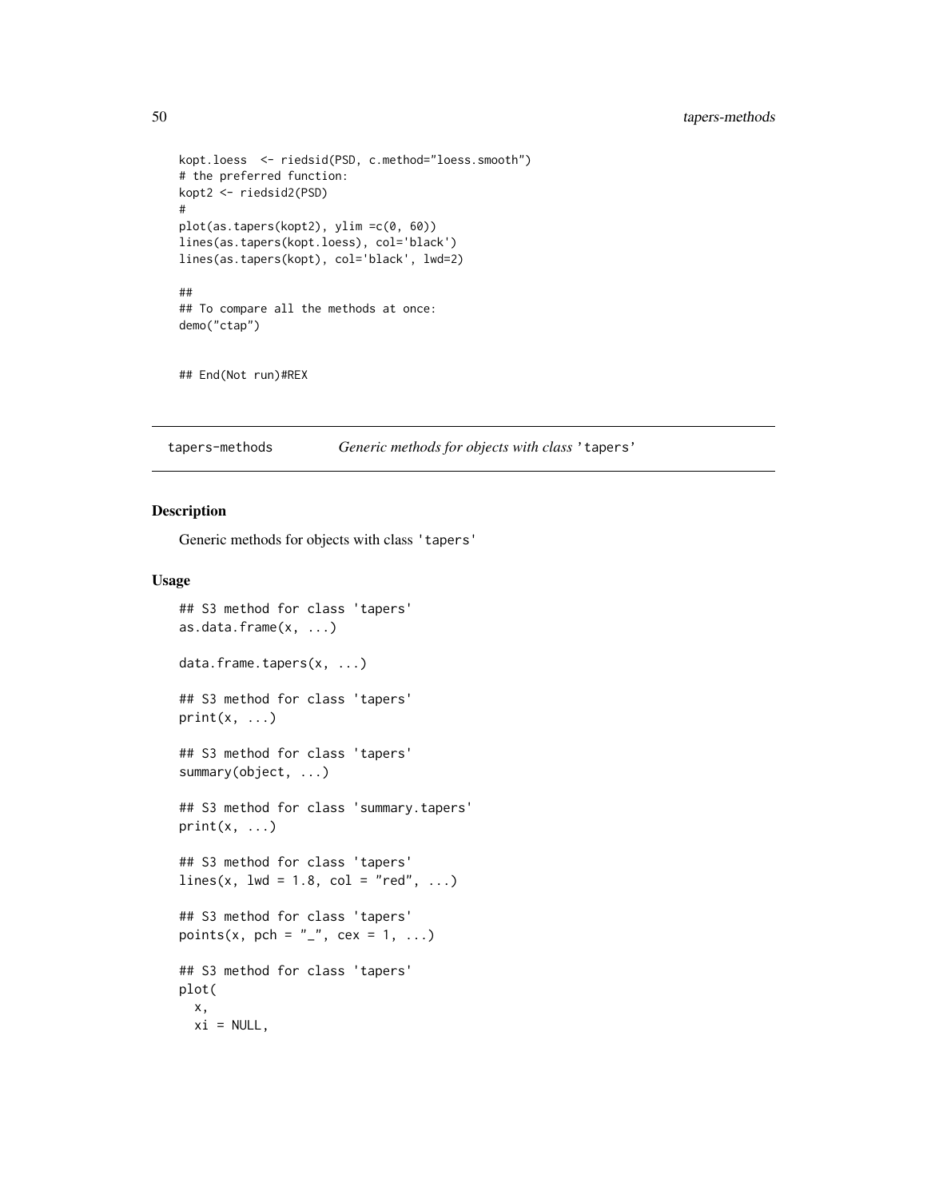```
kopt.loess  <- riedsid(PSD, c.method="loess.smooth")
# the preferred function:
kopt2 <- riedsid2(PSD)
#
plot(as.tapers(kopt2), ylim =c(0, 60))
lines(as.tapers(kopt.loess), col='black')
lines(as.tapers(kopt), col='black', lwd=2)

##
## To compare all the methods at once:
demo("ctap")


## End(Not run)#REX
```

---

## tapers-methods *Generic methods for objects with class 'tapers'*

---

### Description

Generic methods for objects with class 'tapers'

### Usage

```
## S3 method for class 'tapers'
as.data.frame(x, ...)

data.frame.tapers(x, ...)

## S3 method for class 'tapers'
print(x, ...)

## S3 method for class 'tapers'
summary(object, ...)

## S3 method for class 'summary.tapers'
print(x, ...)

## S3 method for class 'tapers'
lines(x, lwd = 1.8, col = "red", ...)

## S3 method for class 'tapers'
points(x, pch = "_", cex = 1, ...)

## S3 method for class 'tapers'
plot(
  x,
  xi = NULL,
```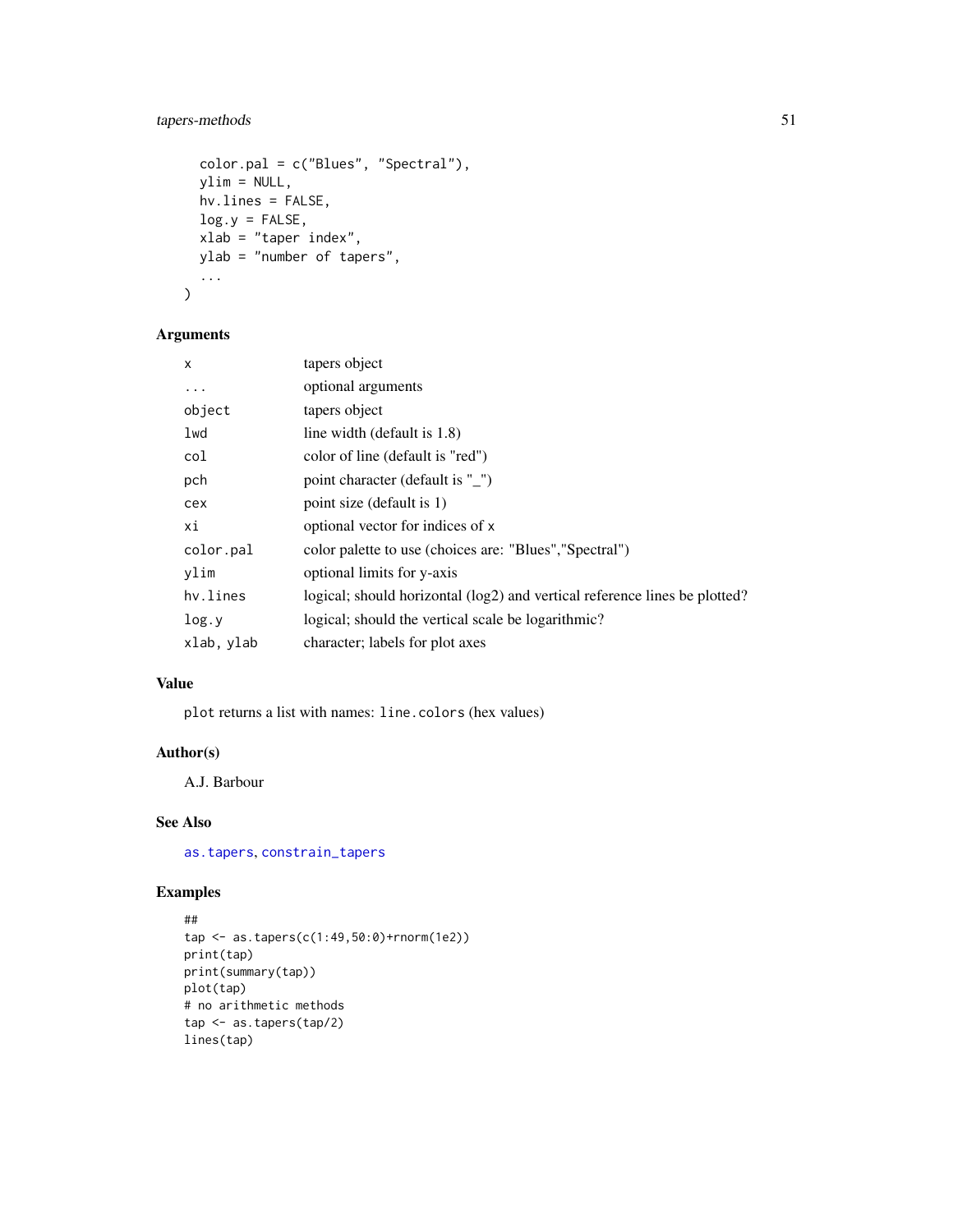```
  color.pal = c("Blues", "Spectral"),
  ylim = NULL,
  hv.lines = FALSE,
  log.y = FALSE,
  xlab = "taper index",
  ylab = "number of tapers",
  ...
)
```

## Arguments

| | |
|---|---|
| `x` | tapers object |
| `...` | optional arguments |
| `object` | tapers object |
| `lwd` | line width (default is 1.8) |
| `col` | color of line (default is "red") |
| `pch` | point character (default is "_") |
| `cex` | point size (default is 1) |
| `xi` | optional vector for indices of `x` |
| `color.pal` | color palette to use (choices are: "Blues","Spectral") |
| `ylim` | optional limits for y-axis |
| `hv.lines` | logical; should horizontal (log2) and vertical reference lines be plotted? |
| `log.y` | logical; should the vertical scale be logarithmic? |
| `xlab, ylab` | character; labels for plot axes |

## Value

`plot` returns a list with names: `line.colors` (hex values)

## Author(s)

A.J. Barbour

## See Also

`as.tapers`, `constrain_tapers`

## Examples

```
##
tap <- as.tapers(c(1:49,50:0)+rnorm(1e2))
print(tap)
print(summary(tap))
plot(tap)
# no arithmetic methods
tap <- as.tapers(tap/2)
lines(tap)
```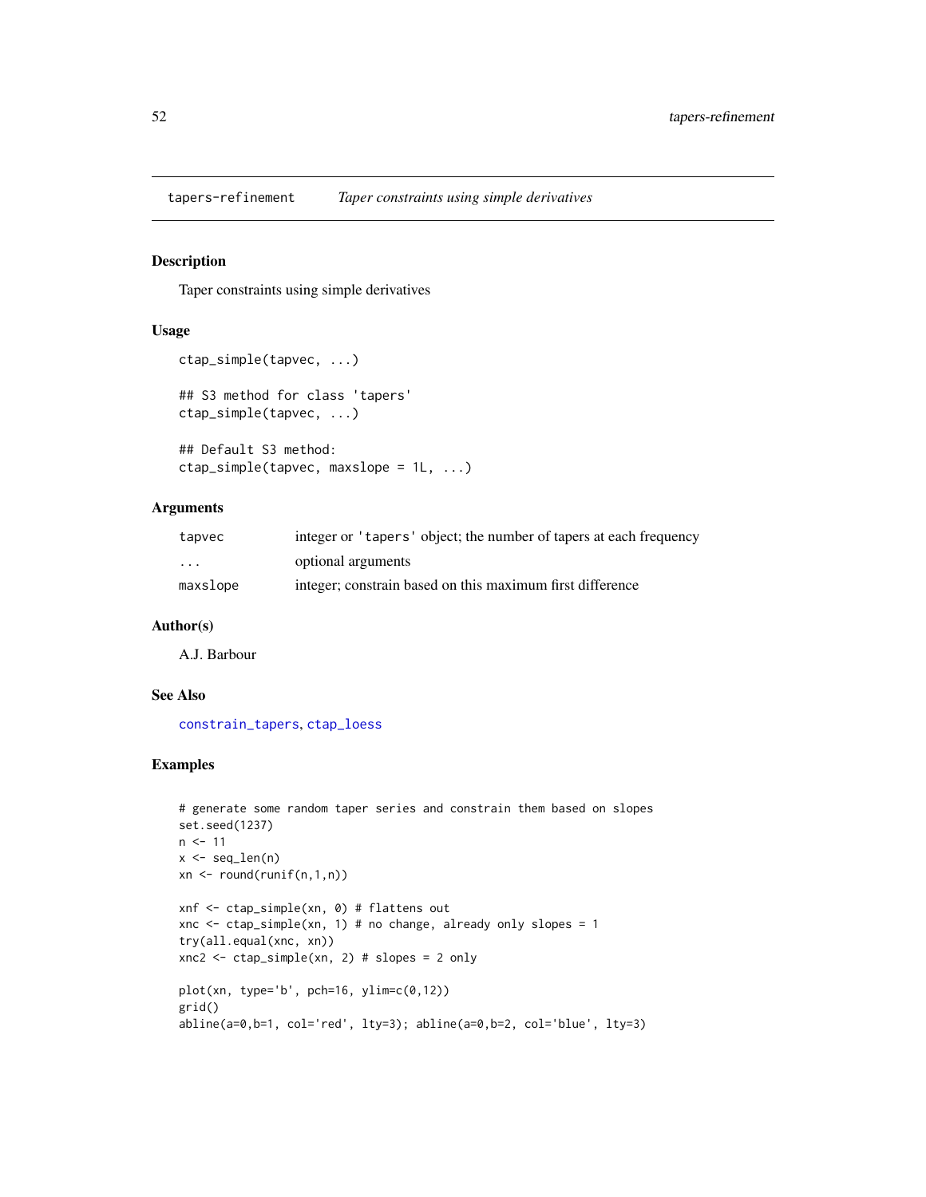tapers-refinement    *Taper constraints using simple derivatives*

## Description

Taper constraints using simple derivatives

## Usage

```
ctap_simple(tapvec, ...)

## S3 method for class 'tapers'
ctap_simple(tapvec, ...)

## Default S3 method:
ctap_simple(tapvec, maxslope = 1L, ...)
```

## Arguments

| | |
|---|---|
| `tapvec` | integer or `'tapers'` object; the number of tapers at each frequency |
| `...` | optional arguments |
| `maxslope` | integer; constrain based on this maximum first difference |

## Author(s)

A.J. Barbour

## See Also

`constrain_tapers`, `ctap_loess`

## Examples

```
# generate some random taper series and constrain them based on slopes
set.seed(1237)
n <- 11
x <- seq_len(n)
xn <- round(runif(n,1,n))

xnf <- ctap_simple(xn, 0) # flattens out
xnc <- ctap_simple(xn, 1) # no change, already only slopes = 1
try(all.equal(xnc, xn))
xnc2 <- ctap_simple(xn, 2) # slopes = 2 only

plot(xn, type='b', pch=16, ylim=c(0,12))
grid()
abline(a=0,b=1, col='red', lty=3); abline(a=0,b=2, col='blue', lty=3)
```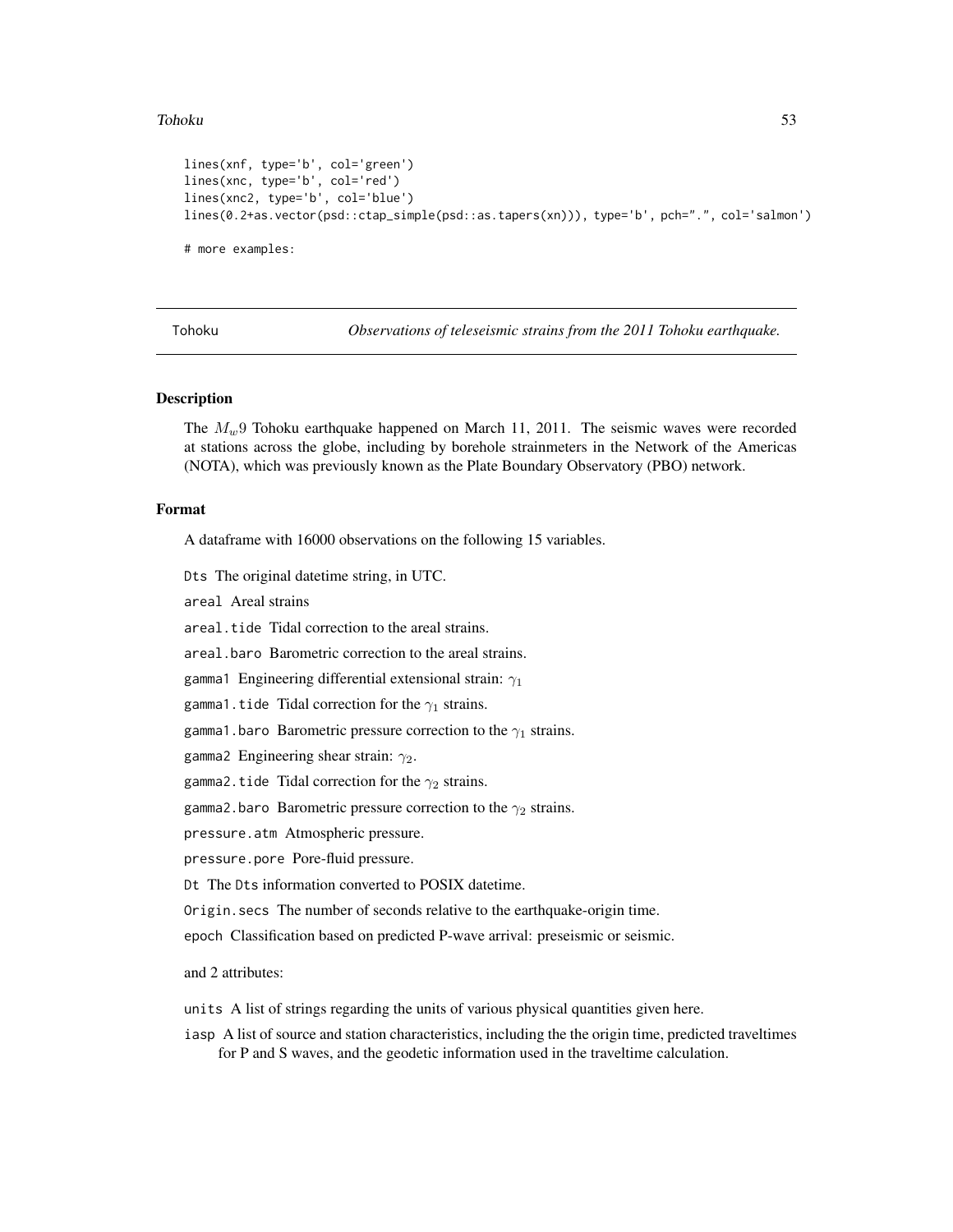```
lines(xnf, type='b', col='green')
lines(xnc, type='b', col='red')
lines(xnc2, type='b', col='blue')
lines(0.2+as.vector(psd::ctap_simple(psd::as.tapers(xn))), type='b', pch=".", col='salmon')

# more examples:
```

---

Tohoku *Observations of teleseismic strains from the 2011 Tohoku earthquake.*

---

## Description

The $M_w 9$ Tohoku earthquake happened on March 11, 2011. The seismic waves were recorded at stations across the globe, including by borehole strainmeters in the Network of the Americas (NOTA), which was previously known as the Plate Boundary Observatory (PBO) network.

## Format

A dataframe with 16000 observations on the following 15 variables.

- `Dts` The original datetime string, in UTC.
- `areal` Areal strains
- `areal.tide` Tidal correction to the areal strains.
- `areal.baro` Barometric correction to the areal strains.
- `gamma1` Engineering differential extensional strain: $\gamma_1$
- `gamma1.tide` Tidal correction for the $\gamma_1$ strains.
- `gamma1.baro` Barometric pressure correction to the $\gamma_1$ strains.
- `gamma2` Engineering shear strain: $\gamma_2$.
- `gamma2.tide` Tidal correction for the $\gamma_2$ strains.
- `gamma2.baro` Barometric pressure correction to the $\gamma_2$ strains.
- `pressure.atm` Atmospheric pressure.
- `pressure.pore` Pore-fluid pressure.
- `Dt` The `Dts` information converted to POSIX datetime.
- `Origin.secs` The number of seconds relative to the earthquake-origin time.
- `epoch` Classification based on predicted P-wave arrival: preseismic or seismic.

and 2 attributes:

- `units` A list of strings regarding the units of various physical quantities given here.
- `iasp` A list of source and station characteristics, including the the origin time, predicted traveltimes for P and S waves, and the geodetic information used in the traveltime calculation.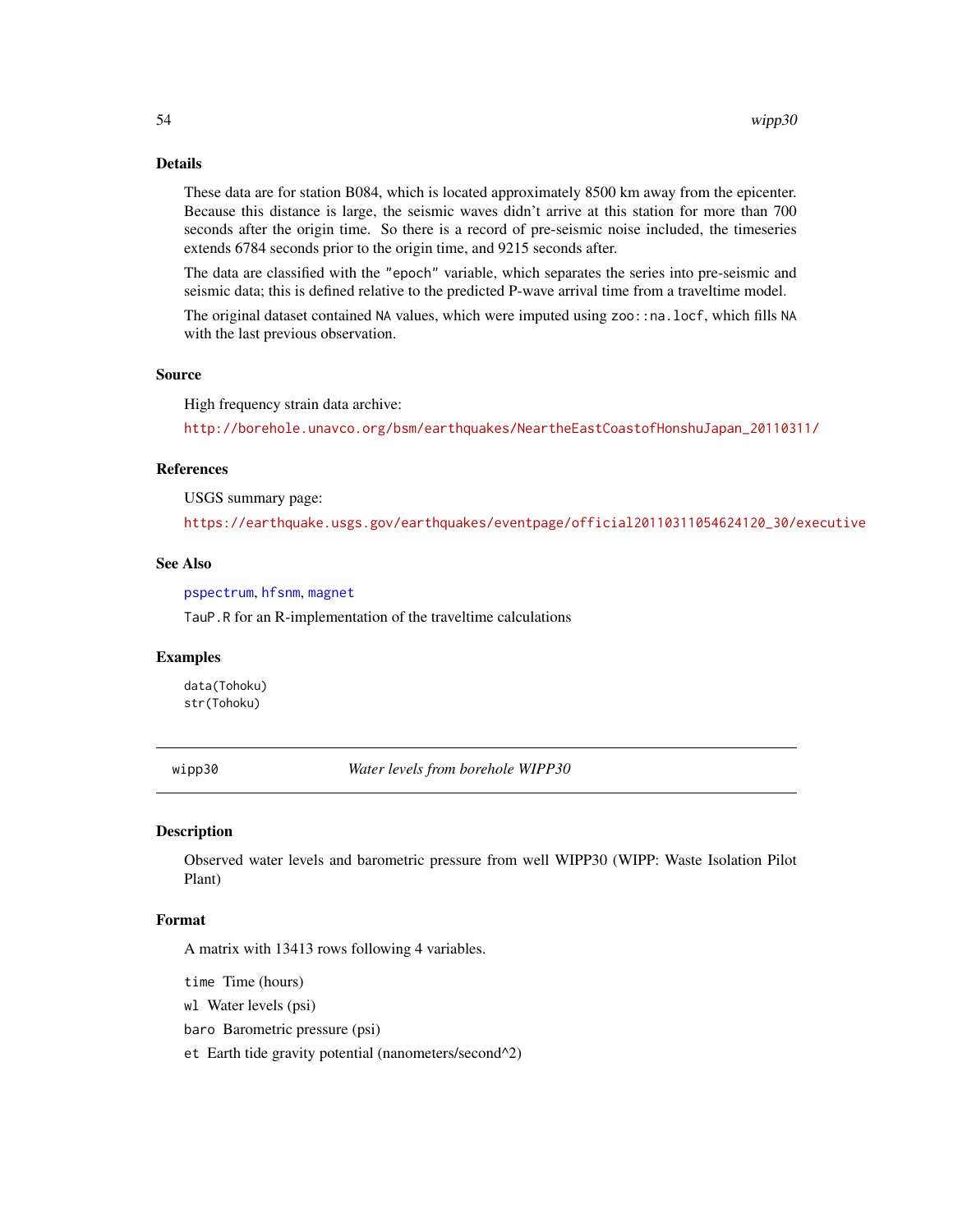### Details

These data are for station B084, which is located approximately 8500 km away from the epicenter. Because this distance is large, the seismic waves didn't arrive at this station for more than 700 seconds after the origin time. So there is a record of pre-seismic noise included, the timeseries extends 6784 seconds prior to the origin time, and 9215 seconds after.

The data are classified with the "epoch" variable, which separates the series into pre-seismic and seismic data; this is defined relative to the predicted P-wave arrival time from a traveltime model.

The original dataset contained NA values, which were imputed using zoo::na.locf, which fills NA with the last previous observation.

### Source

High frequency strain data archive:

http://borehole.unavco.org/bsm/earthquakes/NeartheEastCoastofHonshuJapan_20110311/

### References

USGS summary page:

https://earthquake.usgs.gov/earthquakes/eventpage/official20110311054624120_30/executive

### See Also

pspectrum, hfsnm, magnet

TauP.R for an R-implementation of the traveltime calculations

### Examples

```
data(Tohoku)
str(Tohoku)
```

---

## wipp30 — *Water levels from borehole WIPP30*

### Description

Observed water levels and barometric pressure from well WIPP30 (WIPP: Waste Isolation Pilot Plant)

### Format

A matrix with 13413 rows following 4 variables.

- time Time (hours)
- wl Water levels (psi)
- baro Barometric pressure (psi)
- et Earth tide gravity potential (nanometers/second^2)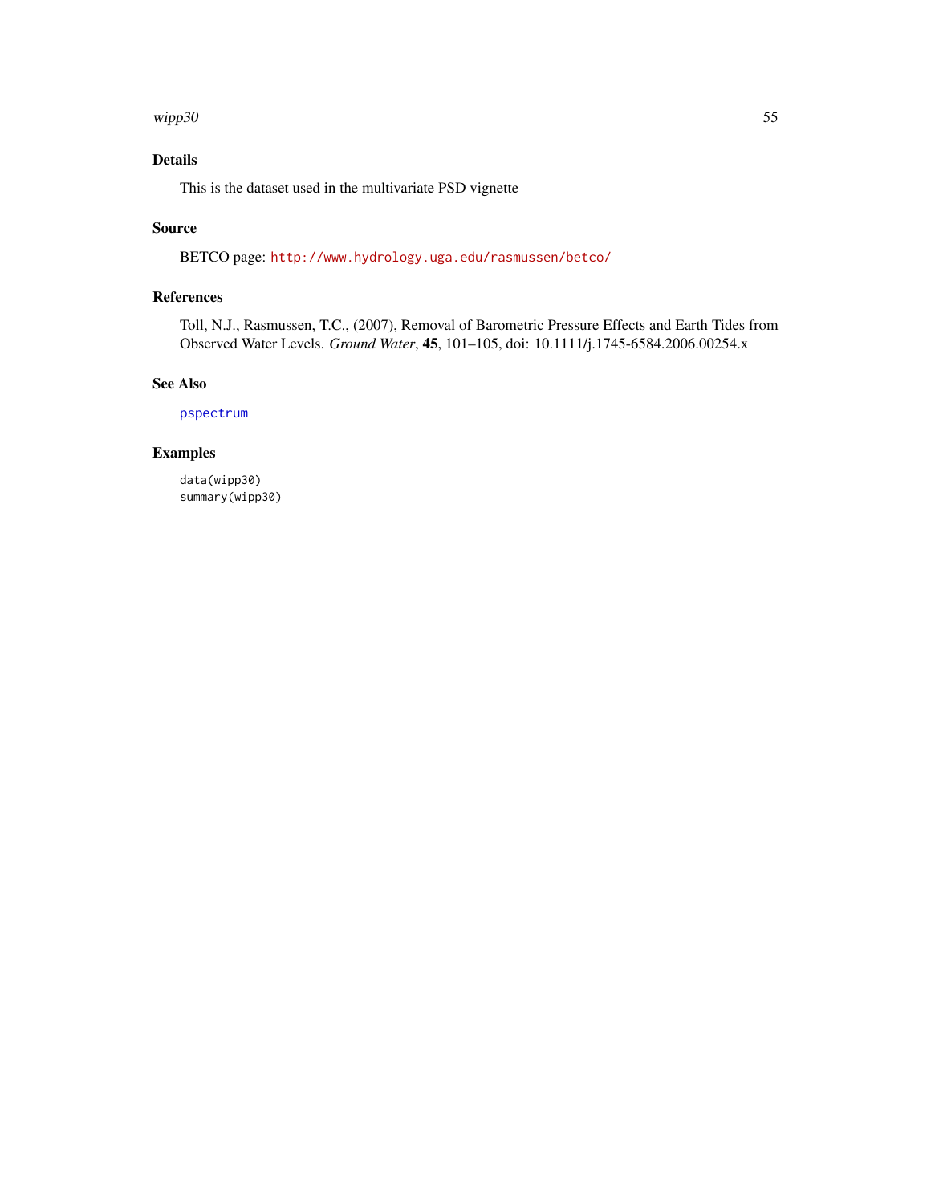## Details

This is the dataset used in the multivariate PSD vignette

## Source

BETCO page: http://www.hydrology.uga.edu/rasmussen/betco/

## References

Toll, N.J., Rasmussen, T.C., (2007), Removal of Barometric Pressure Effects and Earth Tides from Observed Water Levels. *Ground Water*, **45**, 101–105, doi: 10.1111/j.1745-6584.2006.00254.x

## See Also

pspectrum

## Examples

```
data(wipp30)
summary(wipp30)
```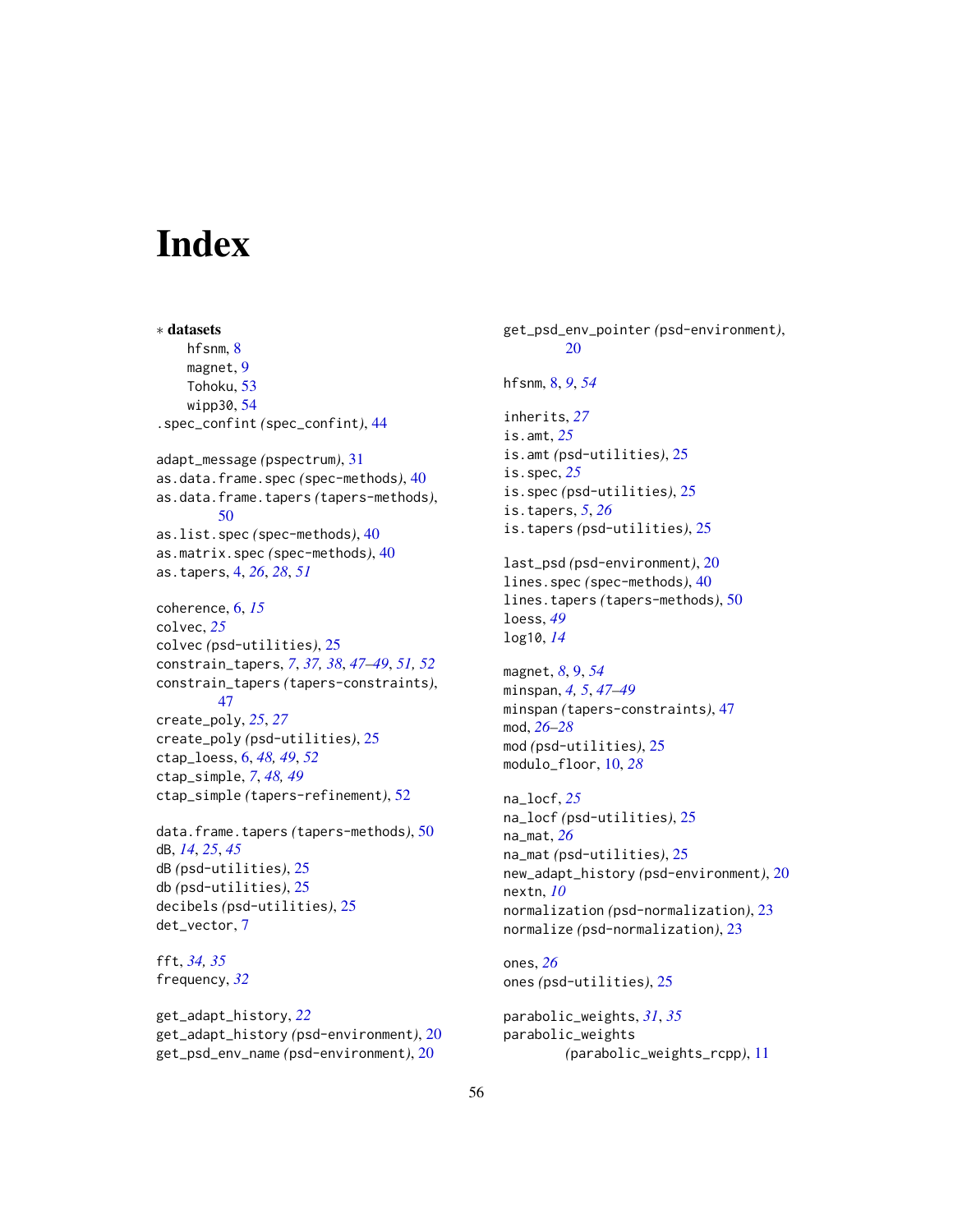# Index

∗ **datasets**

hfsnm, 8
magnet, 9
Tohoku, 53
wipp30, 54

.spec_confint *(spec_confint)*, 44

adapt_message *(pspectrum)*, 31
as.data.frame.spec *(spec-methods)*, 40
as.data.frame.tapers *(tapers-methods)*, 50
as.list.spec *(spec-methods)*, 40
as.matrix.spec *(spec-methods)*, 40
as.tapers, 4, *26*, *28*, *51*

coherence, 6, *15*
colvec, *25*
colvec *(psd-utilities)*, 25
constrain_tapers, *7*, *37, 38*, *47–49*, *51, 52*
constrain_tapers *(tapers-constraints)*, 47
create_poly, *25*, *27*
create_poly *(psd-utilities)*, 25
ctap_loess, 6, *48, 49*, *52*
ctap_simple, *7*, *48, 49*
ctap_simple *(tapers-refinement)*, 52

data.frame.tapers *(tapers-methods)*, 50
dB, *14*, *25*, *45*
dB *(psd-utilities)*, 25
db *(psd-utilities)*, 25
decibels *(psd-utilities)*, 25
det_vector, 7

fft, *34, 35*
frequency, *32*

get_adapt_history, *22*
get_adapt_history *(psd-environment)*, 20
get_psd_env_name *(psd-environment)*, 20
get_psd_env_pointer *(psd-environment)*, 20

hfsnm, 8, *9*, *54*

inherits, *27*
is.amt, *25*
is.amt *(psd-utilities)*, 25
is.spec, *25*
is.spec *(psd-utilities)*, 25
is.tapers, *5*, *26*
is.tapers *(psd-utilities)*, 25

last_psd *(psd-environment)*, 20
lines.spec *(spec-methods)*, 40
lines.tapers *(tapers-methods)*, 50
loess, *49*
log10, *14*

magnet, *8*, 9, *54*
minspan, *4, 5*, *47–49*
minspan *(tapers-constraints)*, 47
mod, *26–28*
mod *(psd-utilities)*, 25
modulo_floor, 10, *28*

na_locf, *25*
na_locf *(psd-utilities)*, 25
na_mat, *26*
na_mat *(psd-utilities)*, 25
new_adapt_history *(psd-environment)*, 20
nextn, *10*
normalization *(psd-normalization)*, 23
normalize *(psd-normalization)*, 23

ones, *26*
ones *(psd-utilities)*, 25

parabolic_weights, *31*, *35*
parabolic_weights *(parabolic_weights_rcpp)*, 11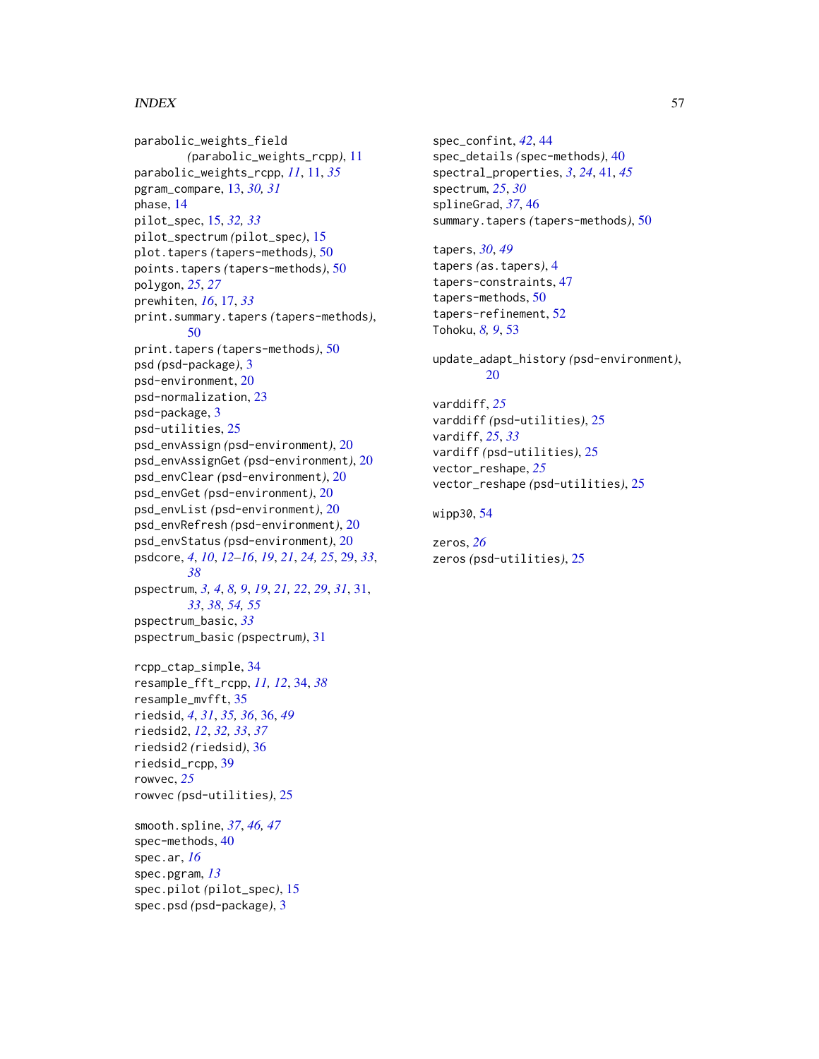parabolic_weights_field (parabolic_weights_rcpp), 11
parabolic_weights_rcpp, *11*, 11, *35*
pgram_compare, 13, *30, 31*
phase, 14
pilot_spec, 15, *32, 33*
pilot_spectrum (pilot_spec), 15
plot.tapers (tapers-methods), 50
points.tapers (tapers-methods), 50
polygon, *25*, *27*
prewhiten, *16*, 17, *33*
print.summary.tapers (tapers-methods), 50
print.tapers (tapers-methods), 50
psd (psd-package), 3
psd-environment, 20
psd-normalization, 23
psd-package, 3
psd-utilities, 25
psd_envAssign (psd-environment), 20
psd_envAssignGet (psd-environment), 20
psd_envClear (psd-environment), 20
psd_envGet (psd-environment), 20
psd_envList (psd-environment), 20
psd_envRefresh (psd-environment), 20
psd_envStatus (psd-environment), 20
psdcore, *4*, *10*, *12–16*, *19*, *21*, *24, 25*, 29, *33*, *38*
pspectrum, *3, 4*, *8, 9*, *19*, *21, 22*, *29*, *31*, 31, *33*, *38*, *54, 55*
pspectrum_basic, *33*
pspectrum_basic (pspectrum), 31

rcpp_ctap_simple, 34
resample_fft_rcpp, *11, 12*, 34, *38*
resample_mvfft, 35
riedsid, *4*, *31*, *35, 36*, 36, *49*
riedsid2, *12*, *32, 33*, *37*
riedsid2 (riedsid), 36
riedsid_rcpp, 39
rowvec, *25*
rowvec (psd-utilities), 25

smooth.spline, *37*, *46, 47*
spec-methods, 40
spec.ar, *16*
spec.pgram, *13*
spec.pilot (pilot_spec), 15
spec.psd (psd-package), 3
spec_confint, *42*, 44
spec_details (spec-methods), 40
spectral_properties, *3*, *24*, 41, *45*
spectrum, *25*, *30*
splineGrad, *37*, 46
summary.tapers (tapers-methods), 50

tapers, *30*, *49*
tapers (as.tapers), 4
tapers-constraints, 47
tapers-methods, 50
tapers-refinement, 52
Tohoku, *8, 9*, 53

update_adapt_history (psd-environment), 20

varddiff, *25*
varddiff (psd-utilities), 25
vardiff, *25*, *33*
vardiff (psd-utilities), 25
vector_reshape, *25*
vector_reshape (psd-utilities), 25

wipp30, 54

zeros, *26*
zeros (psd-utilities), 25